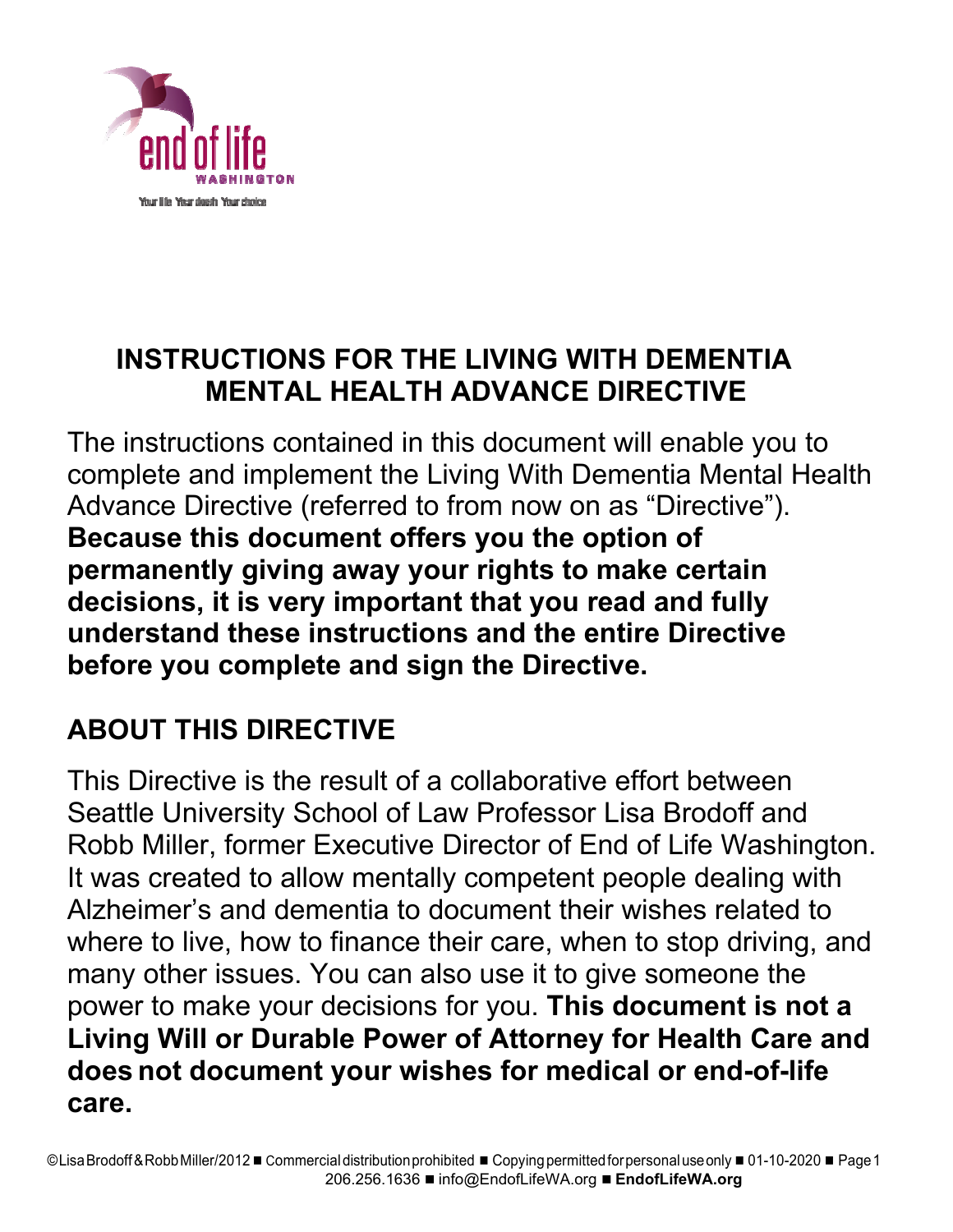# INSTRUCTIONS FOR THE LIVING WITH DEMENTIA MENTAL HEALTH ADVANCE DIRECTIVE

The instructions contained in this document will enable you to complete and implement the Living With Dementia Mental Health Advance Directive (referred to from now on as "Directive"). **Because this document offers you the option of permanently giving away your rights to make certain decisions, it is very important that you read and fully understand these instructions and the entire Directive before you complete and sign the Directive.**

## ABOUT THIS DIRECTIVE

This Directive is the result of a collaborative effort between Seattle University School of Law Professor Lisa Brodoff and Robb Miller, former Executive Director of End of Life Washington. It was created to allow mentally competent people dealing with Alzheimer's and dementia to document their wishes related to where to live, how to finance their care, when to stop driving, and many other issues. You can also use it to give someone the power to make your decisions for you. **This document is not a Living Will or Durable Power of Attorney for Health Care and does not document your wishes for medical or end-of-life care.**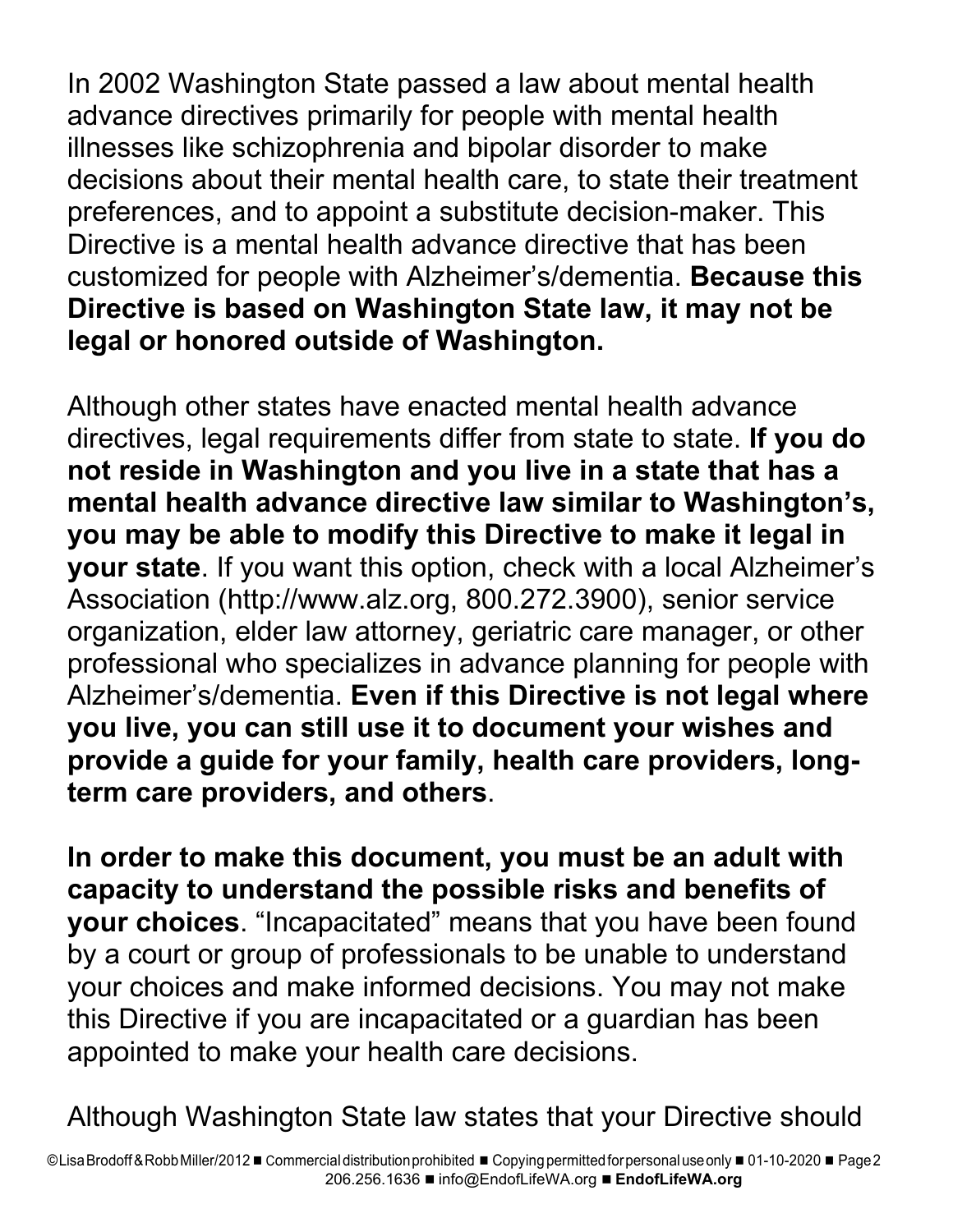In 2002 Washington State passed a law about mental health advance directives primarily for people with mental health illnesses like schizophrenia and bipolar disorder to make decisions about their mental health care, to state their treatment preferences, and to appoint a substitute decision-maker. This Directive is a mental health advance directive that has been customized for people with Alzheimer's/dementia. **Because this Directive is based on Washington State law, it may not be legal or honored outside of Washington.**

Although other states have enacted mental health advance directives, legal requirements differ from state to state. **If you do not reside in Washington and you live in a state that has a mental health advance directive law similar to Washington's, you may be able to modify this Directive to make it legal in your state**. If you want this option, check with a local Alzheimer's Association (http://www.alz.org, 800.272.3900), senior service organization, elder law attorney, geriatric care manager, or other professional who specializes in advance planning for people with Alzheimer's/dementia. **Even if this Directive is not legal where you live, you can still use it to document your wishes and provide a guide for your family, health care providers, long-term care providers, and others**.

**In order to make this document, you must be an adult with capacity to understand the possible risks and benefits of your choices**. "Incapacitated" means that you have been found by a court or group of professionals to be unable to understand your choices and make informed decisions. You may not make this Directive if you are incapacitated or a guardian has been appointed to make your health care decisions.

Although Washington State law states that your Directive should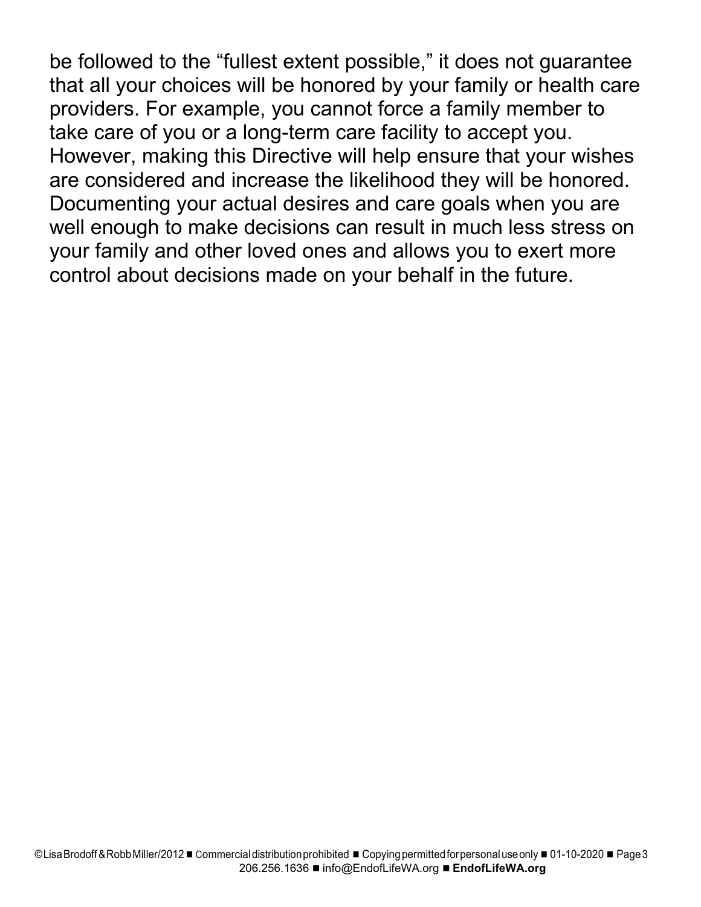be followed to the "fullest extent possible," it does not guarantee that all your choices will be honored by your family or health care providers. For example, you cannot force a family member to take care of you or a long-term care facility to accept you. However, making this Directive will help ensure that your wishes are considered and increase the likelihood they will be honored. Documenting your actual desires and care goals when you are well enough to make decisions can result in much less stress on your family and other loved ones and allows you to exert more control about decisions made on your behalf in the future.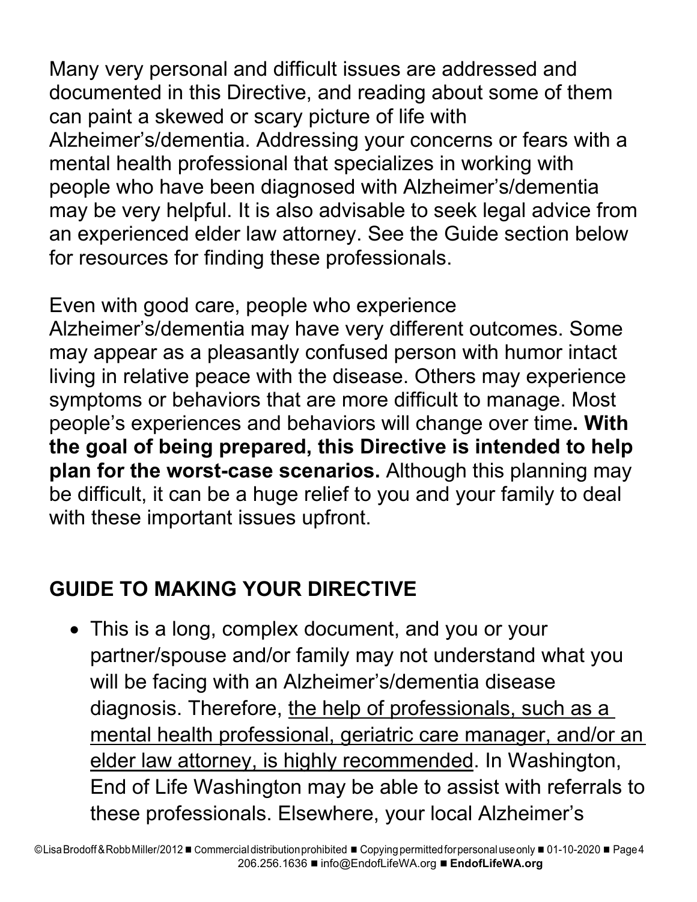Many very personal and difficult issues are addressed and documented in this Directive, and reading about some of them can paint a skewed or scary picture of life with Alzheimer's/dementia. Addressing your concerns or fears with a mental health professional that specializes in working with people who have been diagnosed with Alzheimer's/dementia may be very helpful. It is also advisable to seek legal advice from an experienced elder law attorney. See the Guide section below for resources for finding these professionals.

Even with good care, people who experience Alzheimer's/dementia may have very different outcomes. Some may appear as a pleasantly confused person with humor intact living in relative peace with the disease. Others may experience symptoms or behaviors that are more difficult to manage. Most people's experiences and behaviors will change over time**. With the goal of being prepared, this Directive is intended to help plan for the worst-case scenarios.** Although this planning may be difficult, it can be a huge relief to you and your family to deal with these important issues upfront.

## GUIDE TO MAKING YOUR DIRECTIVE

- This is a long, complex document, and you or your partner/spouse and/or family may not understand what you will be facing with an Alzheimer's/dementia disease diagnosis. Therefore, <u>the help of professionals, such as a mental health professional, geriatric care manager, and/or an elder law attorney, is highly recommended</u>. In Washington, End of Life Washington may be able to assist with referrals to these professionals. Elsewhere, your local Alzheimer's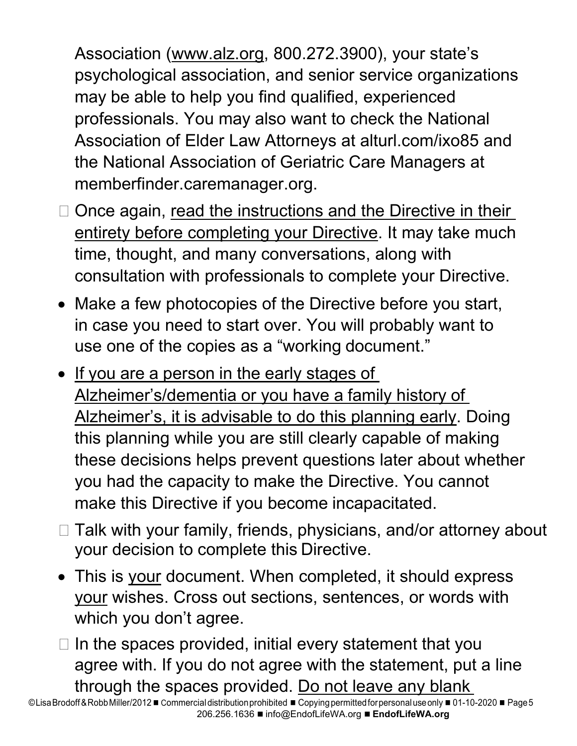Association (www.alz.org, 800.272.3900), your state's psychological association, and senior service organizations may be able to help you find qualified, experienced professionals. You may also want to check the National Association of Elder Law Attorneys at alturl.com/ixo85 and the National Association of Geriatric Care Managers at memberfinder.caremanager.org.

- ☐ Once again, read the instructions and the Directive in their entirety before completing your Directive. It may take much time, thought, and many conversations, along with consultation with professionals to complete your Directive.
- Make a few photocopies of the Directive before you start, in case you need to start over. You will probably want to use one of the copies as a "working document."
- If you are a person in the early stages of Alzheimer's/dementia or you have a family history of Alzheimer's, it is advisable to do this planning early. Doing this planning while you are still clearly capable of making these decisions helps prevent questions later about whether you had the capacity to make the Directive. You cannot make this Directive if you become incapacitated.
- ☐ Talk with your family, friends, physicians, and/or attorney about your decision to complete this Directive.
- This is your document. When completed, it should express your wishes. Cross out sections, sentences, or words with which you don't agree.
- ☐ In the spaces provided, initial every statement that you agree with. If you do not agree with the statement, put a line through the spaces provided. Do not leave any blank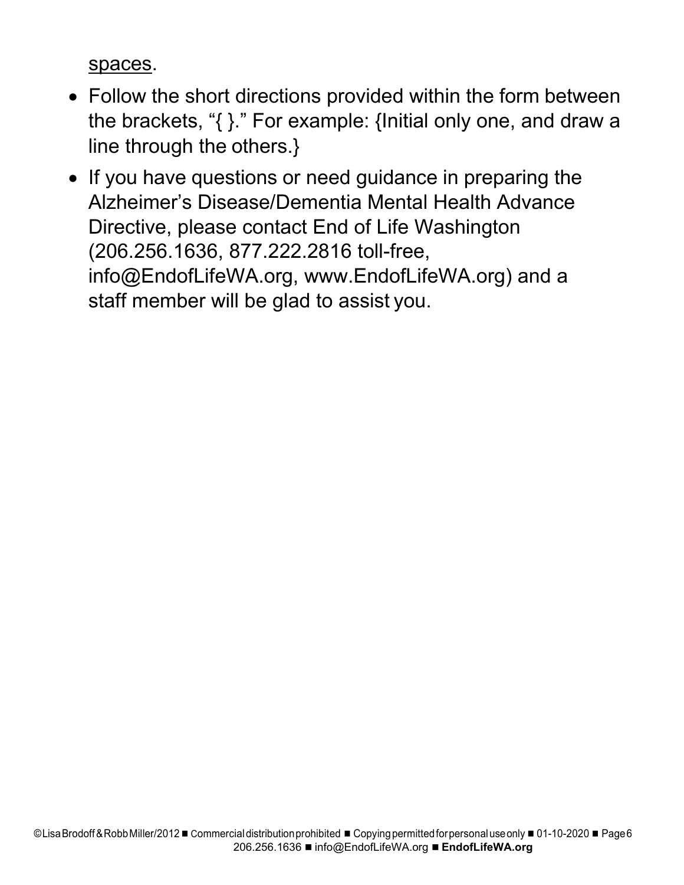spaces.

- Follow the short directions provided within the form between the brackets, "{ }." For example: {Initial only one, and draw a line through the others.}
- If you have questions or need guidance in preparing the Alzheimer's Disease/Dementia Mental Health Advance Directive, please contact End of Life Washington (206.256.1636, 877.222.2816 toll-free, info@EndofLifeWA.org, www.EndofLifeWA.org) and a staff member will be glad to assist you.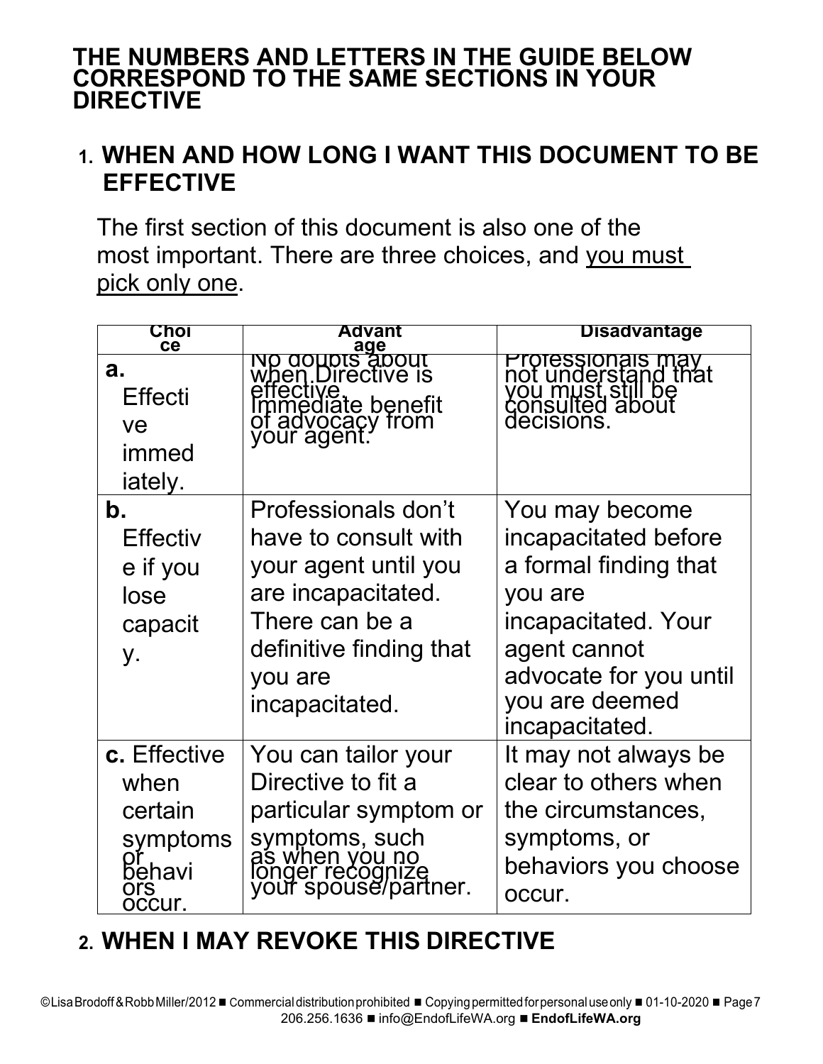## THE NUMBERS AND LETTERS IN THE GUIDE BELOW CORRESPOND TO THE SAME SECTIONS IN YOUR DIRECTIVE

### 1. WHEN AND HOW LONG I WANT THIS DOCUMENT TO BE EFFECTIVE

The first section of this document is also one of the most important. There are three choices, and you must pick only one.

| Choice | Advantage | Disadvantage |
|---|---|---|
| **a.** Effective immediately. | No doubts about when Directive is effective. Immediate benefit of advocacy from your agent. | Professionals may not understand that you must still be consulted about decisions. |
| **b.** Effective if you lose capacity. | Professionals don't have to consult with your agent until you are incapacitated. There can be a definitive finding that you are incapacitated. | You may become incapacitated before a formal finding that you are incapacitated. Your agent cannot advocate for you until you are deemed incapacitated. |
| **c.** Effective when certain symptoms or behaviors occur. | You can tailor your Directive to fit a particular symptom or symptoms, such as when you no longer recognize your spouse/partner. | It may not always be clear to others when the circumstances, symptoms, or behaviors you choose occur. |

### 2. WHEN I MAY REVOKE THIS DIRECTIVE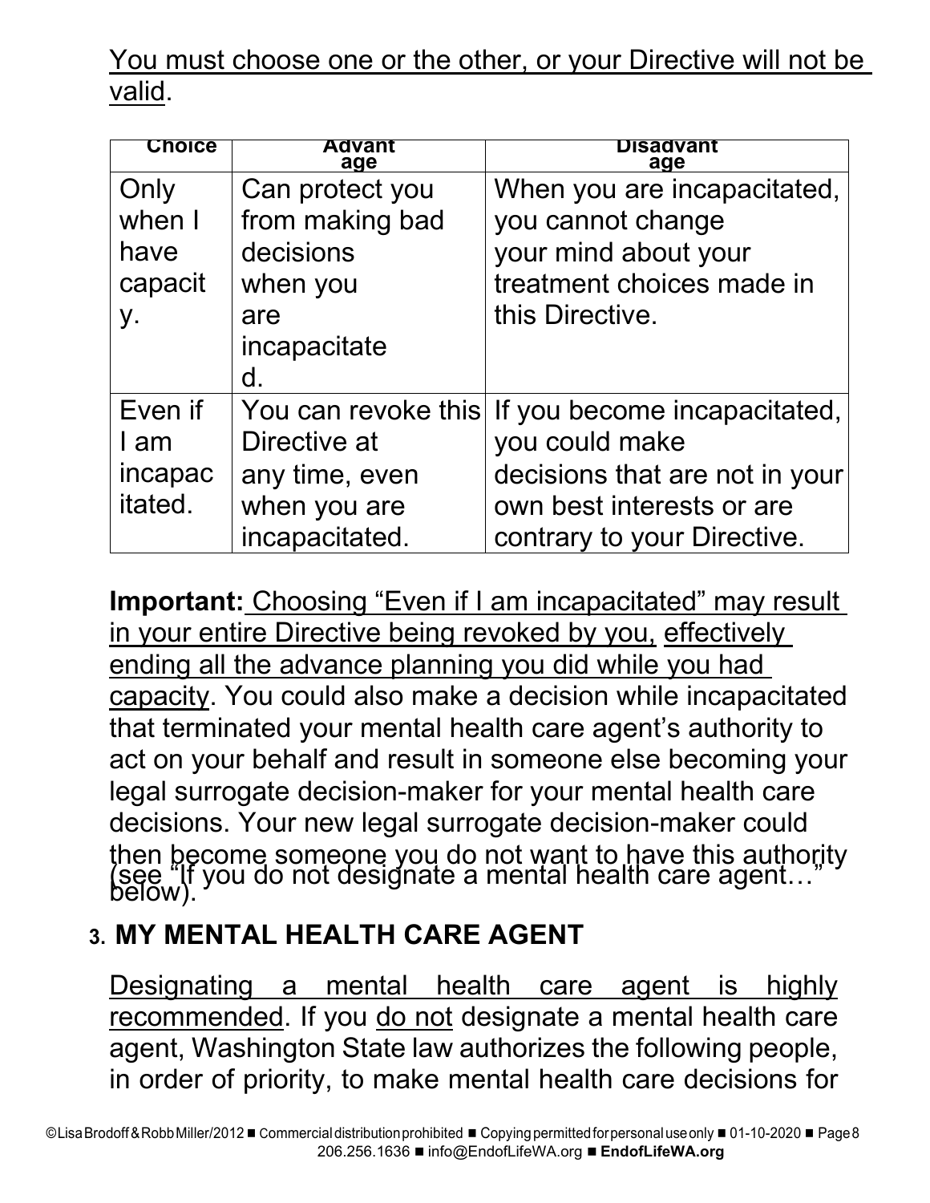You must choose one or the other, or your Directive will not be valid.

| Choice | Advantage | Disadvantage |
|---|---|---|
| Only when I have capacity. | Can protect you from making bad decisions when you are incapacitated. | When you are incapacitated, you cannot change your mind about your treatment choices made in this Directive. |
| Even if I am incapacitated. | You can revoke this Directive at any time, even when you are incapacitated. | If you become incapacitated, you could make decisions that are not in your own best interests or are contrary to your Directive. |

**Important:** Choosing "Even if I am incapacitated" may result in your entire Directive being revoked by you, effectively ending all the advance planning you did while you had capacity. You could also make a decision while incapacitated that terminated your mental health care agent's authority to act on your behalf and result in someone else becoming your legal surrogate decision-maker for your mental health care decisions. Your new legal surrogate decision-maker could then become someone you do not want to have this authority (see "If you do not designate a mental health care agent…" below).

## 3. MY MENTAL HEALTH CARE AGENT

Designating a mental health care agent is highly recommended. If you do not designate a mental health care agent, Washington State law authorizes the following people, in order of priority, to make mental health care decisions for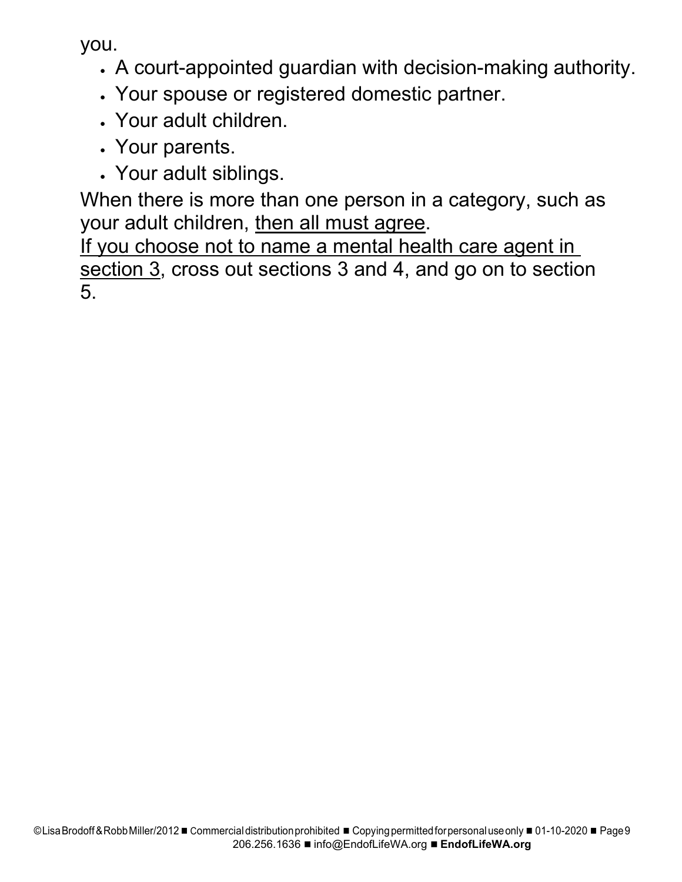you.

- A court-appointed guardian with decision-making authority.
- Your spouse or registered domestic partner.
- Your adult children.
- Your parents.
- Your adult siblings.

When there is more than one person in a category, such as your adult children, <u>then all must agree</u>.

<u>If you choose not to name a mental health care agent in section 3</u>, cross out sections 3 and 4, and go on to section 5.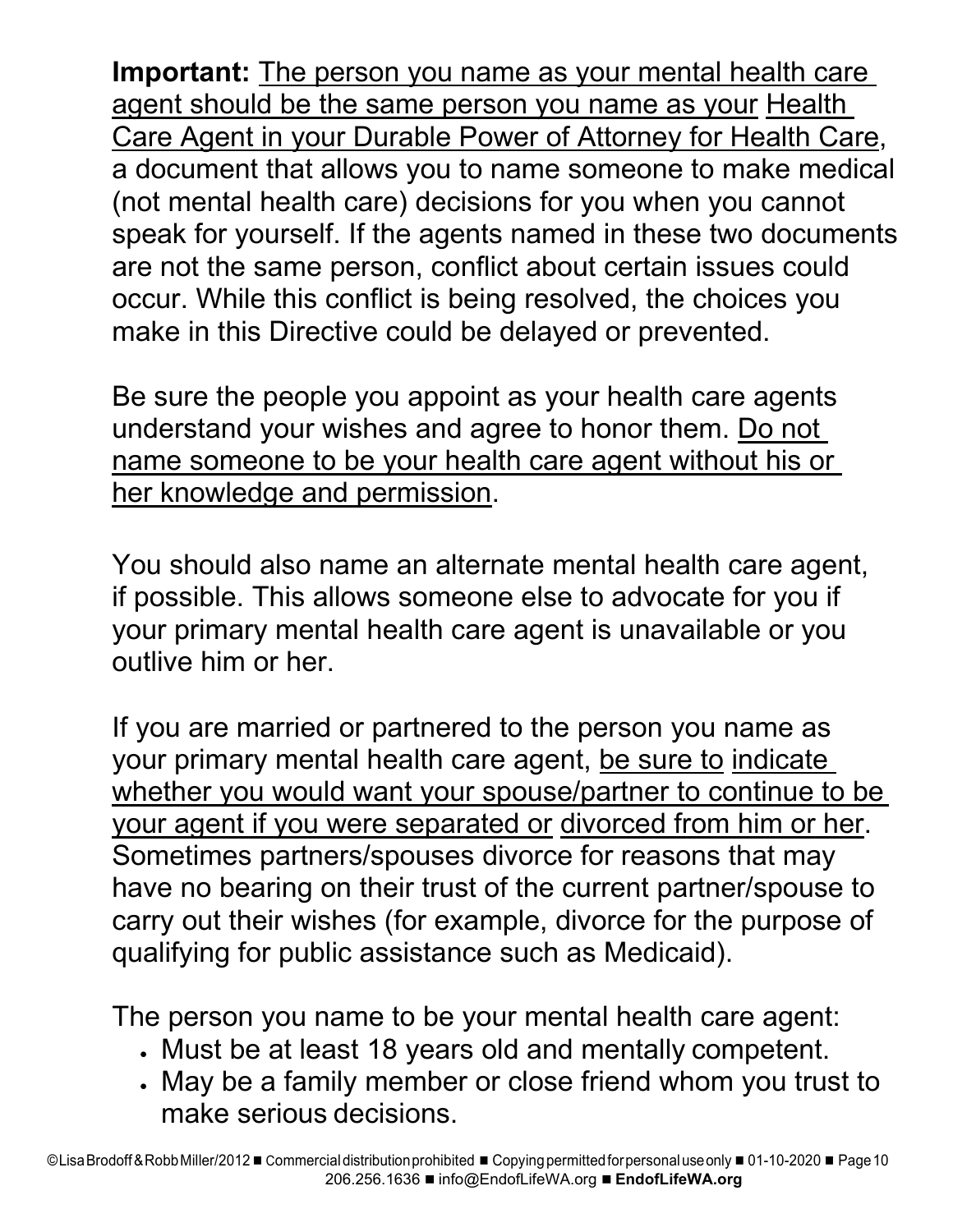**Important:** <u>The person you name as your mental health care agent should be the same person you name as your Health Care Agent in your Durable Power of Attorney for Health Care</u>, a document that allows you to name someone to make medical (not mental health care) decisions for you when you cannot speak for yourself. If the agents named in these two documents are not the same person, conflict about certain issues could occur. While this conflict is being resolved, the choices you make in this Directive could be delayed or prevented.

Be sure the people you appoint as your health care agents understand your wishes and agree to honor them. <u>Do not name someone to be your health care agent without his or her knowledge and permission</u>.

You should also name an alternate mental health care agent, if possible. This allows someone else to advocate for you if your primary mental health care agent is unavailable or you outlive him or her.

If you are married or partnered to the person you name as your primary mental health care agent, <u>be sure to indicate whether you would want your spouse/partner to continue to be your agent if you were separated or divorced from him or her</u>. Sometimes partners/spouses divorce for reasons that may have no bearing on their trust of the current partner/spouse to carry out their wishes (for example, divorce for the purpose of qualifying for public assistance such as Medicaid).

The person you name to be your mental health care agent:

- Must be at least 18 years old and mentally competent.
- May be a family member or close friend whom you trust to make serious decisions.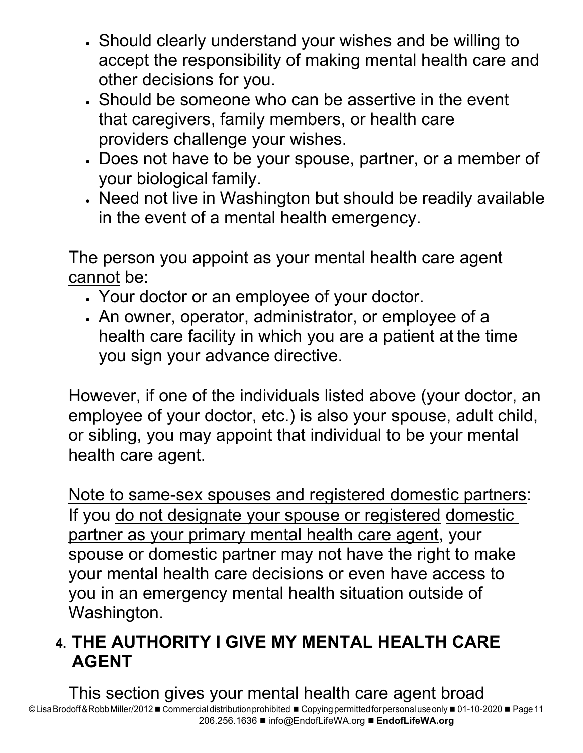- Should clearly understand your wishes and be willing to accept the responsibility of making mental health care and other decisions for you.
- Should be someone who can be assertive in the event that caregivers, family members, or health care providers challenge your wishes.
- Does not have to be your spouse, partner, or a member of your biological family.
- Need not live in Washington but should be readily available in the event of a mental health emergency.

The person you appoint as your mental health care agent <u>cannot</u> be:

- Your doctor or an employee of your doctor.
- An owner, operator, administrator, or employee of a health care facility in which you are a patient at the time you sign your advance directive.

However, if one of the individuals listed above (your doctor, an employee of your doctor, etc.) is also your spouse, adult child, or sibling, you may appoint that individual to be your mental health care agent.

<u>Note to same-sex spouses and registered domestic partners</u>: If you <u>do not designate your spouse or registered domestic partner as your primary mental health care agent</u>, your spouse or domestic partner may not have the right to make your mental health care decisions or even have access to you in an emergency mental health situation outside of Washington.

## 4. THE AUTHORITY I GIVE MY MENTAL HEALTH CARE AGENT

This section gives your mental health care agent broad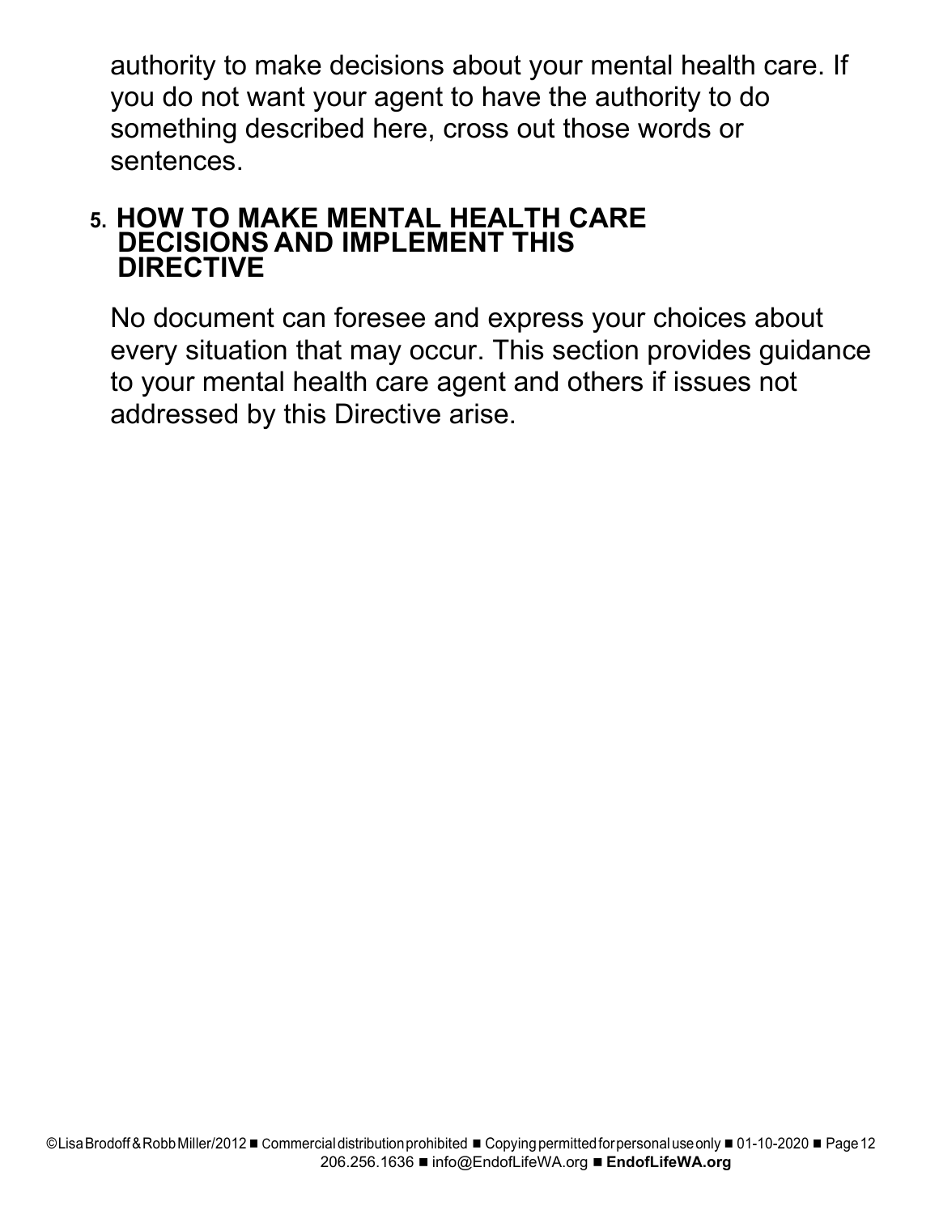authority to make decisions about your mental health care. If you do not want your agent to have the authority to do something described here, cross out those words or sentences.

## 5. HOW TO MAKE MENTAL HEALTH CARE DECISIONS AND IMPLEMENT THIS DIRECTIVE

No document can foresee and express your choices about every situation that may occur. This section provides guidance to your mental health care agent and others if issues not addressed by this Directive arise.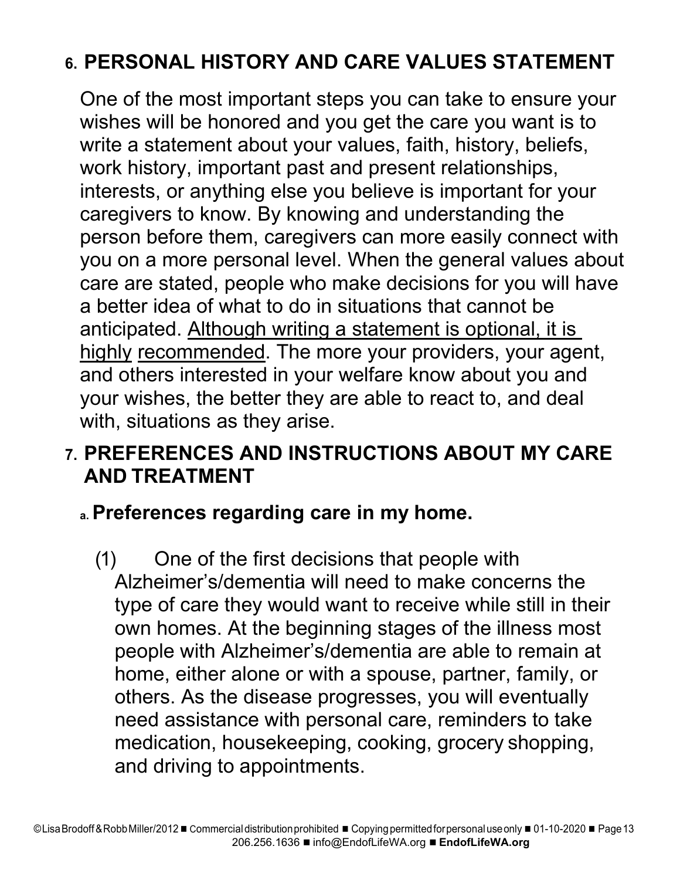## 6. PERSONAL HISTORY AND CARE VALUES STATEMENT

One of the most important steps you can take to ensure your wishes will be honored and you get the care you want is to write a statement about your values, faith, history, beliefs, work history, important past and present relationships, interests, or anything else you believe is important for your caregivers to know. By knowing and understanding the person before them, caregivers can more easily connect with you on a more personal level. When the general values about care are stated, people who make decisions for you will have a better idea of what to do in situations that cannot be anticipated. <u>Although writing a statement is optional, it is highly recommended</u>. The more your providers, your agent, and others interested in your welfare know about you and your wishes, the better they are able to react to, and deal with, situations as they arise.

## 7. PREFERENCES AND INSTRUCTIONS ABOUT MY CARE AND TREATMENT

### a. Preferences regarding care in my home.

(1) One of the first decisions that people with Alzheimer's/dementia will need to make concerns the type of care they would want to receive while still in their own homes. At the beginning stages of the illness most people with Alzheimer's/dementia are able to remain at home, either alone or with a spouse, partner, family, or others. As the disease progresses, you will eventually need assistance with personal care, reminders to take medication, housekeeping, cooking, grocery shopping, and driving to appointments.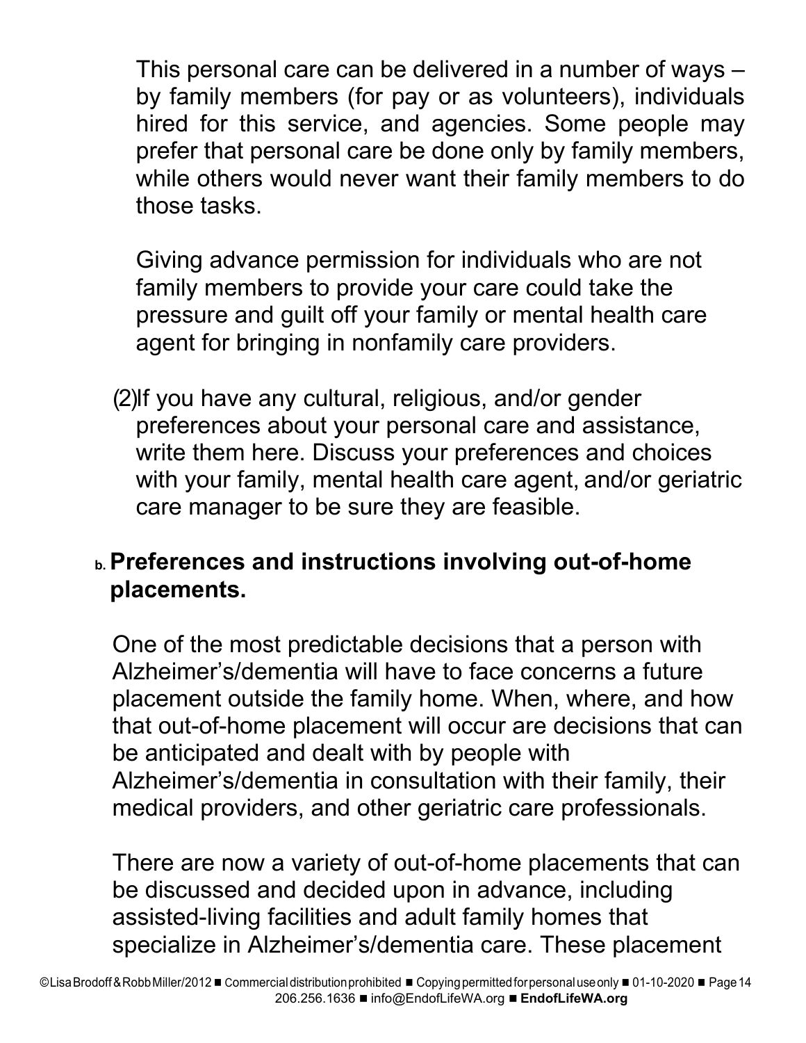This personal care can be delivered in a number of ways – by family members (for pay or as volunteers), individuals hired for this service, and agencies. Some people may prefer that personal care be done only by family members, while others would never want their family members to do those tasks.

Giving advance permission for individuals who are not family members to provide your care could take the pressure and guilt off your family or mental health care agent for bringing in nonfamily care providers.

(2) If you have any cultural, religious, and/or gender preferences about your personal care and assistance, write them here. Discuss your preferences and choices with your family, mental health care agent, and/or geriatric care manager to be sure they are feasible.

**b. Preferences and instructions involving out-of-home placements.**

One of the most predictable decisions that a person with Alzheimer's/dementia will have to face concerns a future placement outside the family home. When, where, and how that out-of-home placement will occur are decisions that can be anticipated and dealt with by people with Alzheimer's/dementia in consultation with their family, their medical providers, and other geriatric care professionals.

There are now a variety of out-of-home placements that can be discussed and decided upon in advance, including assisted-living facilities and adult family homes that specialize in Alzheimer's/dementia care. These placement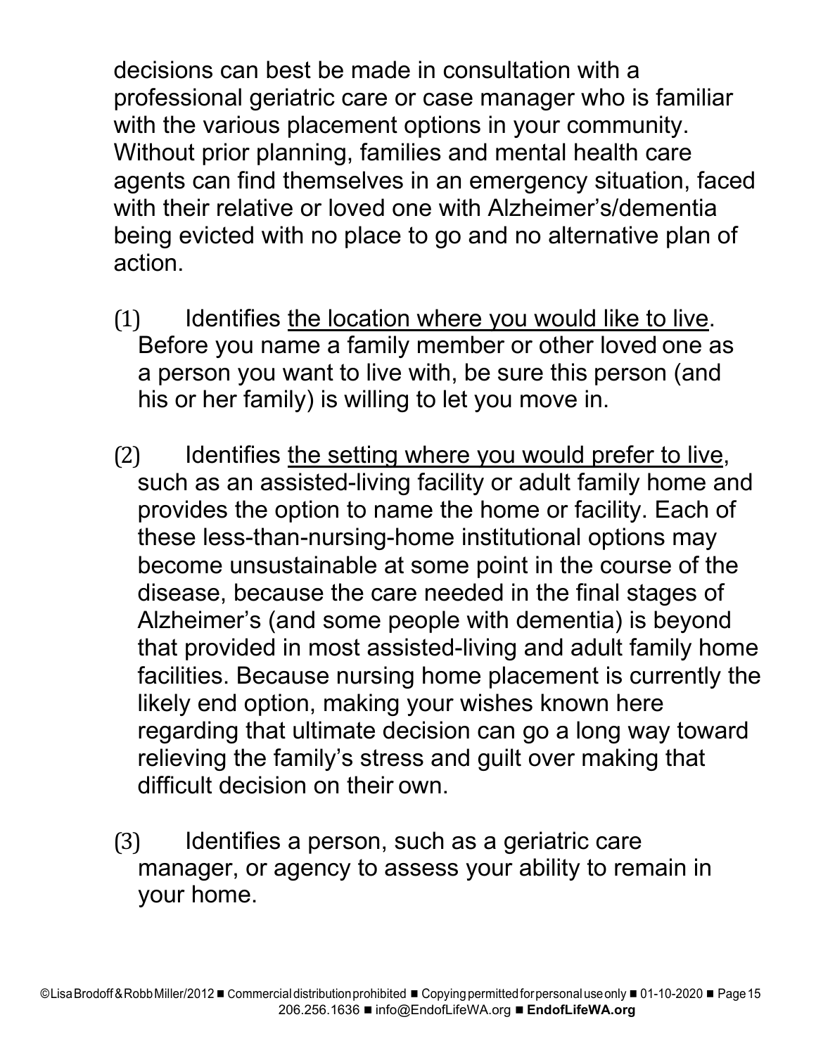decisions can best be made in consultation with a professional geriatric care or case manager who is familiar with the various placement options in your community. Without prior planning, families and mental health care agents can find themselves in an emergency situation, faced with their relative or loved one with Alzheimer's/dementia being evicted with no place to go and no alternative plan of action.

(1) Identifies <u>the location where you would like to live</u>. Before you name a family member or other loved one as a person you want to live with, be sure this person (and his or her family) is willing to let you move in.

(2) Identifies <u>the setting where you would prefer to live</u>, such as an assisted-living facility or adult family home and provides the option to name the home or facility. Each of these less-than-nursing-home institutional options may become unsustainable at some point in the course of the disease, because the care needed in the final stages of Alzheimer's (and some people with dementia) is beyond that provided in most assisted-living and adult family home facilities. Because nursing home placement is currently the likely end option, making your wishes known here regarding that ultimate decision can go a long way toward relieving the family's stress and guilt over making that difficult decision on their own.

(3) Identifies a person, such as a geriatric care manager, or agency to assess your ability to remain in your home.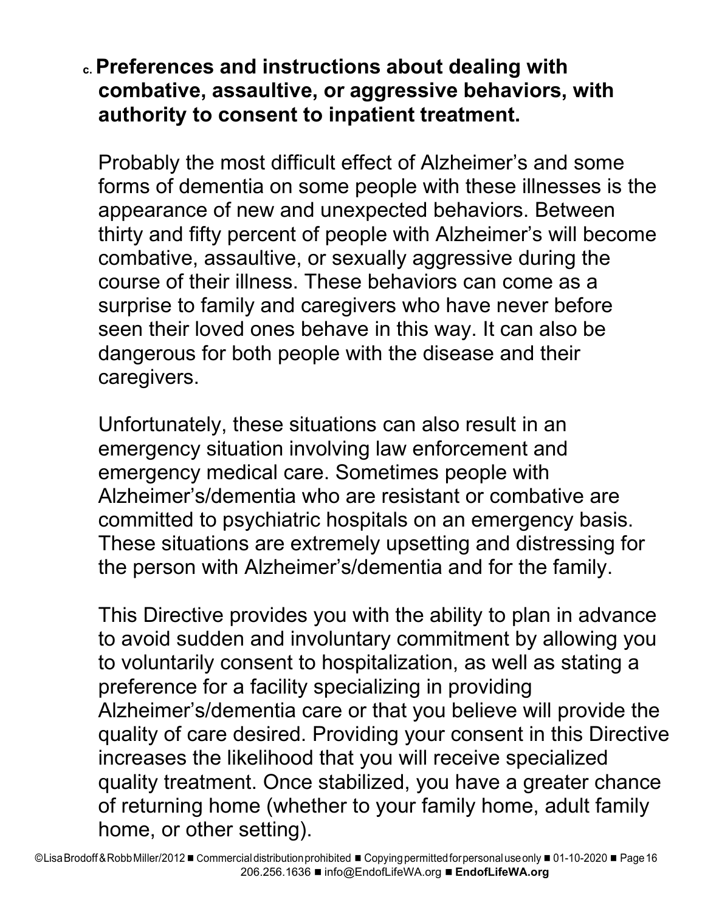### c. Preferences and instructions about dealing with combative, assaultive, or aggressive behaviors, with authority to consent to inpatient treatment.

Probably the most difficult effect of Alzheimer's and some forms of dementia on some people with these illnesses is the appearance of new and unexpected behaviors. Between thirty and fifty percent of people with Alzheimer's will become combative, assaultive, or sexually aggressive during the course of their illness. These behaviors can come as a surprise to family and caregivers who have never before seen their loved ones behave in this way. It can also be dangerous for both people with the disease and their caregivers.

Unfortunately, these situations can also result in an emergency situation involving law enforcement and emergency medical care. Sometimes people with Alzheimer's/dementia who are resistant or combative are committed to psychiatric hospitals on an emergency basis. These situations are extremely upsetting and distressing for the person with Alzheimer's/dementia and for the family.

This Directive provides you with the ability to plan in advance to avoid sudden and involuntary commitment by allowing you to voluntarily consent to hospitalization, as well as stating a preference for a facility specializing in providing Alzheimer's/dementia care or that you believe will provide the quality of care desired. Providing your consent in this Directive increases the likelihood that you will receive specialized quality treatment. Once stabilized, you have a greater chance of returning home (whether to your family home, adult family home, or other setting).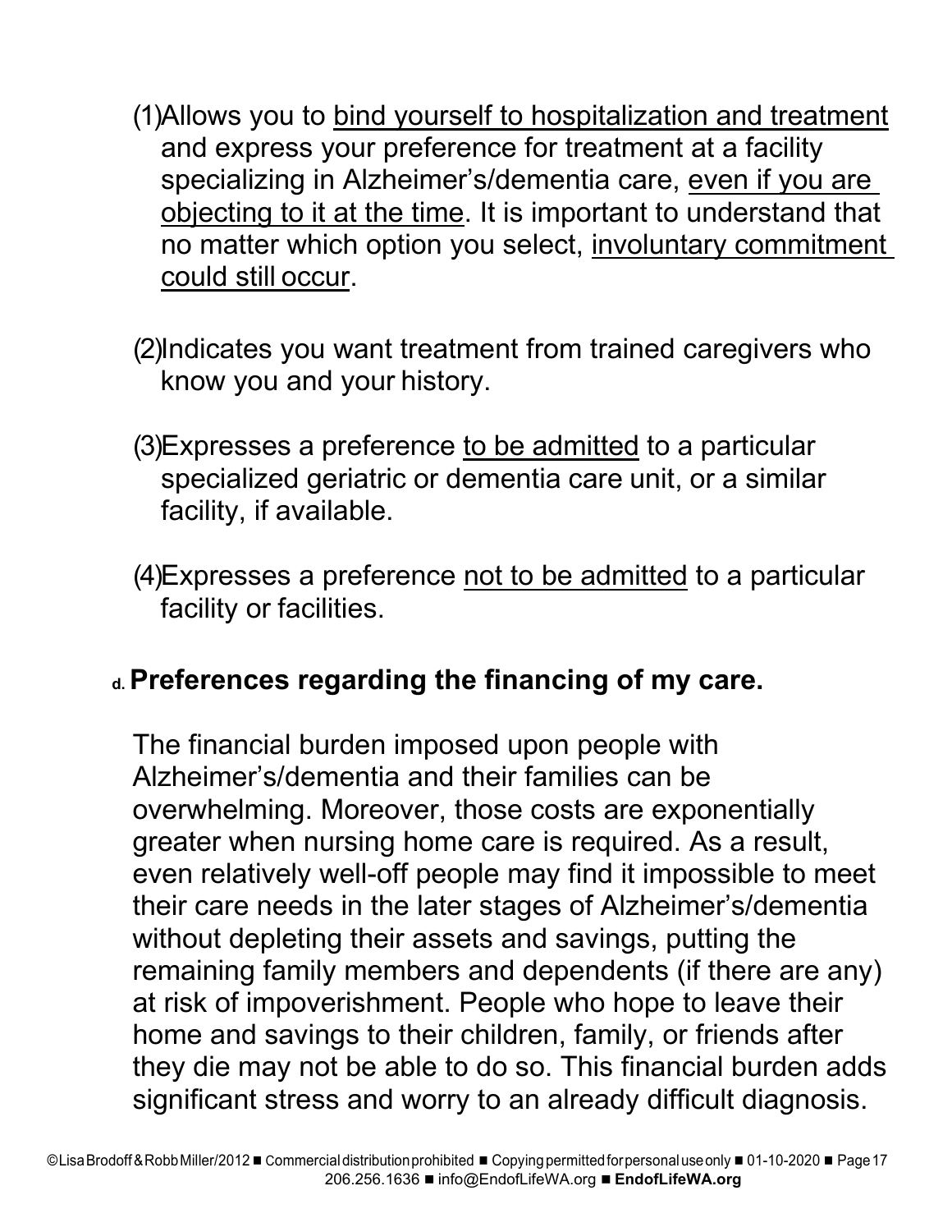(1) Allows you to <u>bind yourself to hospitalization and treatment</u> and express your preference for treatment at a facility specializing in Alzheimer's/dementia care, <u>even if you are objecting to it at the time</u>. It is important to understand that no matter which option you select, <u>involuntary commitment could still occur</u>.

(2) Indicates you want treatment from trained caregivers who know you and your history.

(3) Expresses a preference <u>to be admitted</u> to a particular specialized geriatric or dementia care unit, or a similar facility, if available.

(4) Expresses a preference <u>not to be admitted</u> to a particular facility or facilities.

### d. Preferences regarding the financing of my care.

The financial burden imposed upon people with Alzheimer's/dementia and their families can be overwhelming. Moreover, those costs are exponentially greater when nursing home care is required. As a result, even relatively well-off people may find it impossible to meet their care needs in the later stages of Alzheimer's/dementia without depleting their assets and savings, putting the remaining family members and dependents (if there are any) at risk of impoverishment. People who hope to leave their home and savings to their children, family, or friends after they die may not be able to do so. This financial burden adds significant stress and worry to an already difficult diagnosis.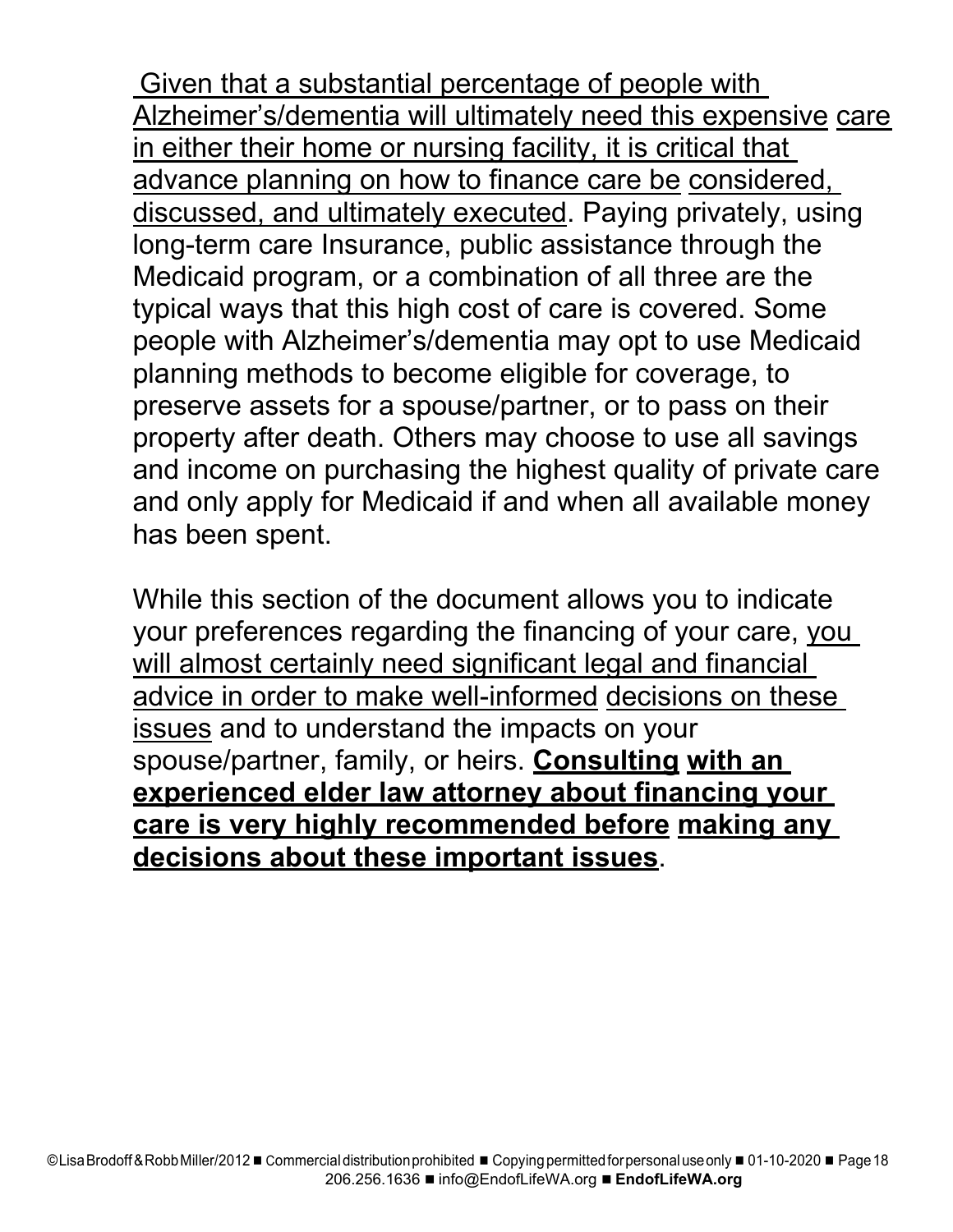Given that a substantial percentage of people with Alzheimer's/dementia will ultimately need this expensive care in either their home or nursing facility, it is critical that advance planning on how to finance care be considered, discussed, and ultimately executed. Paying privately, using long-term care Insurance, public assistance through the Medicaid program, or a combination of all three are the typical ways that this high cost of care is covered. Some people with Alzheimer's/dementia may opt to use Medicaid planning methods to become eligible for coverage, to preserve assets for a spouse/partner, or to pass on their property after death. Others may choose to use all savings and income on purchasing the highest quality of private care and only apply for Medicaid if and when all available money has been spent.

While this section of the document allows you to indicate your preferences regarding the financing of your care, you will almost certainly need significant legal and financial advice in order to make well-informed decisions on these issues and to understand the impacts on your spouse/partner, family, or heirs. **Consulting with an experienced elder law attorney about financing your care is very highly recommended before making any decisions about these important issues**.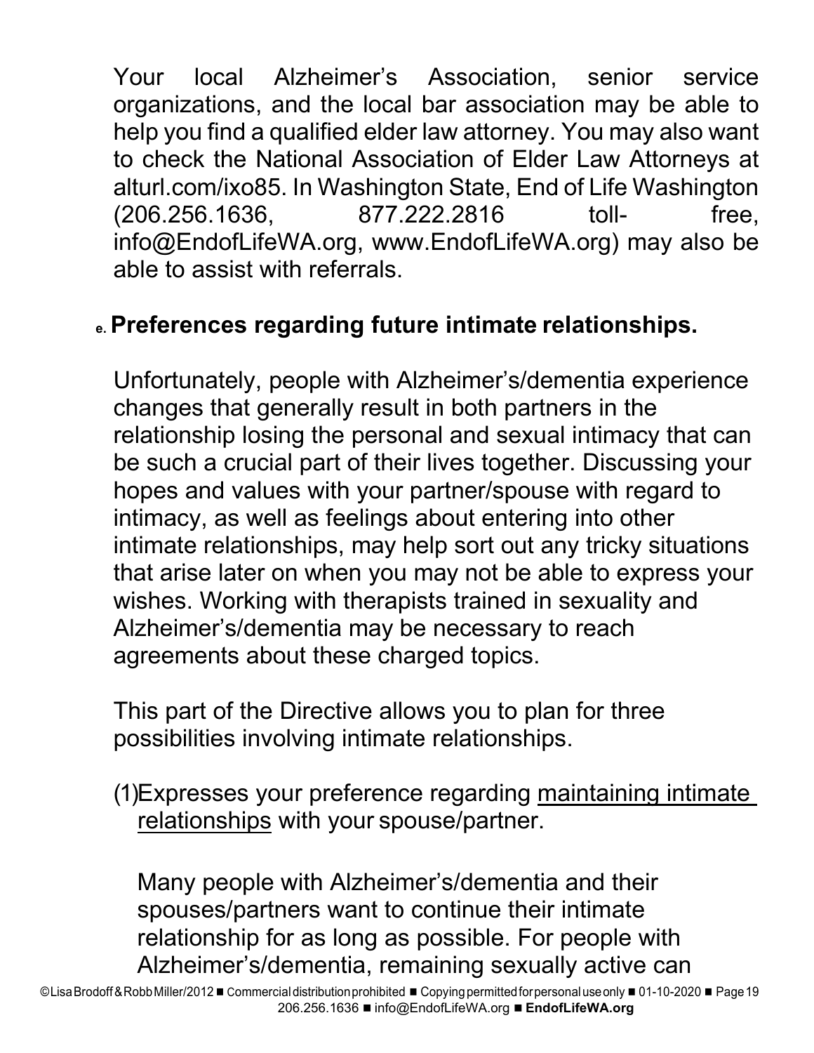Your local Alzheimer's Association, senior service organizations, and the local bar association may be able to help you find a qualified elder law attorney. You may also want to check the National Association of Elder Law Attorneys at alturl.com/ixo85. In Washington State, End of Life Washington (206.256.1636, 877.222.2816 toll-free, info@EndofLifeWA.org, www.EndofLifeWA.org) may also be able to assist with referrals.

### e. Preferences regarding future intimate relationships.

Unfortunately, people with Alzheimer's/dementia experience changes that generally result in both partners in the relationship losing the personal and sexual intimacy that can be such a crucial part of their lives together. Discussing your hopes and values with your partner/spouse with regard to intimacy, as well as feelings about entering into other intimate relationships, may help sort out any tricky situations that arise later on when you may not be able to express your wishes. Working with therapists trained in sexuality and Alzheimer's/dementia may be necessary to reach agreements about these charged topics.

This part of the Directive allows you to plan for three possibilities involving intimate relationships.

(1) Expresses your preference regarding <u>maintaining intimate relationships</u> with your spouse/partner.

Many people with Alzheimer's/dementia and their spouses/partners want to continue their intimate relationship for as long as possible. For people with Alzheimer's/dementia, remaining sexually active can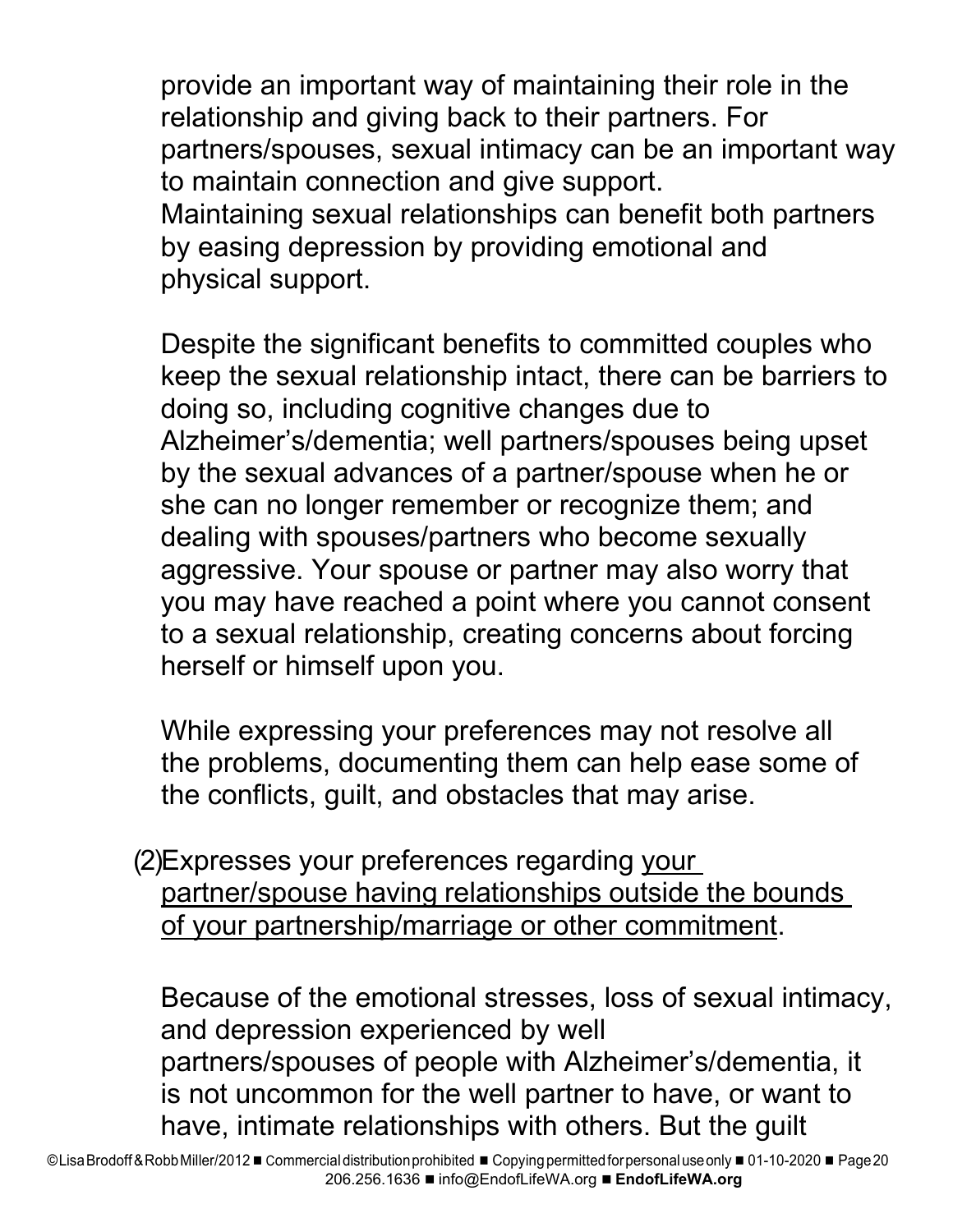provide an important way of maintaining their role in the relationship and giving back to their partners. For partners/spouses, sexual intimacy can be an important way to maintain connection and give support. Maintaining sexual relationships can benefit both partners by easing depression by providing emotional and physical support.

Despite the significant benefits to committed couples who keep the sexual relationship intact, there can be barriers to doing so, including cognitive changes due to Alzheimer's/dementia; well partners/spouses being upset by the sexual advances of a partner/spouse when he or she can no longer remember or recognize them; and dealing with spouses/partners who become sexually aggressive. Your spouse or partner may also worry that you may have reached a point where you cannot consent to a sexual relationship, creating concerns about forcing herself or himself upon you.

While expressing your preferences may not resolve all the problems, documenting them can help ease some of the conflicts, guilt, and obstacles that may arise.

(2) Expresses your preferences regarding <u>your partner/spouse having relationships outside the bounds of your partnership/marriage or other commitment</u>.

Because of the emotional stresses, loss of sexual intimacy, and depression experienced by well partners/spouses of people with Alzheimer's/dementia, it is not uncommon for the well partner to have, or want to have, intimate relationships with others. But the guilt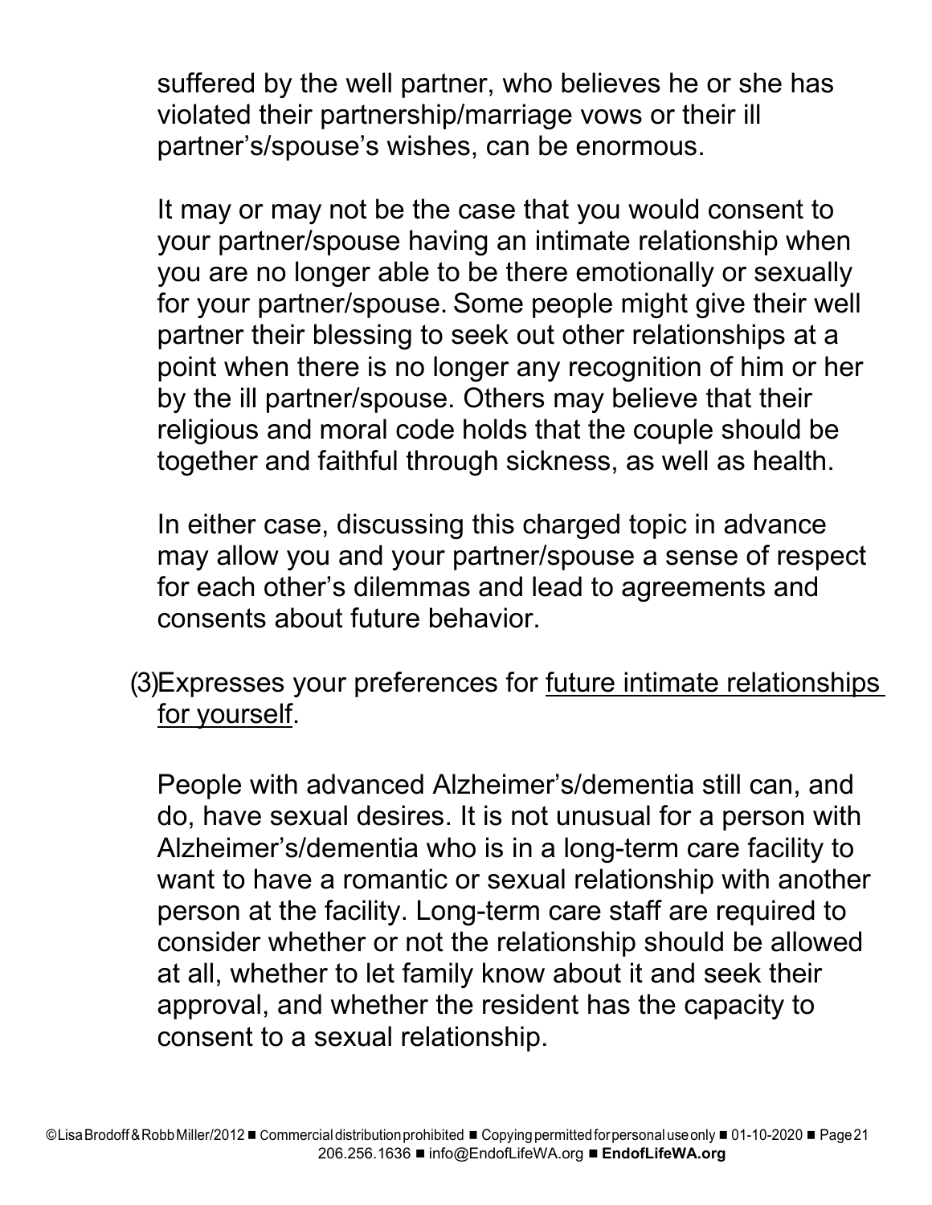suffered by the well partner, who believes he or she has violated their partnership/marriage vows or their ill partner's/spouse's wishes, can be enormous.

It may or may not be the case that you would consent to your partner/spouse having an intimate relationship when you are no longer able to be there emotionally or sexually for your partner/spouse. Some people might give their well partner their blessing to seek out other relationships at a point when there is no longer any recognition of him or her by the ill partner/spouse. Others may believe that their religious and moral code holds that the couple should be together and faithful through sickness, as well as health.

In either case, discussing this charged topic in advance may allow you and your partner/spouse a sense of respect for each other's dilemmas and lead to agreements and consents about future behavior.

(3) Expresses your preferences for <u>future intimate relationships for yourself</u>.

People with advanced Alzheimer's/dementia still can, and do, have sexual desires. It is not unusual for a person with Alzheimer's/dementia who is in a long-term care facility to want to have a romantic or sexual relationship with another person at the facility. Long-term care staff are required to consider whether or not the relationship should be allowed at all, whether to let family know about it and seek their approval, and whether the resident has the capacity to consent to a sexual relationship.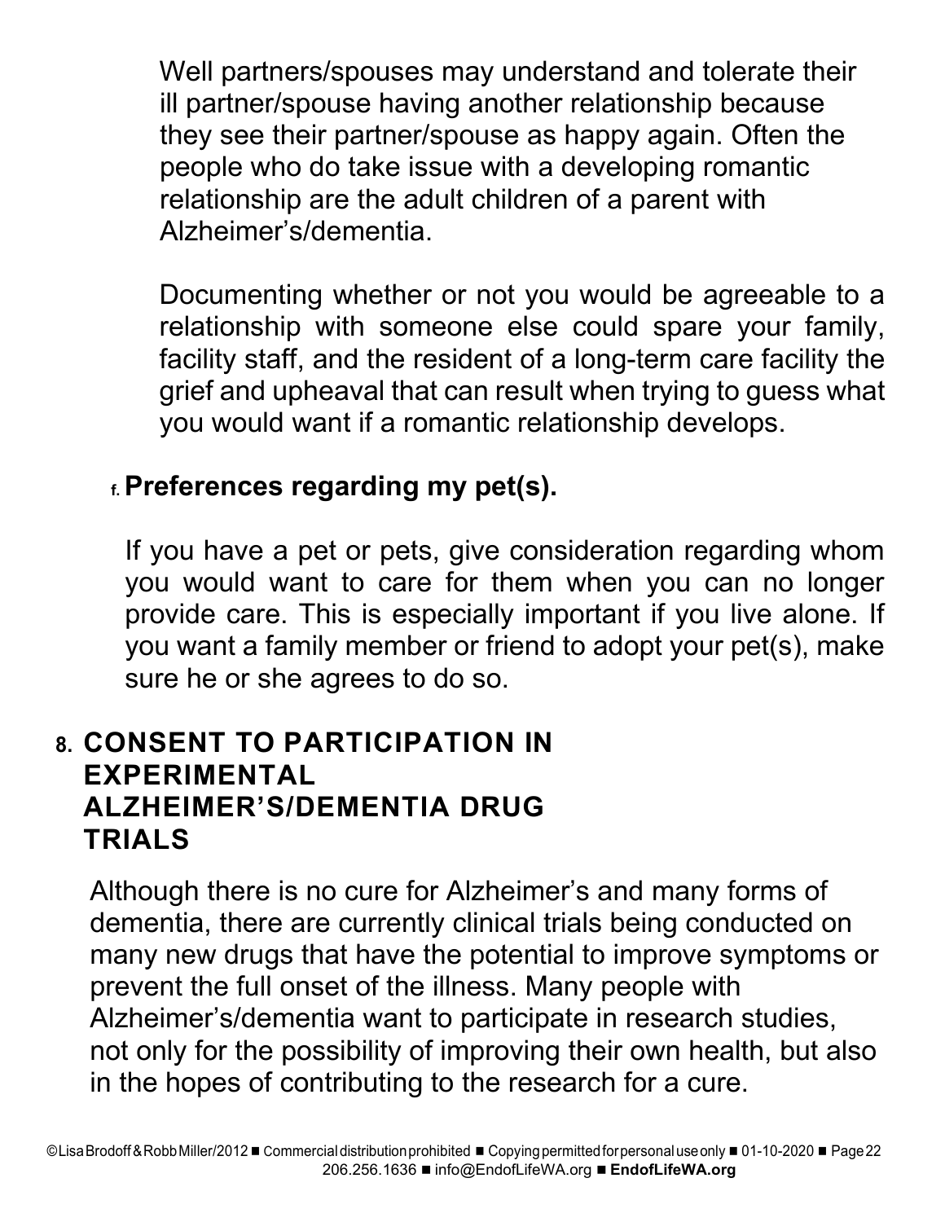Well partners/spouses may understand and tolerate their ill partner/spouse having another relationship because they see their partner/spouse as happy again. Often the people who do take issue with a developing romantic relationship are the adult children of a parent with Alzheimer's/dementia.

Documenting whether or not you would be agreeable to a relationship with someone else could spare your family, facility staff, and the resident of a long-term care facility the grief and upheaval that can result when trying to guess what you would want if a romantic relationship develops.

### f. Preferences regarding my pet(s).

If you have a pet or pets, give consideration regarding whom you would want to care for them when you can no longer provide care. This is especially important if you live alone. If you want a family member or friend to adopt your pet(s), make sure he or she agrees to do so.

## 8. CONSENT TO PARTICIPATION IN EXPERIMENTAL ALZHEIMER'S/DEMENTIA DRUG TRIALS

Although there is no cure for Alzheimer's and many forms of dementia, there are currently clinical trials being conducted on many new drugs that have the potential to improve symptoms or prevent the full onset of the illness. Many people with Alzheimer's/dementia want to participate in research studies, not only for the possibility of improving their own health, but also in the hopes of contributing to the research for a cure.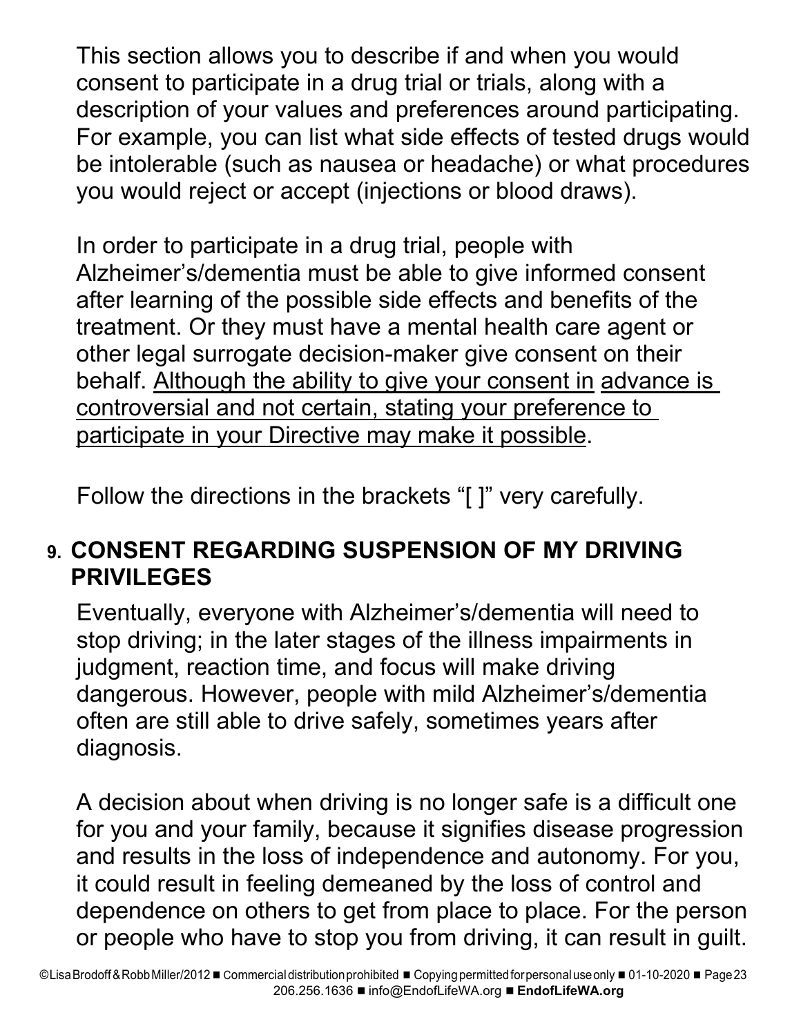This section allows you to describe if and when you would consent to participate in a drug trial or trials, along with a description of your values and preferences around participating. For example, you can list what side effects of tested drugs would be intolerable (such as nausea or headache) or what procedures you would reject or accept (injections or blood draws).

In order to participate in a drug trial, people with Alzheimer's/dementia must be able to give informed consent after learning of the possible side effects and benefits of the treatment. Or they must have a mental health care agent or other legal surrogate decision-maker give consent on their behalf. <u>Although the ability to give your consent in advance is controversial and not certain, stating your preference to participate in your Directive may make it possible</u>.

Follow the directions in the brackets "[ ]" very carefully.

## 9. CONSENT REGARDING SUSPENSION OF MY DRIVING PRIVILEGES

Eventually, everyone with Alzheimer's/dementia will need to stop driving; in the later stages of the illness impairments in judgment, reaction time, and focus will make driving dangerous. However, people with mild Alzheimer's/dementia often are still able to drive safely, sometimes years after diagnosis.

A decision about when driving is no longer safe is a difficult one for you and your family, because it signifies disease progression and results in the loss of independence and autonomy. For you, it could result in feeling demeaned by the loss of control and dependence on others to get from place to place. For the person or people who have to stop you from driving, it can result in guilt.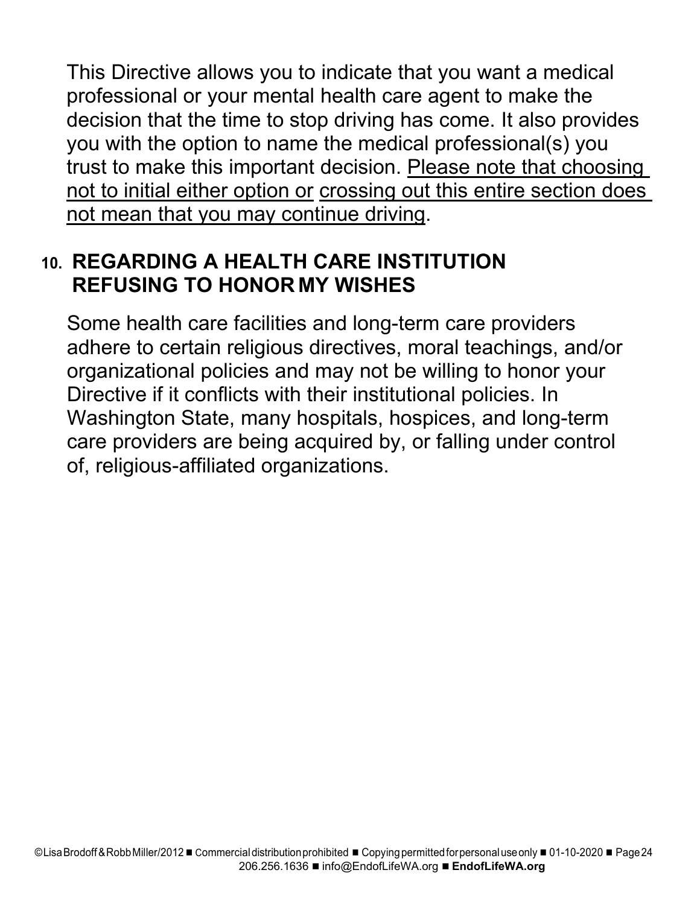This Directive allows you to indicate that you want a medical professional or your mental health care agent to make the decision that the time to stop driving has come. It also provides you with the option to name the medical professional(s) you trust to make this important decision. <u>Please note that choosing not to initial either option or</u> <u>crossing out this entire section does not mean that you may continue driving</u>.

## 10. REGARDING A HEALTH CARE INSTITUTION REFUSING TO HONOR MY WISHES

Some health care facilities and long-term care providers adhere to certain religious directives, moral teachings, and/or organizational policies and may not be willing to honor your Directive if it conflicts with their institutional policies. In Washington State, many hospitals, hospices, and long-term care providers are being acquired by, or falling under control of, religious-affiliated organizations.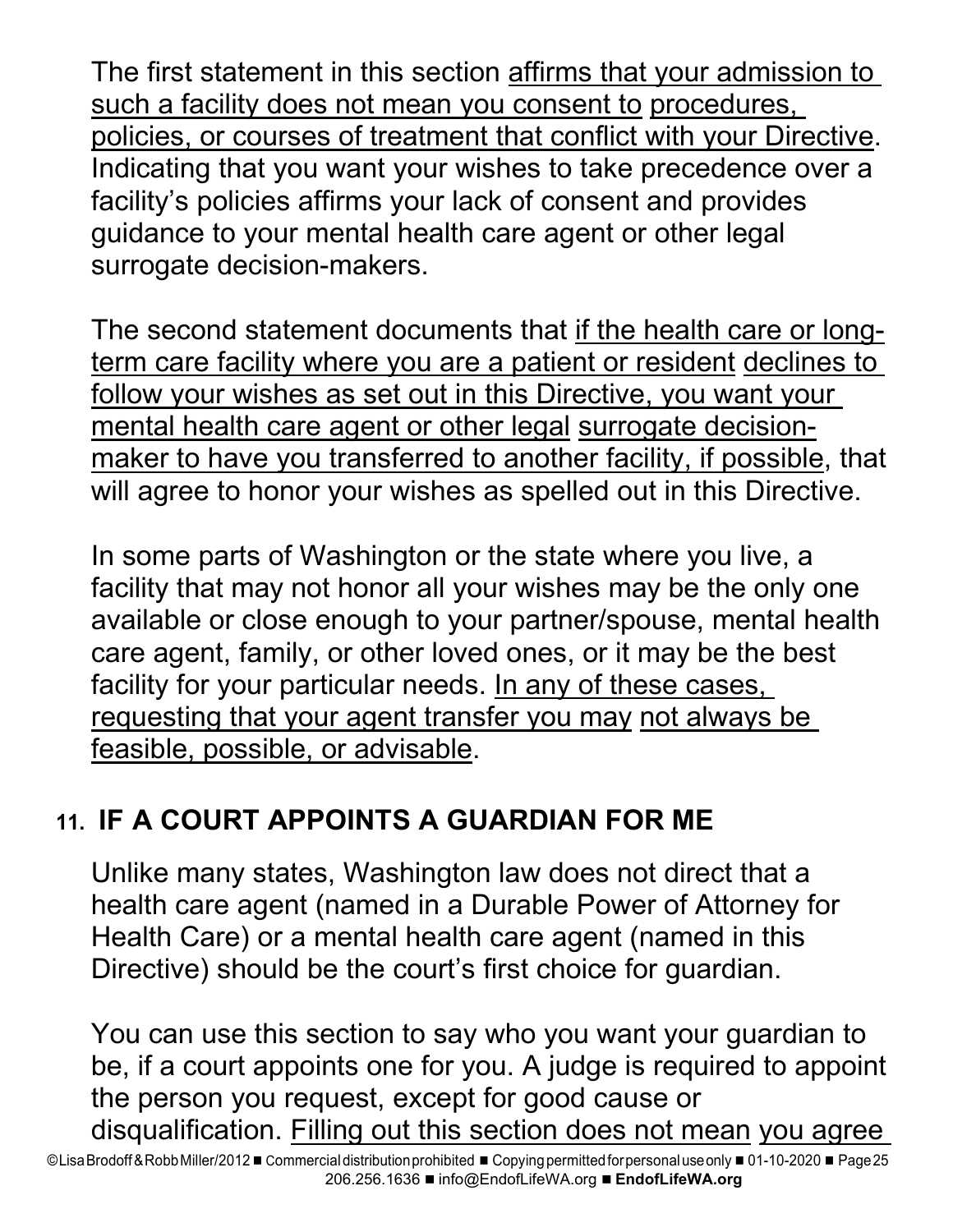The first statement in this section affirms that your admission to such a facility does not mean you consent to procedures, policies, or courses of treatment that conflict with your Directive. Indicating that you want your wishes to take precedence over a facility's policies affirms your lack of consent and provides guidance to your mental health care agent or other legal surrogate decision-makers.

The second statement documents that if the health care or long-term care facility where you are a patient or resident declines to follow your wishes as set out in this Directive, you want your mental health care agent or other legal surrogate decision-maker to have you transferred to another facility, if possible, that will agree to honor your wishes as spelled out in this Directive.

In some parts of Washington or the state where you live, a facility that may not honor all your wishes may be the only one available or close enough to your partner/spouse, mental health care agent, family, or other loved ones, or it may be the best facility for your particular needs. In any of these cases, requesting that your agent transfer you may not always be feasible, possible, or advisable.

## 11. IF A COURT APPOINTS A GUARDIAN FOR ME

Unlike many states, Washington law does not direct that a health care agent (named in a Durable Power of Attorney for Health Care) or a mental health care agent (named in this Directive) should be the court's first choice for guardian.

You can use this section to say who you want your guardian to be, if a court appoints one for you. A judge is required to appoint the person you request, except for good cause or disqualification. Filling out this section does not mean you agree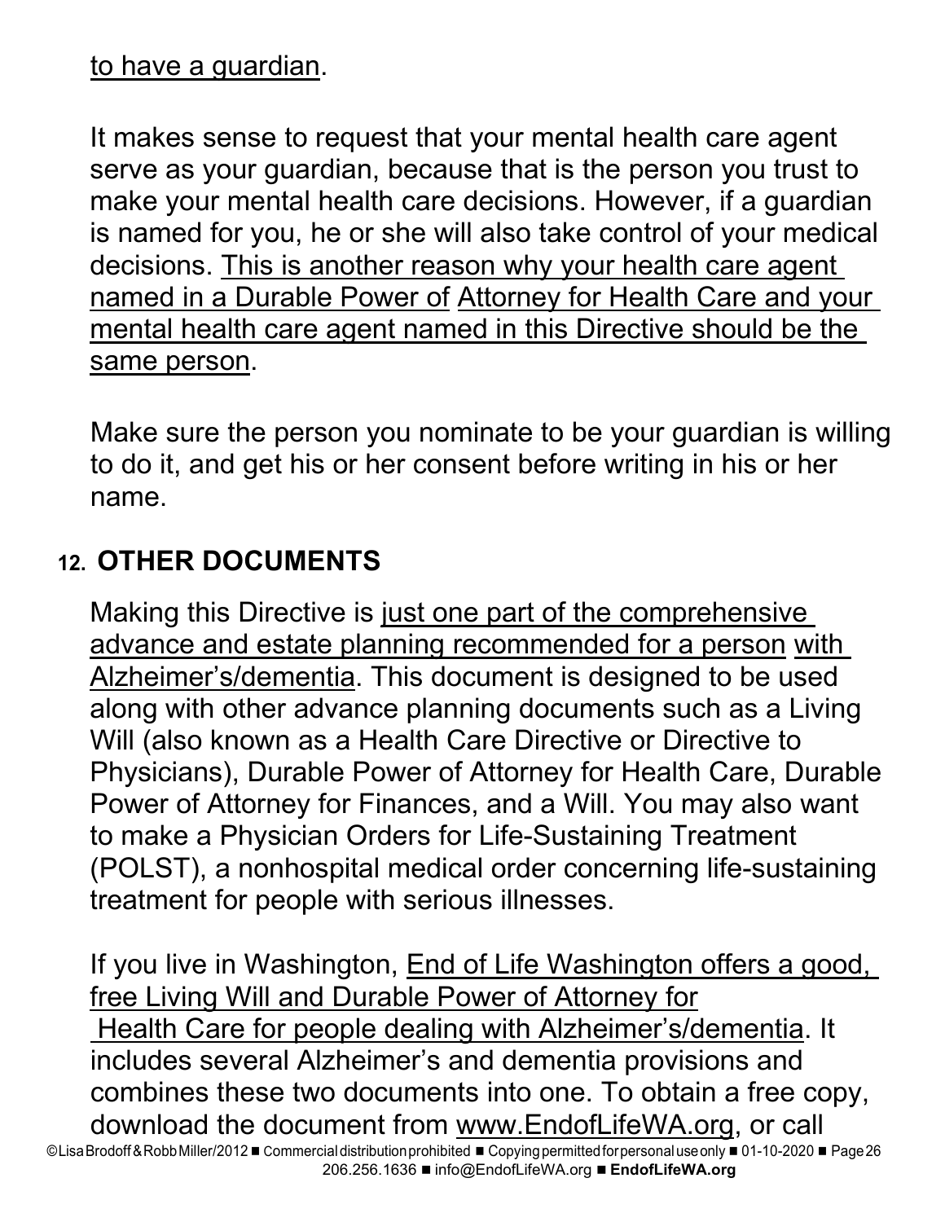to have a guardian.

It makes sense to request that your mental health care agent serve as your guardian, because that is the person you trust to make your mental health care decisions. However, if a guardian is named for you, he or she will also take control of your medical decisions. This is another reason why your health care agent named in a Durable Power of Attorney for Health Care and your mental health care agent named in this Directive should be the same person.

Make sure the person you nominate to be your guardian is willing to do it, and get his or her consent before writing in his or her name.

## 12. OTHER DOCUMENTS

Making this Directive is just one part of the comprehensive advance and estate planning recommended for a person with Alzheimer's/dementia. This document is designed to be used along with other advance planning documents such as a Living Will (also known as a Health Care Directive or Directive to Physicians), Durable Power of Attorney for Health Care, Durable Power of Attorney for Finances, and a Will. You may also want to make a Physician Orders for Life-Sustaining Treatment (POLST), a nonhospital medical order concerning life-sustaining treatment for people with serious illnesses.

If you live in Washington, End of Life Washington offers a good, free Living Will and Durable Power of Attorney for Health Care for people dealing with Alzheimer's/dementia. It includes several Alzheimer's and dementia provisions and combines these two documents into one. To obtain a free copy, download the document from www.EndofLifeWA.org, or call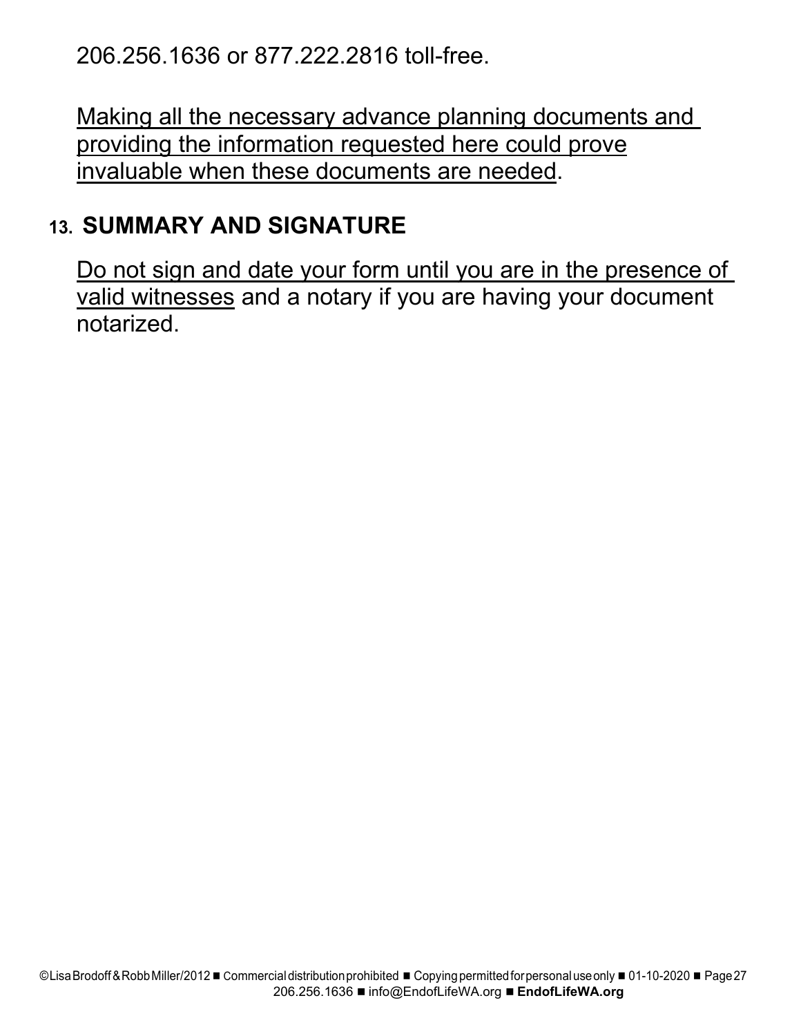206.256.1636 or 877.222.2816 toll-free.

Making all the necessary advance planning documents and providing the information requested here could prove invaluable when these documents are needed.

## 13. SUMMARY AND SIGNATURE

Do not sign and date your form until you are in the presence of valid witnesses and a notary if you are having your document notarized.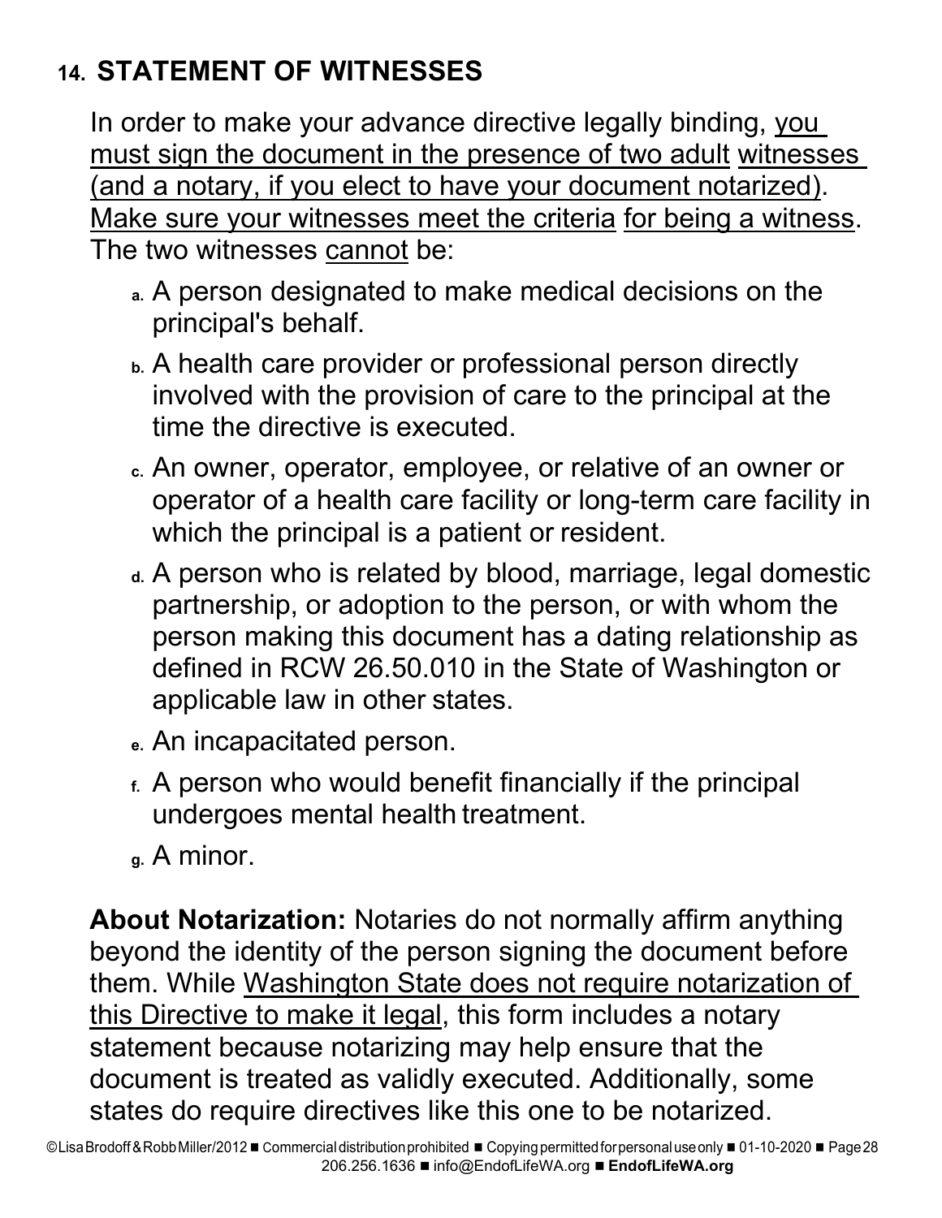## 14. STATEMENT OF WITNESSES

In order to make your advance directive legally binding, you must sign the document in the presence of two adult witnesses (and a notary, if you elect to have your document notarized). Make sure your witnesses meet the criteria for being a witness. The two witnesses cannot be:

- a. A person designated to make medical decisions on the principal's behalf.
- b. A health care provider or professional person directly involved with the provision of care to the principal at the time the directive is executed.
- c. An owner, operator, employee, or relative of an owner or operator of a health care facility or long-term care facility in which the principal is a patient or resident.
- d. A person who is related by blood, marriage, legal domestic partnership, or adoption to the person, or with whom the person making this document has a dating relationship as defined in RCW 26.50.010 in the State of Washington or applicable law in other states.
- e. An incapacitated person.
- f. A person who would benefit financially if the principal undergoes mental health treatment.
- g. A minor.

**About Notarization:** Notaries do not normally affirm anything beyond the identity of the person signing the document before them. While Washington State does not require notarization of this Directive to make it legal, this form includes a notary statement because notarizing may help ensure that the document is treated as validly executed. Additionally, some states do require directives like this one to be notarized.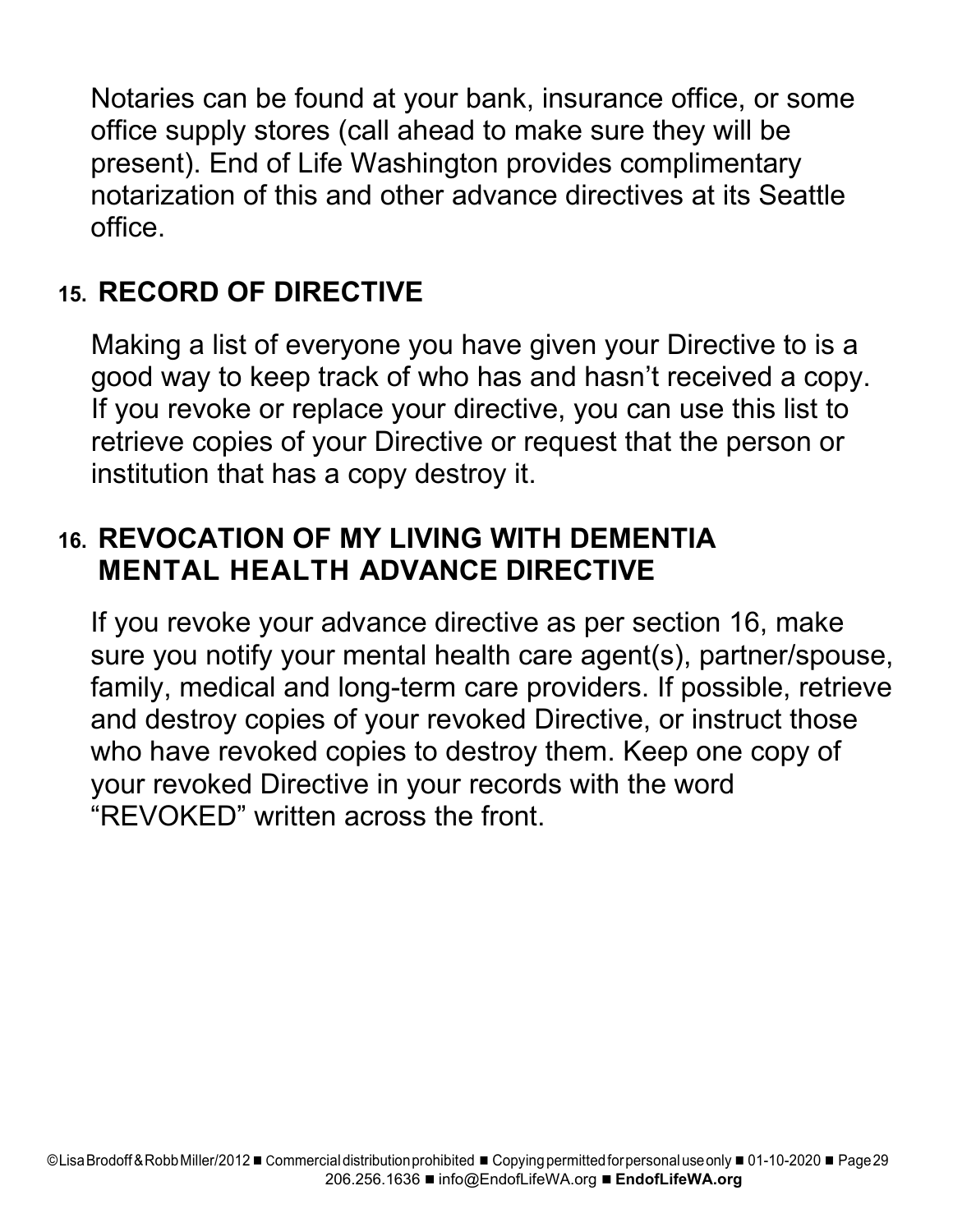Notaries can be found at your bank, insurance office, or some office supply stores (call ahead to make sure they will be present). End of Life Washington provides complimentary notarization of this and other advance directives at its Seattle office.

## 15. RECORD OF DIRECTIVE

Making a list of everyone you have given your Directive to is a good way to keep track of who has and hasn't received a copy. If you revoke or replace your directive, you can use this list to retrieve copies of your Directive or request that the person or institution that has a copy destroy it.

## 16. REVOCATION OF MY LIVING WITH DEMENTIA MENTAL HEALTH ADVANCE DIRECTIVE

If you revoke your advance directive as per section 16, make sure you notify your mental health care agent(s), partner/spouse, family, medical and long-term care providers. If possible, retrieve and destroy copies of your revoked Directive, or instruct those who have revoked copies to destroy them. Keep one copy of your revoked Directive in your records with the word "REVOKED" written across the front.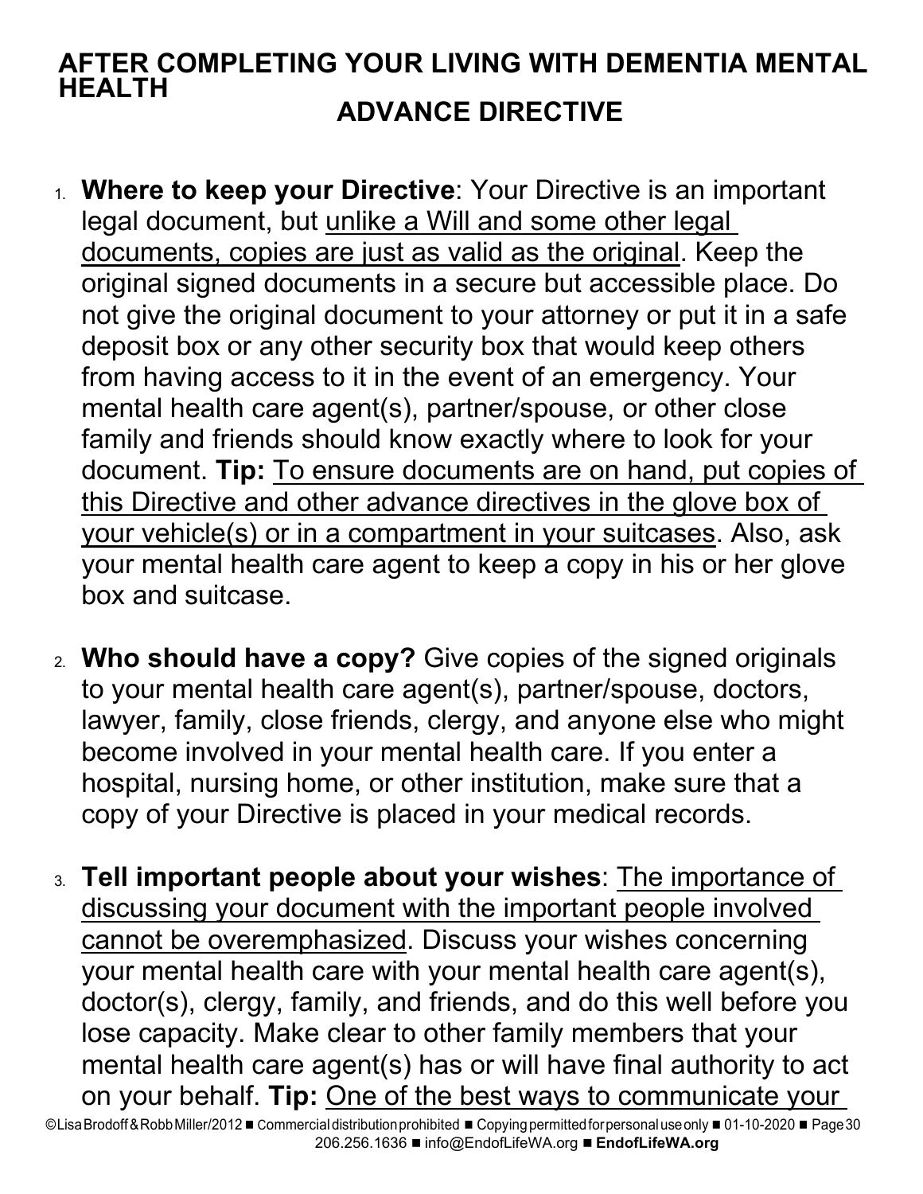# AFTER COMPLETING YOUR LIVING WITH DEMENTIA MENTAL HEALTH ADVANCE DIRECTIVE

1. **Where to keep your Directive**: Your Directive is an important legal document, but unlike a Will and some other legal documents, copies are just as valid as the original. Keep the original signed documents in a secure but accessible place. Do not give the original document to your attorney or put it in a safe deposit box or any other security box that would keep others from having access to it in the event of an emergency. Your mental health care agent(s), partner/spouse, or other close family and friends should know exactly where to look for your document. **Tip:** To ensure documents are on hand, put copies of this Directive and other advance directives in the glove box of your vehicle(s) or in a compartment in your suitcases. Also, ask your mental health care agent to keep a copy in his or her glove box and suitcase.

2. **Who should have a copy?** Give copies of the signed originals to your mental health care agent(s), partner/spouse, doctors, lawyer, family, close friends, clergy, and anyone else who might become involved in your mental health care. If you enter a hospital, nursing home, or other institution, make sure that a copy of your Directive is placed in your medical records.

3. **Tell important people about your wishes**: The importance of discussing your document with the important people involved cannot be overemphasized. Discuss your wishes concerning your mental health care with your mental health care agent(s), doctor(s), clergy, family, and friends, and do this well before you lose capacity. Make clear to other family members that your mental health care agent(s) has or will have final authority to act on your behalf. **Tip:** One of the best ways to communicate your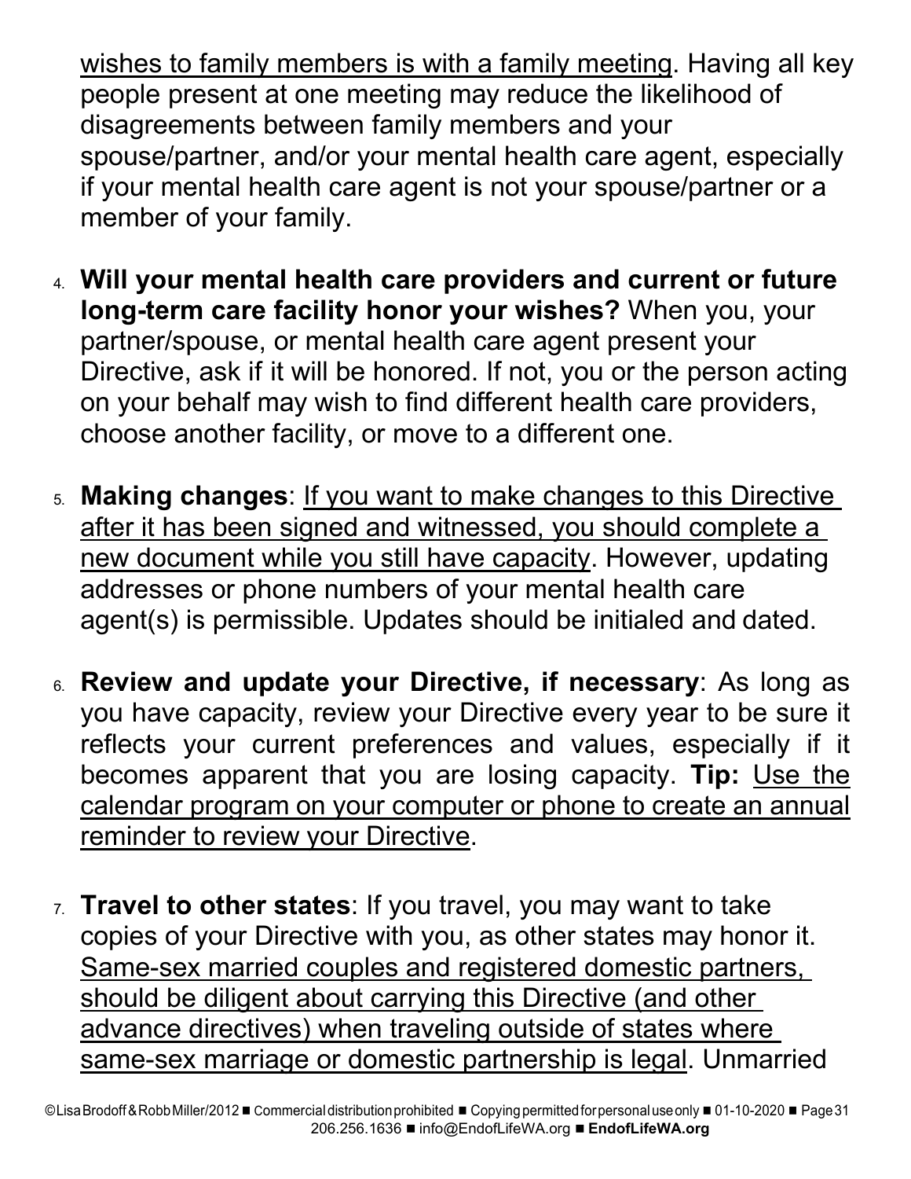wishes to family members is with a family meeting. Having all key people present at one meeting may reduce the likelihood of disagreements between family members and your spouse/partner, and/or your mental health care agent, especially if your mental health care agent is not your spouse/partner or a member of your family.

4. **Will your mental health care providers and current or future long-term care facility honor your wishes?** When you, your partner/spouse, or mental health care agent present your Directive, ask if it will be honored. If not, you or the person acting on your behalf may wish to find different health care providers, choose another facility, or move to a different one.

5. **Making changes**: If you want to make changes to this Directive after it has been signed and witnessed, you should complete a new document while you still have capacity. However, updating addresses or phone numbers of your mental health care agent(s) is permissible. Updates should be initialed and dated.

6. **Review and update your Directive, if necessary**: As long as you have capacity, review your Directive every year to be sure it reflects your current preferences and values, especially if it becomes apparent that you are losing capacity. **Tip:** Use the calendar program on your computer or phone to create an annual reminder to review your Directive.

7. **Travel to other states**: If you travel, you may want to take copies of your Directive with you, as other states may honor it. Same-sex married couples and registered domestic partners, should be diligent about carrying this Directive (and other advance directives) when traveling outside of states where same-sex marriage or domestic partnership is legal. Unmarried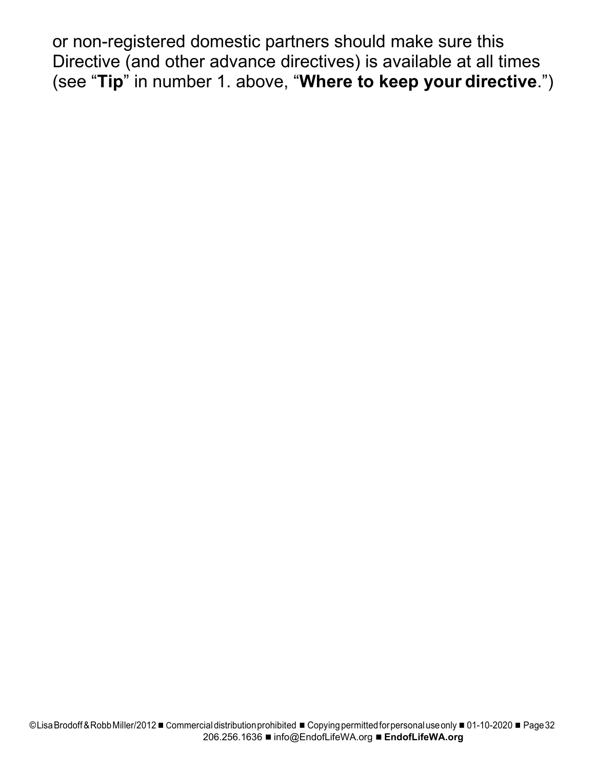or non-registered domestic partners should make sure this Directive (and other advance directives) is available at all times (see "**Tip**" in number 1. above, "**Where to keep your directive**.")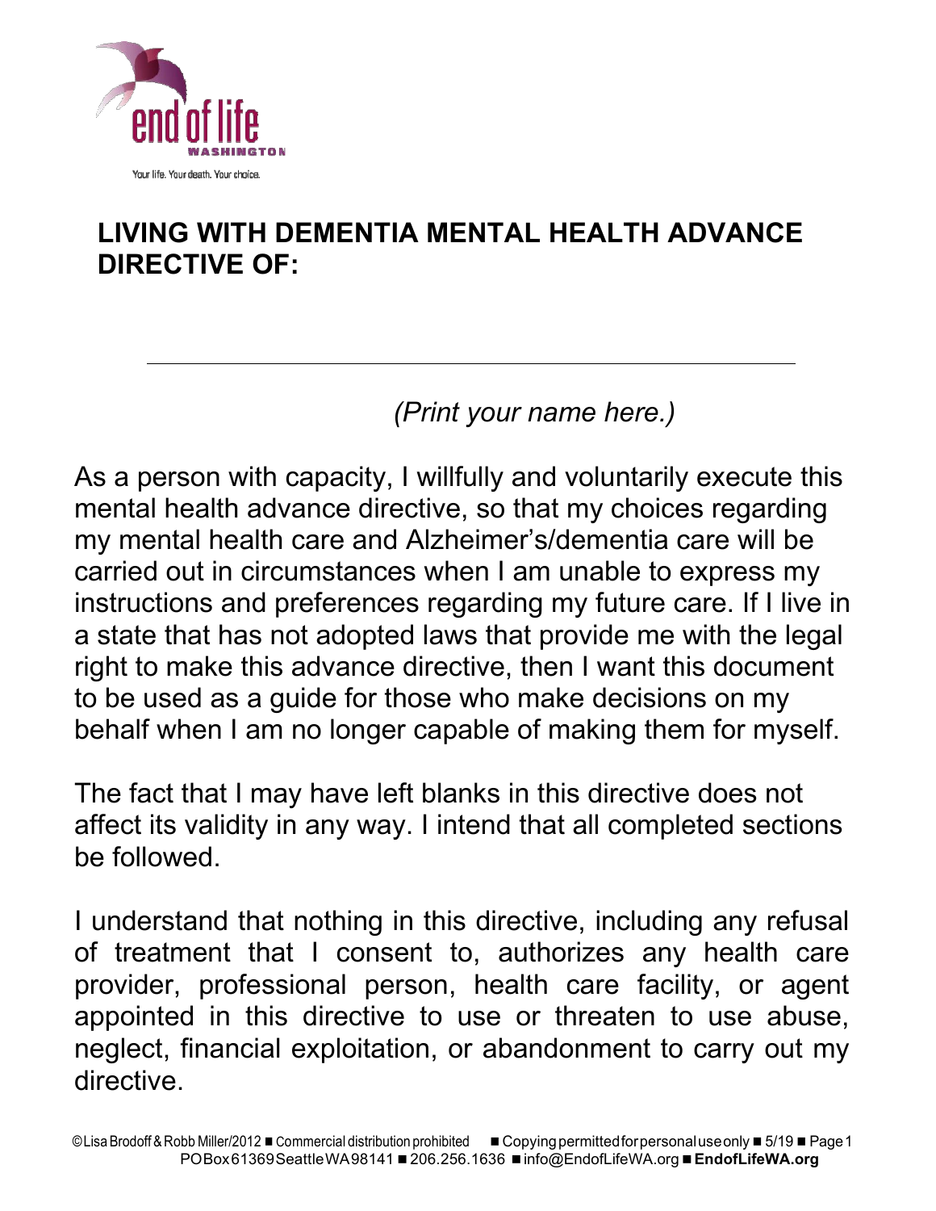# LIVING WITH DEMENTIA MENTAL HEALTH ADVANCE DIRECTIVE OF:

\_\_\_\_\_\_\_\_\_\_\_\_\_\_\_\_\_\_\_\_\_\_\_\_\_\_\_\_\_\_\_\_\_\_\_\_\_\_\_\_\_\_\_\_\_\_\_\_

*(Print your name here.)*

As a person with capacity, I willfully and voluntarily execute this mental health advance directive, so that my choices regarding my mental health care and Alzheimer's/dementia care will be carried out in circumstances when I am unable to express my instructions and preferences regarding my future care. If I live in a state that has not adopted laws that provide me with the legal right to make this advance directive, then I want this document to be used as a guide for those who make decisions on my behalf when I am no longer capable of making them for myself.

The fact that I may have left blanks in this directive does not affect its validity in any way. I intend that all completed sections be followed.

I understand that nothing in this directive, including any refusal of treatment that I consent to, authorizes any health care provider, professional person, health care facility, or agent appointed in this directive to use or threaten to use abuse, neglect, financial exploitation, or abandonment to carry out my directive.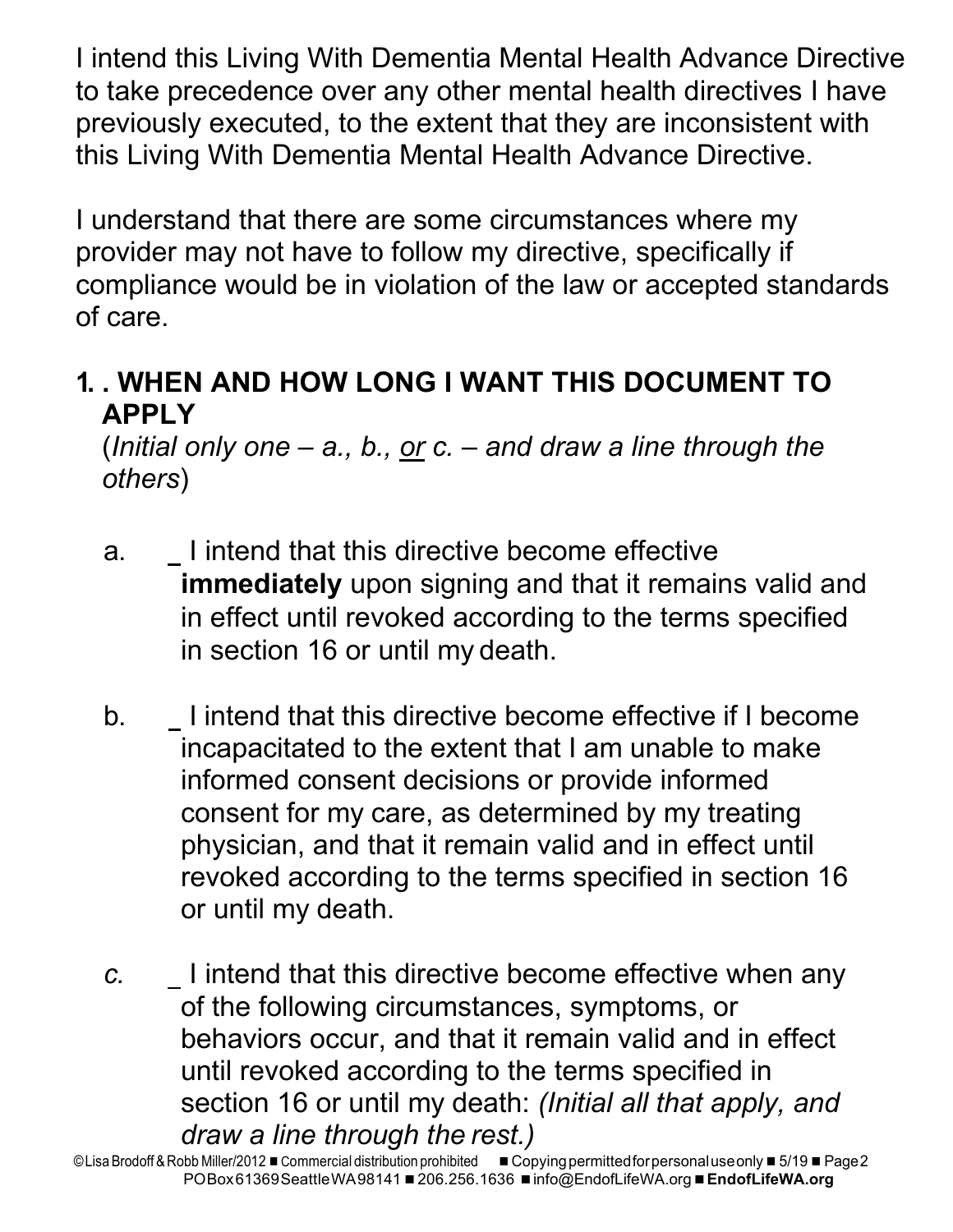I intend this Living With Dementia Mental Health Advance Directive to take precedence over any other mental health directives I have previously executed, to the extent that they are inconsistent with this Living With Dementia Mental Health Advance Directive.

I understand that there are some circumstances where my provider may not have to follow my directive, specifically if compliance would be in violation of the law or accepted standards of care.

## 1. . WHEN AND HOW LONG I WANT THIS DOCUMENT TO APPLY

(*Initial only one – a., b., or c. – and draw a line through the others*)

a. _ I intend that this directive become effective **immediately** upon signing and that it remains valid and in effect until revoked according to the terms specified in section 16 or until my death.

b. _ I intend that this directive become effective if I become incapacitated to the extent that I am unable to make informed consent decisions or provide informed consent for my care, as determined by my treating physician, and that it remain valid and in effect until revoked according to the terms specified in section 16 or until my death.

*c.* _ I intend that this directive become effective when any of the following circumstances, symptoms, or behaviors occur, and that it remain valid and in effect until revoked according to the terms specified in section 16 or until my death: *(Initial all that apply, and draw a line through the rest.)*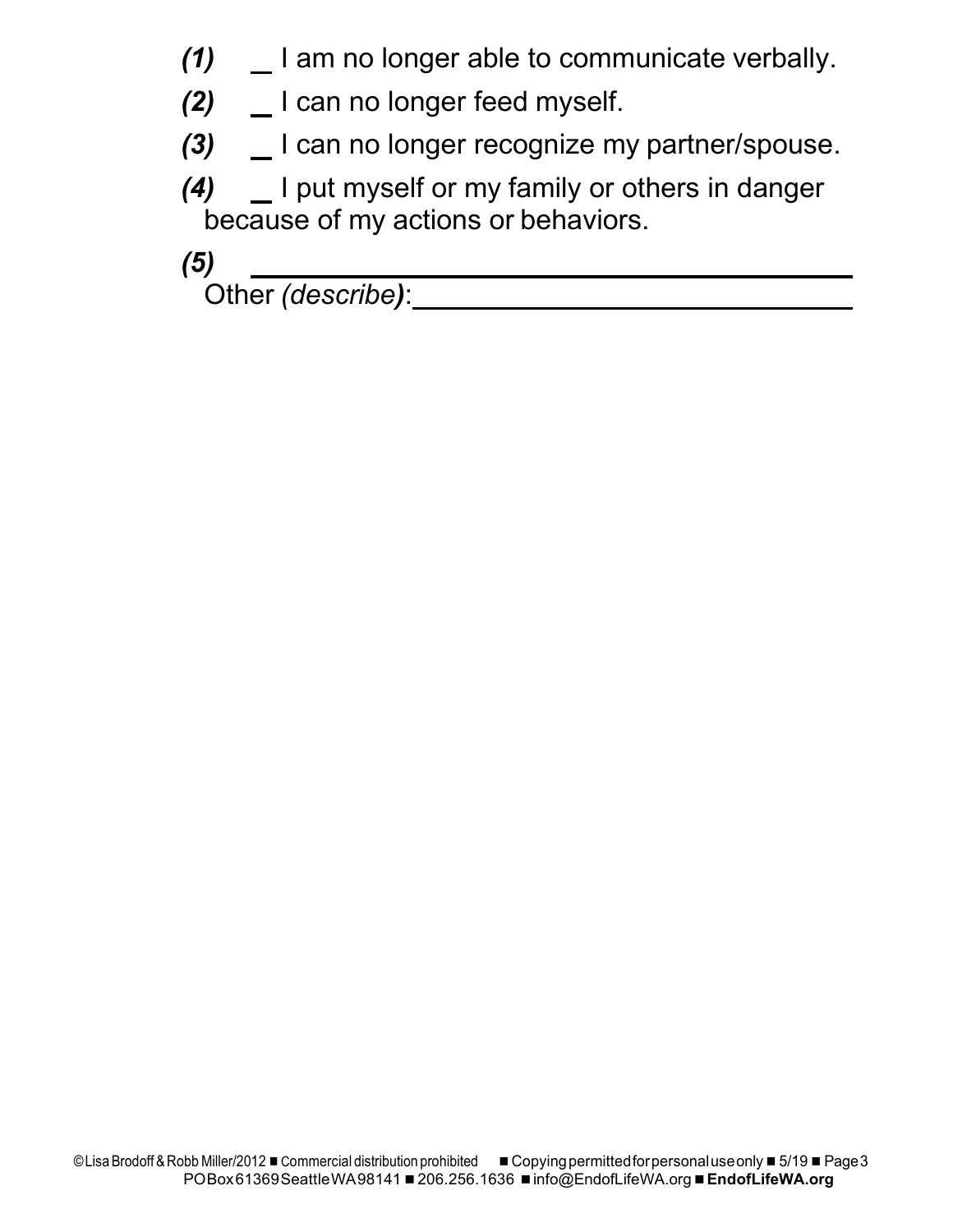*(1)* _ I am no longer able to communicate verbally.

*(2)* _ I can no longer feed myself.

*(3)* _ I can no longer recognize my partner/spouse.

*(4)* _ I put myself or my family or others in danger because of my actions or behaviors.

*(5)* ________________________________________

Other *(describe)*: ______________________________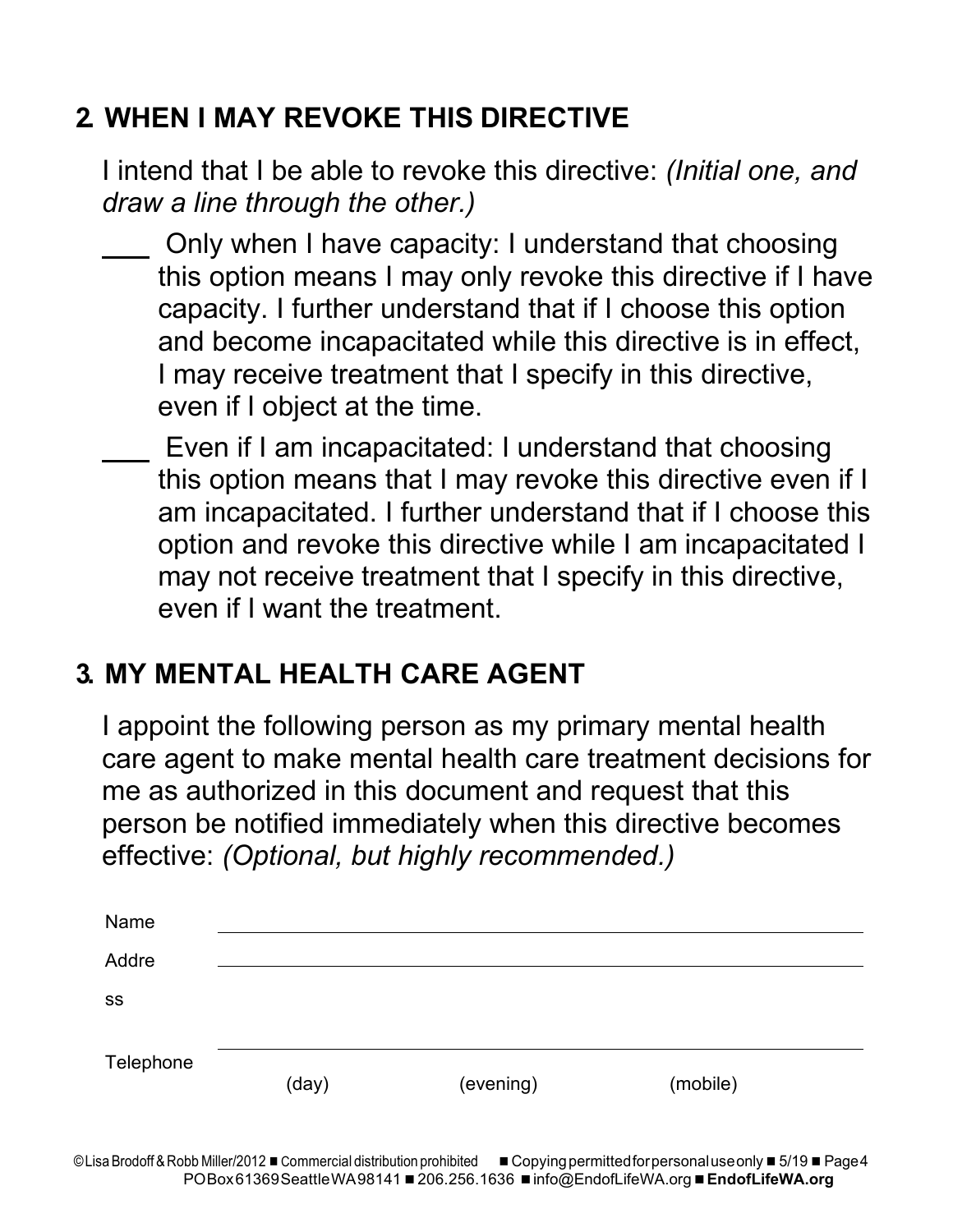## 2. WHEN I MAY REVOKE THIS DIRECTIVE

I intend that I be able to revoke this directive: *(Initial one, and draw a line through the other.)*

\_\_\_ Only when I have capacity: I understand that choosing this option means I may only revoke this directive if I have capacity. I further understand that if I choose this option and become incapacitated while this directive is in effect, I may receive treatment that I specify in this directive, even if I object at the time.

\_\_\_ Even if I am incapacitated: I understand that choosing this option means that I may revoke this directive even if I am incapacitated. I further understand that if I choose this option and revoke this directive while I am incapacitated I may not receive treatment that I specify in this directive, even if I want the treatment.

## 3. MY MENTAL HEALTH CARE AGENT

I appoint the following person as my primary mental health care agent to make mental health care treatment decisions for me as authorized in this document and request that this person be notified immediately when this directive becomes effective: *(Optional, but highly recommended.)*

Name \_\_\_\_\_\_\_\_\_\_\_\_\_\_\_\_\_\_\_\_\_\_\_\_\_\_\_\_\_\_\_\_\_\_\_\_\_\_\_\_\_\_\_\_\_\_

Address \_\_\_\_\_\_\_\_\_\_\_\_\_\_\_\_\_\_\_\_\_\_\_\_\_\_\_\_\_\_\_\_\_\_\_\_\_\_\_\_\_\_\_\_\_\_

Telephone \_\_\_\_\_\_\_\_\_\_\_\_\_\_\_\_\_\_\_\_\_\_\_\_\_\_\_\_\_\_\_\_\_\_\_\_\_\_\_\_\_\_\_\_\_\_

(day) (evening) (mobile)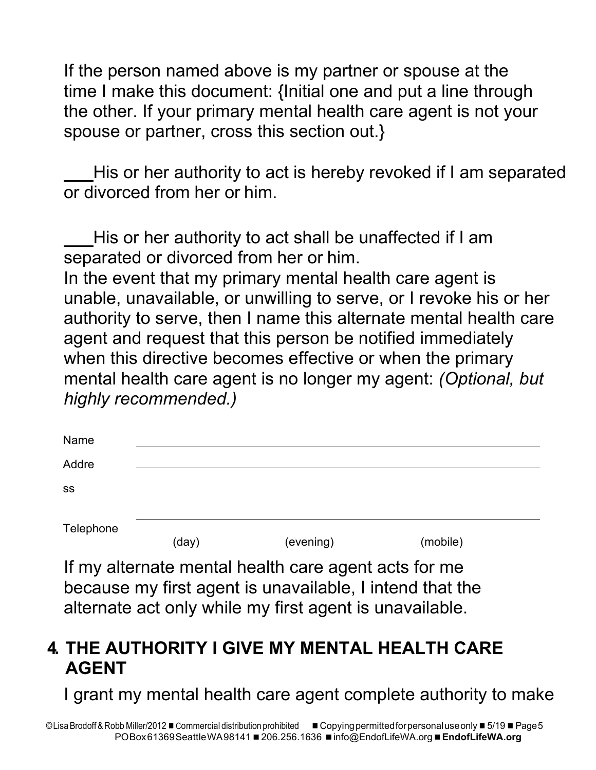If the person named above is my partner or spouse at the time I make this document: {Initial one and put a line through the other. If your primary mental health care agent is not your spouse or partner, cross this section out.}

___His or her authority to act is hereby revoked if I am separated or divorced from her or him.

___His or her authority to act shall be unaffected if I am separated or divorced from her or him.

In the event that my primary mental health care agent is unable, unavailable, or unwilling to serve, or I revoke his or her authority to serve, then I name this alternate mental health care agent and request that this person be notified immediately when this directive becomes effective or when the primary mental health care agent is no longer my agent: *(Optional, but highly recommended.)*

Name ______________________________________________

Address ______________________________________________

______________________________________________

Telephone (day) (evening) (mobile)

If my alternate mental health care agent acts for me because my first agent is unavailable, I intend that the alternate act only while my first agent is unavailable.

## 4. THE AUTHORITY I GIVE MY MENTAL HEALTH CARE AGENT

I grant my mental health care agent complete authority to make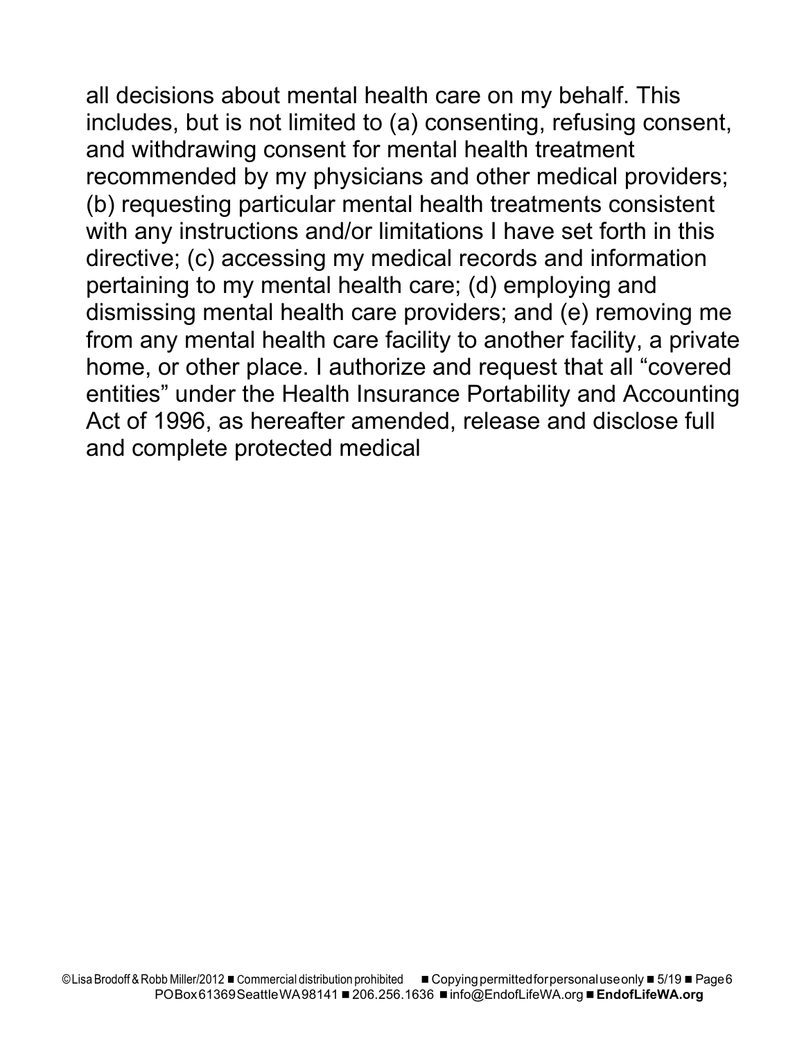all decisions about mental health care on my behalf. This includes, but is not limited to (a) consenting, refusing consent, and withdrawing consent for mental health treatment recommended by my physicians and other medical providers; (b) requesting particular mental health treatments consistent with any instructions and/or limitations I have set forth in this directive; (c) accessing my medical records and information pertaining to my mental health care; (d) employing and dismissing mental health care providers; and (e) removing me from any mental health care facility to another facility, a private home, or other place. I authorize and request that all "covered entities" under the Health Insurance Portability and Accounting Act of 1996, as hereafter amended, release and disclose full and complete protected medical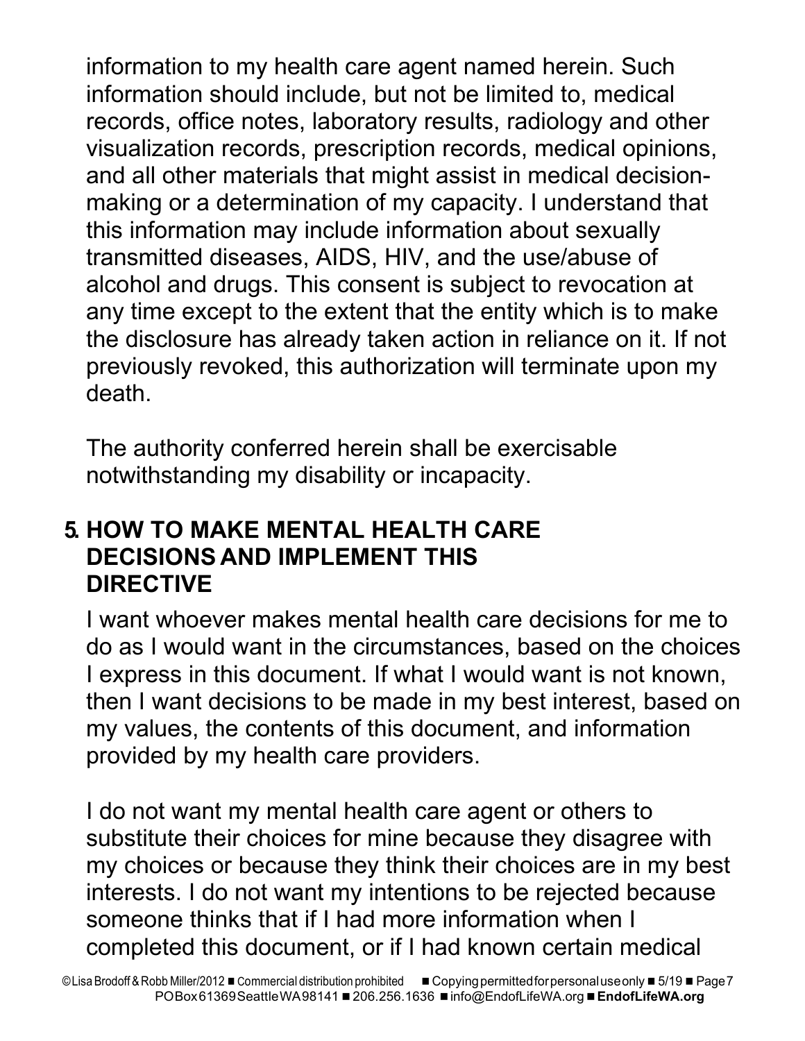information to my health care agent named herein. Such information should include, but not be limited to, medical records, office notes, laboratory results, radiology and other visualization records, prescription records, medical opinions, and all other materials that might assist in medical decision-making or a determination of my capacity. I understand that this information may include information about sexually transmitted diseases, AIDS, HIV, and the use/abuse of alcohol and drugs. This consent is subject to revocation at any time except to the extent that the entity which is to make the disclosure has already taken action in reliance on it. If not previously revoked, this authorization will terminate upon my death.

The authority conferred herein shall be exercisable notwithstanding my disability or incapacity.

## 5. HOW TO MAKE MENTAL HEALTH CARE DECISIONS AND IMPLEMENT THIS DIRECTIVE

I want whoever makes mental health care decisions for me to do as I would want in the circumstances, based on the choices I express in this document. If what I would want is not known, then I want decisions to be made in my best interest, based on my values, the contents of this document, and information provided by my health care providers.

I do not want my mental health care agent or others to substitute their choices for mine because they disagree with my choices or because they think their choices are in my best interests. I do not want my intentions to be rejected because someone thinks that if I had more information when I completed this document, or if I had known certain medical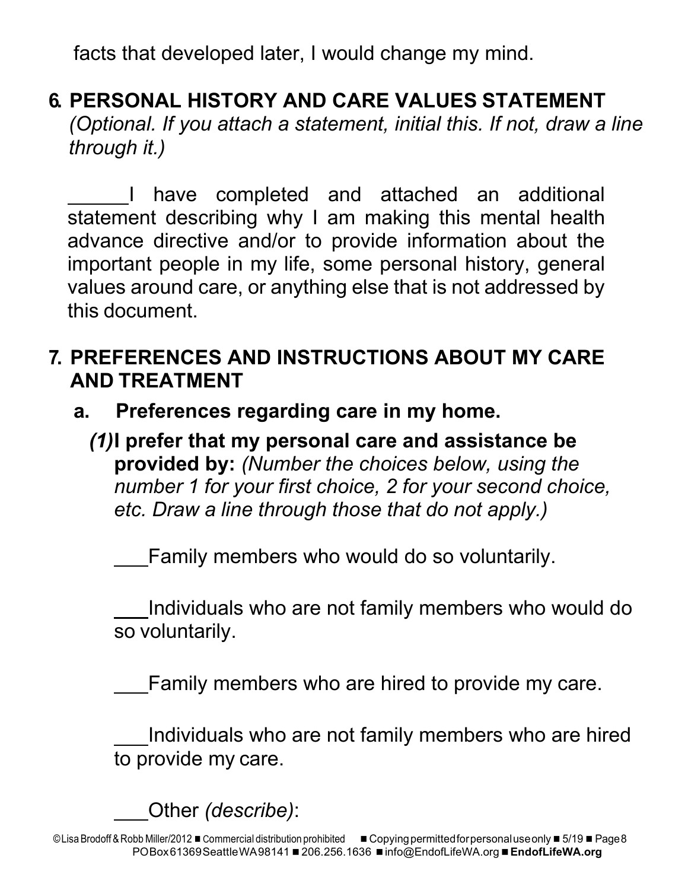facts that developed later, I would change my mind.

## 6. PERSONAL HISTORY AND CARE VALUES STATEMENT

*(Optional. If you attach a statement, initial this. If not, draw a line through it.)*

______I have completed and attached an additional statement describing why I am making this mental health advance directive and/or to provide information about the important people in my life, some personal history, general values around care, or anything else that is not addressed by this document.

## 7. PREFERENCES AND INSTRUCTIONS ABOUT MY CARE AND TREATMENT

### a. Preferences regarding care in my home.

***(1)*** **I prefer that my personal care and assistance be provided by:** *(Number the choices below, using the number 1 for your first choice, 2 for your second choice, etc. Draw a line through those that do not apply.)*

___Family members who would do so voluntarily.

___Individuals who are not family members who would do so voluntarily.

___Family members who are hired to provide my care.

___Individuals who are not family members who are hired to provide my care.

___Other *(describe)*: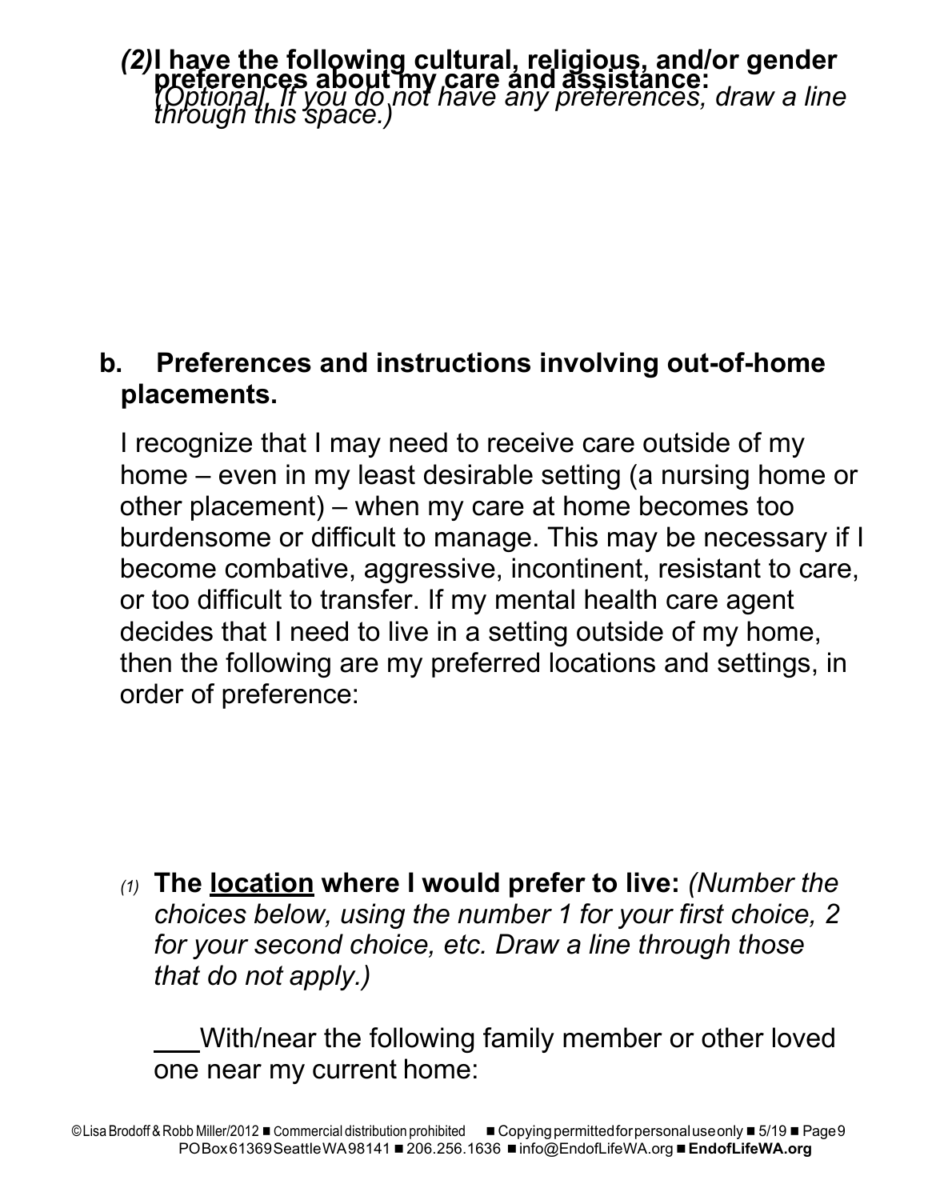**(2) I have the following cultural, religious, and/or gender preferences about my care and assistance:** *(Optional. If you do not have any preferences, draw a line through this space.)*

**b. Preferences and instructions involving out-of-home placements.**

I recognize that I may need to receive care outside of my home – even in my least desirable setting (a nursing home or other placement) – when my care at home becomes too burdensome or difficult to manage. This may be necessary if I become combative, aggressive, incontinent, resistant to care, or too difficult to transfer. If my mental health care agent decides that I need to live in a setting outside of my home, then the following are my preferred locations and settings, in order of preference:

*(1)* **The <u>location</u> where I would prefer to live:** *(Number the choices below, using the number 1 for your first choice, 2 for your second choice, etc. Draw a line through those that do not apply.)*

___ With/near the following family member or other loved one near my current home: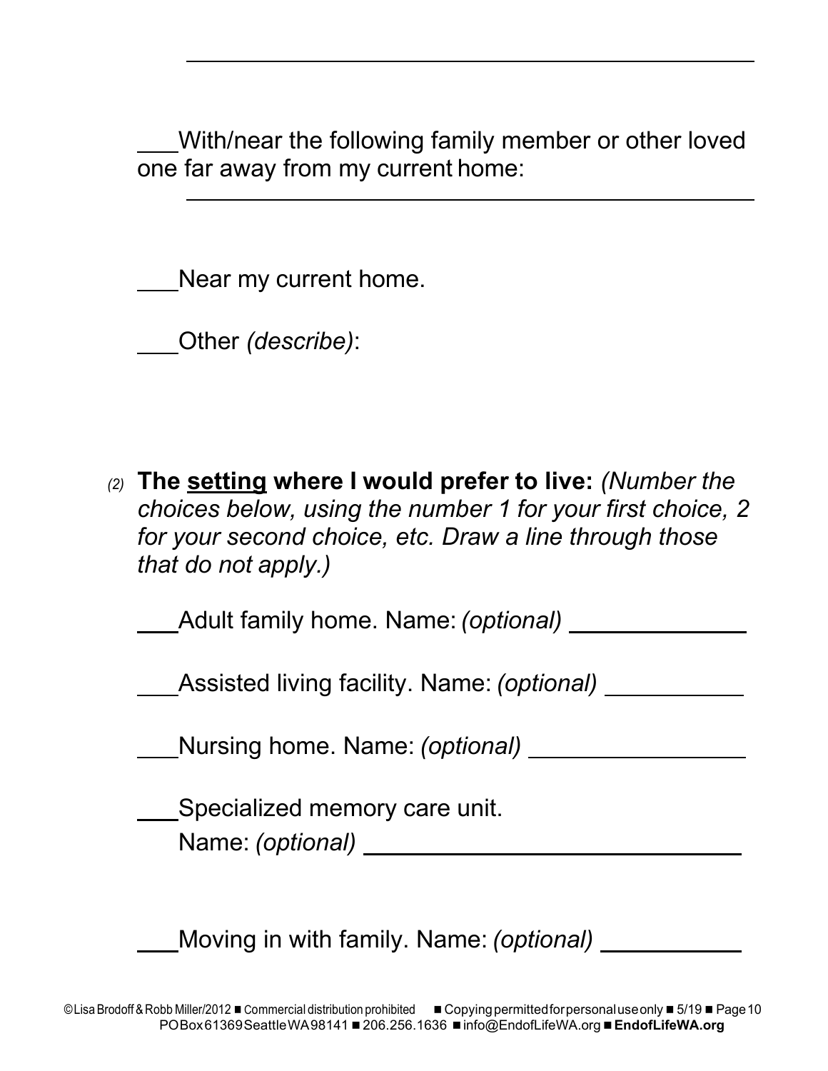\_\_\_\_\_\_\_\_\_\_\_\_\_\_\_\_\_\_\_\_\_\_\_\_\_\_\_\_\_\_\_\_\_\_\_\_\_\_\_\_

___With/near the following family member or other loved one far away from my current home:

\_\_\_\_\_\_\_\_\_\_\_\_\_\_\_\_\_\_\_\_\_\_\_\_\_\_\_\_\_\_\_\_\_\_\_\_\_\_\_\_

___Near my current home.

___Other *(describe)*:

*(2)* **The <u>setting</u> where I would prefer to live:** *(Number the choices below, using the number 1 for your first choice, 2 for your second choice, etc. Draw a line through those that do not apply.)*

___Adult family home. Name: *(optional)* ______________

___Assisted living facility. Name: *(optional)* ___________

___Nursing home. Name: *(optional)* _________________

___Specialized memory care unit.
Name: *(optional)* ______________________________

___Moving in with family. Name: *(optional)* ___________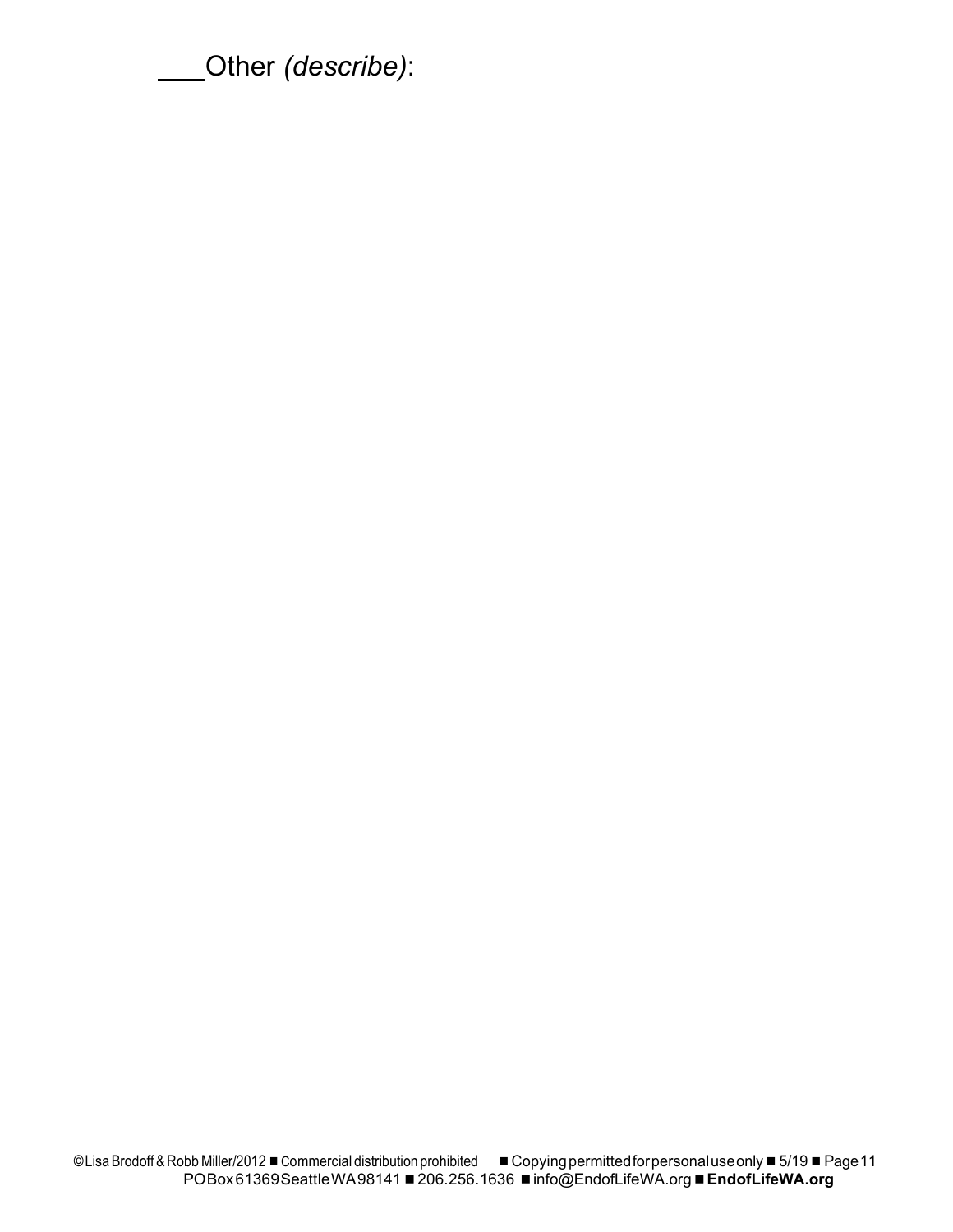___Other *(describe)*: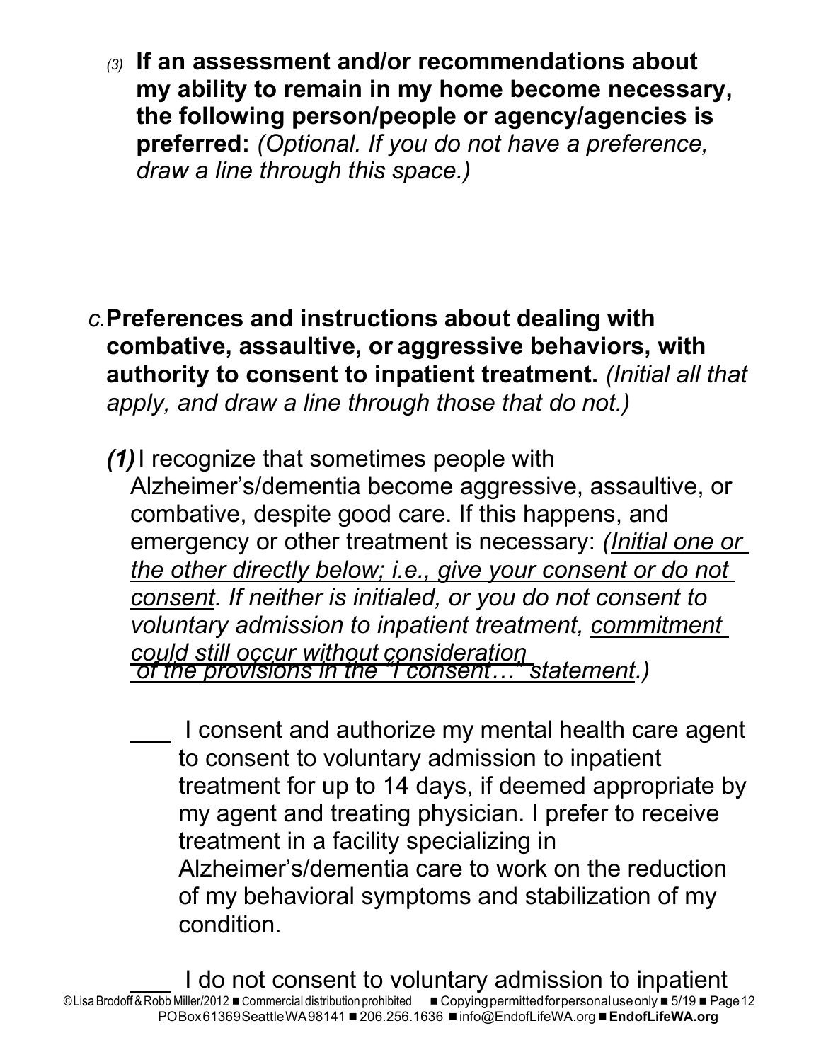*(3)* **If an assessment and/or recommendations about my ability to remain in my home become necessary, the following person/people or agency/agencies is preferred:** *(Optional. If you do not have a preference, draw a line through this space.)*

*C.* **Preferences and instructions about dealing with combative, assaultive, or aggressive behaviors, with authority to consent to inpatient treatment.** *(Initial all that apply, and draw a line through those that do not.)*

***(1)*** I recognize that sometimes people with Alzheimer's/dementia become aggressive, assaultive, or combative, despite good care. If this happens, and emergency or other treatment is necessary: *(Initial one or the other directly below; i.e., give your consent or do not consent. If neither is initialed, or you do not consent to voluntary admission to inpatient treatment, commitment could still occur without consideration of the provisions in the "I consent…" statement.)*

\_\_\_ I consent and authorize my mental health care agent to consent to voluntary admission to inpatient treatment for up to 14 days, if deemed appropriate by my agent and treating physician. I prefer to receive treatment in a facility specializing in Alzheimer's/dementia care to work on the reduction of my behavioral symptoms and stabilization of my condition.

\_\_\_ I do not consent to voluntary admission to inpatient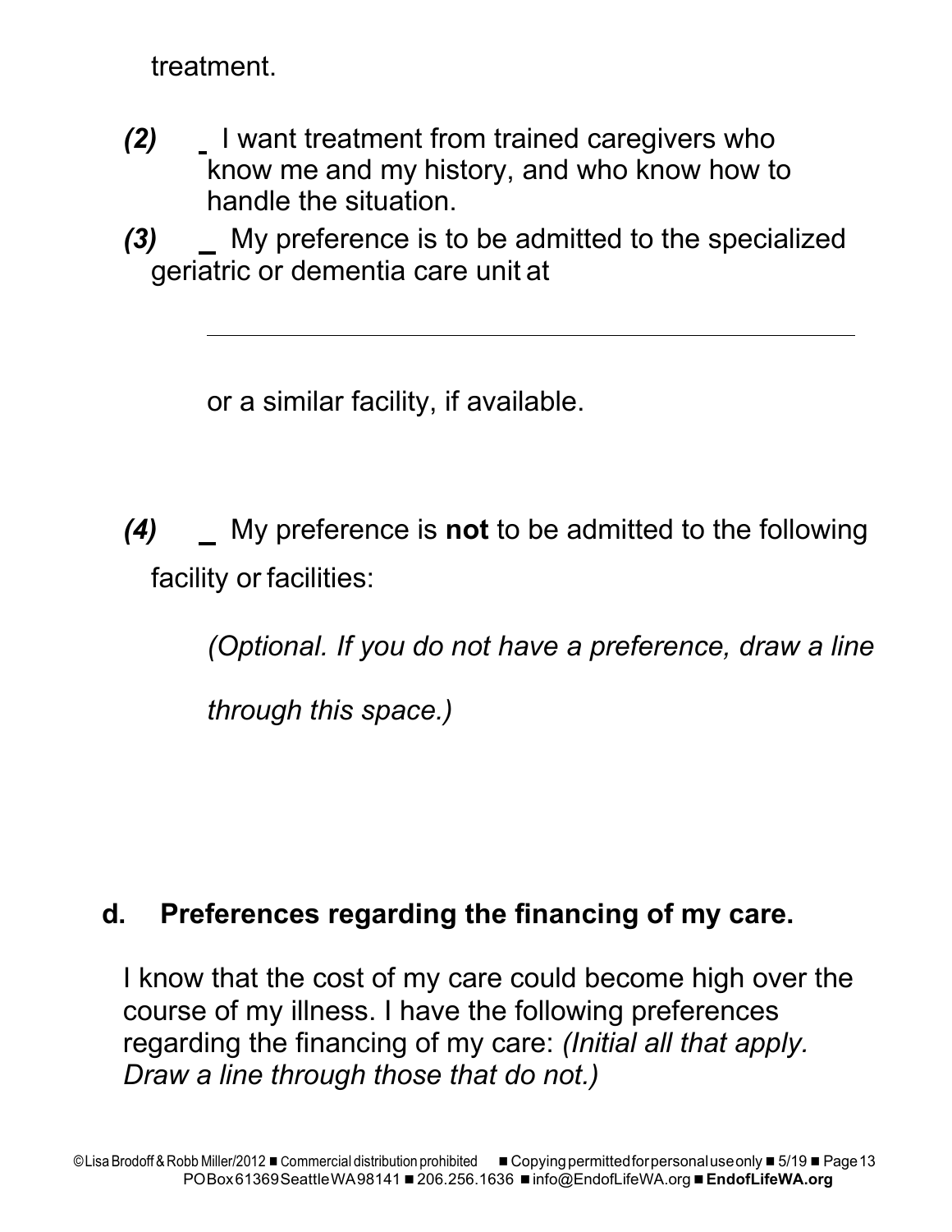treatment.

***(2)*** _ I want treatment from trained caregivers who know me and my history, and who know how to handle the situation.

***(3)*** _ My preference is to be admitted to the specialized geriatric or dementia care unit at

_______________________________________________

or a similar facility, if available.

***(4)*** _ My preference is **not** to be admitted to the following facility or facilities:

*(Optional. If you do not have a preference, draw a line through this space.)*

## d. Preferences regarding the financing of my care.

I know that the cost of my care could become high over the course of my illness. I have the following preferences regarding the financing of my care: *(Initial all that apply. Draw a line through those that do not.)*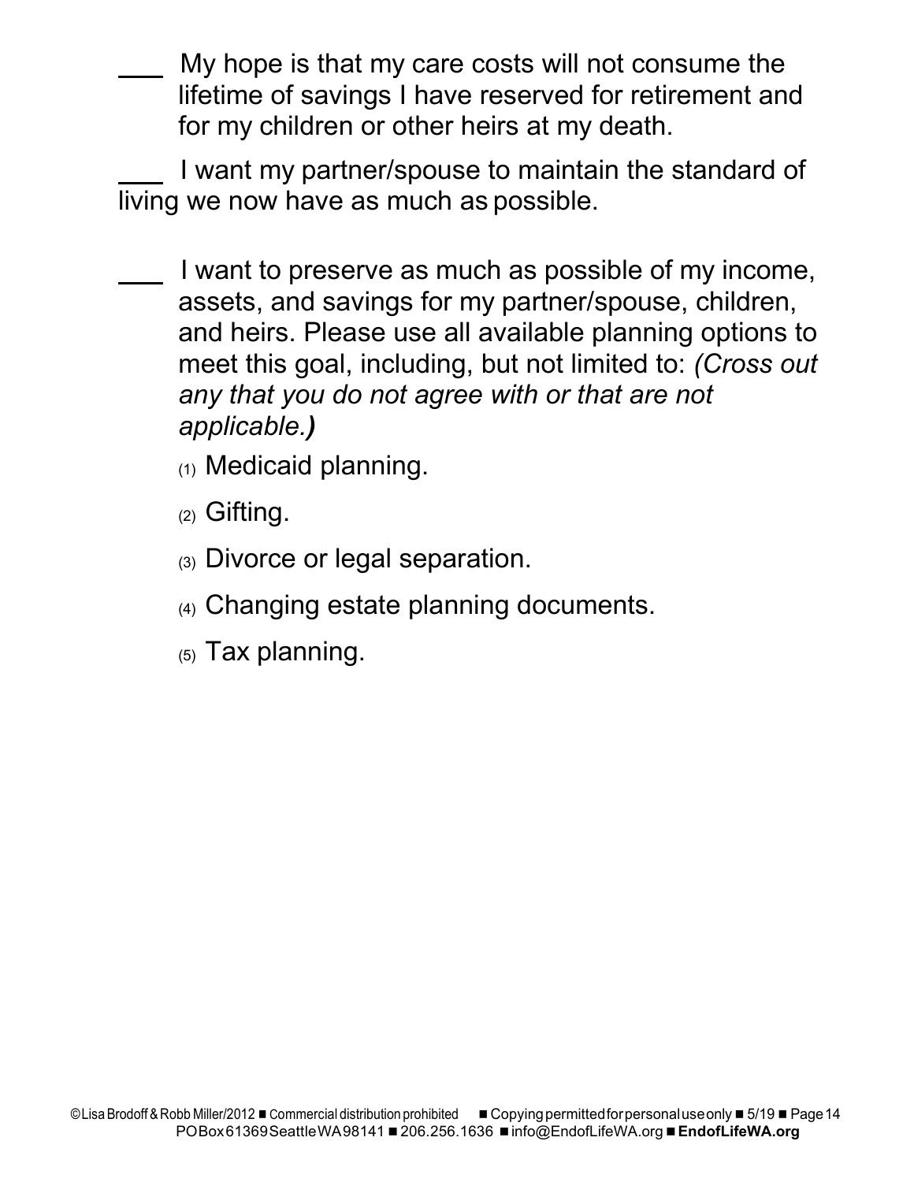___ My hope is that my care costs will not consume the lifetime of savings I have reserved for retirement and for my children or other heirs at my death.

___ I want my partner/spouse to maintain the standard of living we now have as much as possible.

___ I want to preserve as much as possible of my income, assets, and savings for my partner/spouse, children, and heirs. Please use all available planning options to meet this goal, including, but not limited to: *(Cross out any that you do not agree with or that are not applicable.)*

(1) Medicaid planning.

(2) Gifting.

(3) Divorce or legal separation.

(4) Changing estate planning documents.

(5) Tax planning.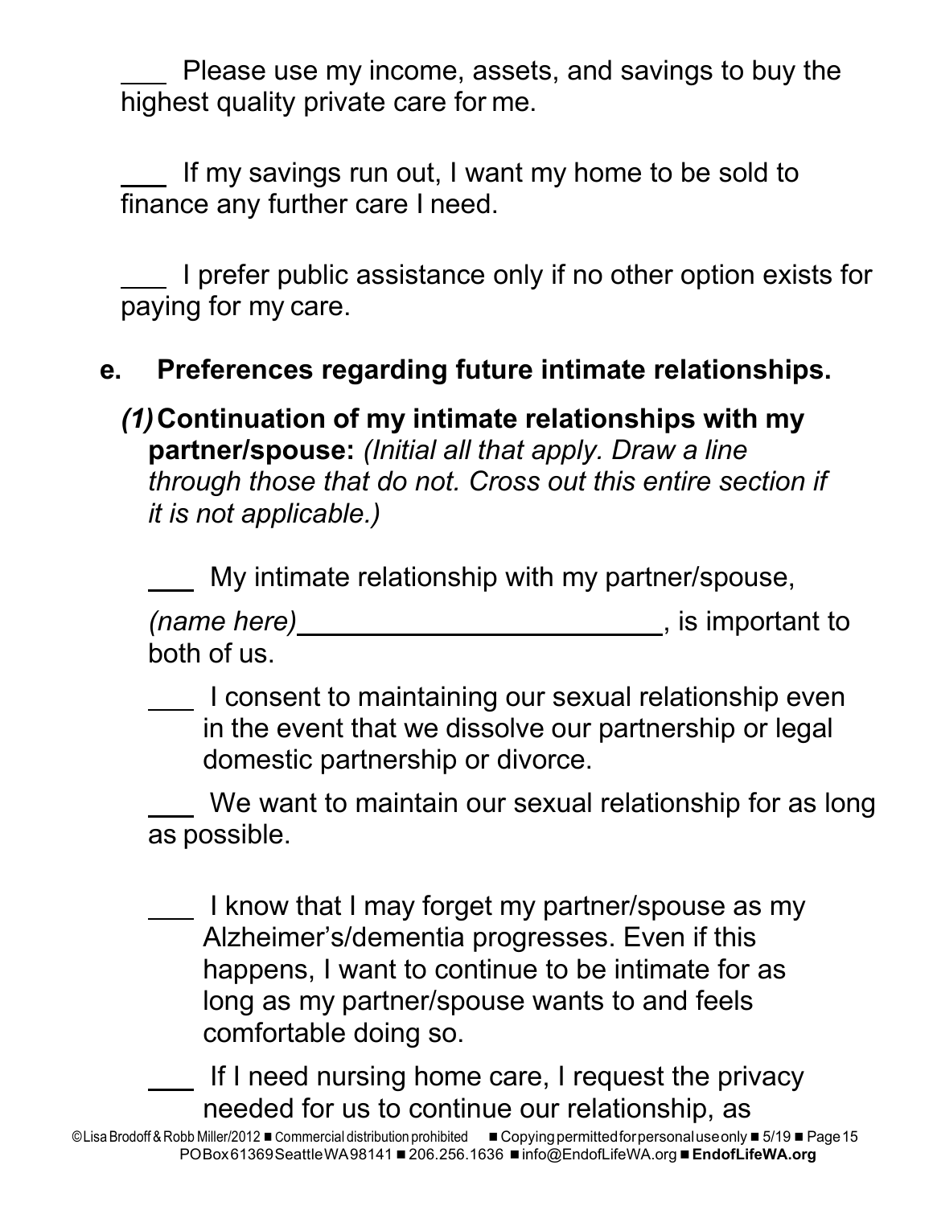___ Please use my income, assets, and savings to buy the highest quality private care for me.

___ If my savings run out, I want my home to be sold to finance any further care I need.

___ I prefer public assistance only if no other option exists for paying for my care.

### e. Preferences regarding future intimate relationships.

***(1)* Continuation of my intimate relationships with my partner/spouse:** *(Initial all that apply. Draw a line through those that do not. Cross out this entire section if it is not applicable.)*

___ My intimate relationship with my partner/spouse, *(name here)*________________________, is important to both of us.

___ I consent to maintaining our sexual relationship even in the event that we dissolve our partnership or legal domestic partnership or divorce.

___ We want to maintain our sexual relationship for as long as possible.

___ I know that I may forget my partner/spouse as my Alzheimer's/dementia progresses. Even if this happens, I want to continue to be intimate for as long as my partner/spouse wants to and feels comfortable doing so.

___ If I need nursing home care, I request the privacy needed for us to continue our relationship, as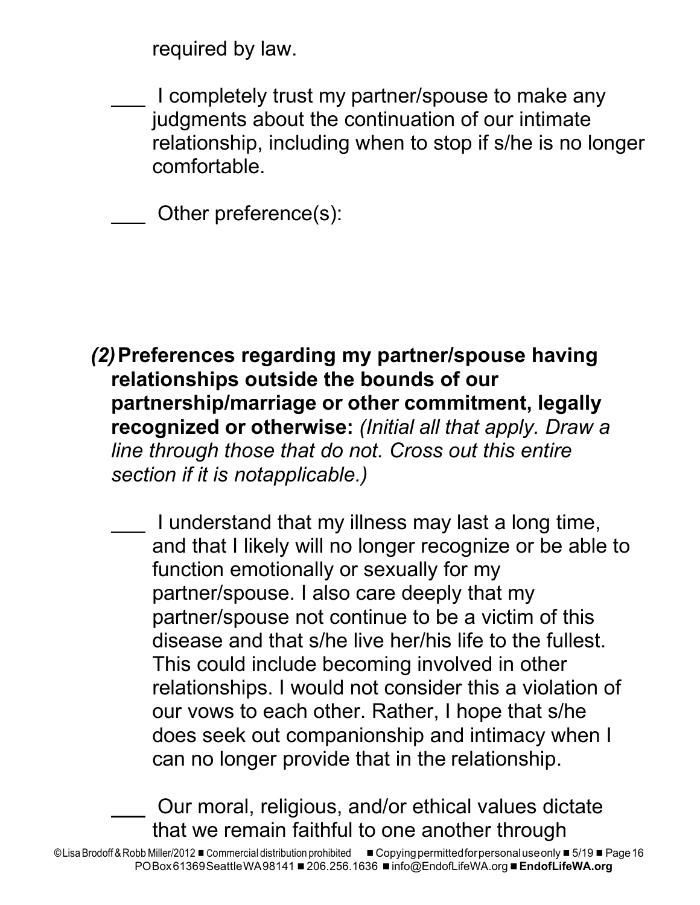required by law.

\_\_\_ I completely trust my partner/spouse to make any judgments about the continuation of our intimate relationship, including when to stop if s/he is no longer comfortable.

\_\_\_ Other preference(s):

***(2)* Preferences regarding my partner/spouse having relationships outside the bounds of our partnership/marriage or other commitment, legally recognized or otherwise:** *(Initial all that apply. Draw a line through those that do not. Cross out this entire section if it is notapplicable.)*

\_\_\_ I understand that my illness may last a long time, and that I likely will no longer recognize or be able to function emotionally or sexually for my partner/spouse. I also care deeply that my partner/spouse not continue to be a victim of this disease and that s/he live her/his life to the fullest. This could include becoming involved in other relationships. I would not consider this a violation of our vows to each other. Rather, I hope that s/he does seek out companionship and intimacy when I can no longer provide that in the relationship.

\_\_\_ Our moral, religious, and/or ethical values dictate that we remain faithful to one another through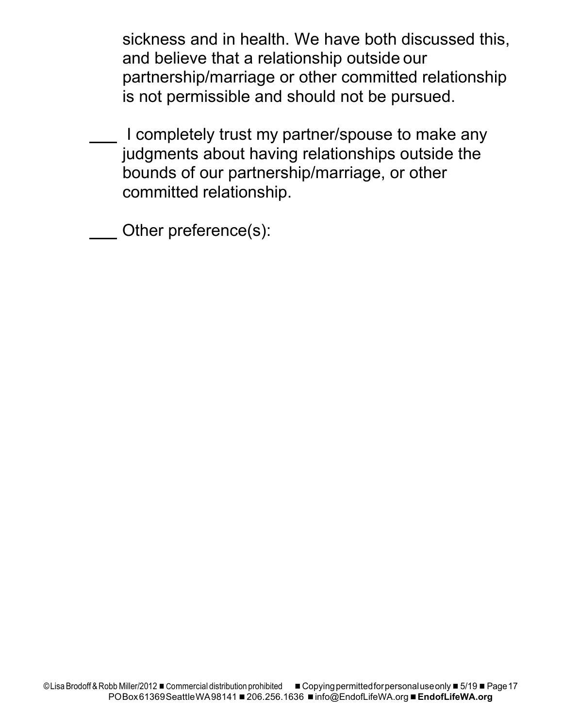sickness and in health. We have both discussed this, and believe that a relationship outside our partnership/marriage or other committed relationship is not permissible and should not be pursued.

___ I completely trust my partner/spouse to make any judgments about having relationships outside the bounds of our partnership/marriage, or other committed relationship.

___ Other preference(s):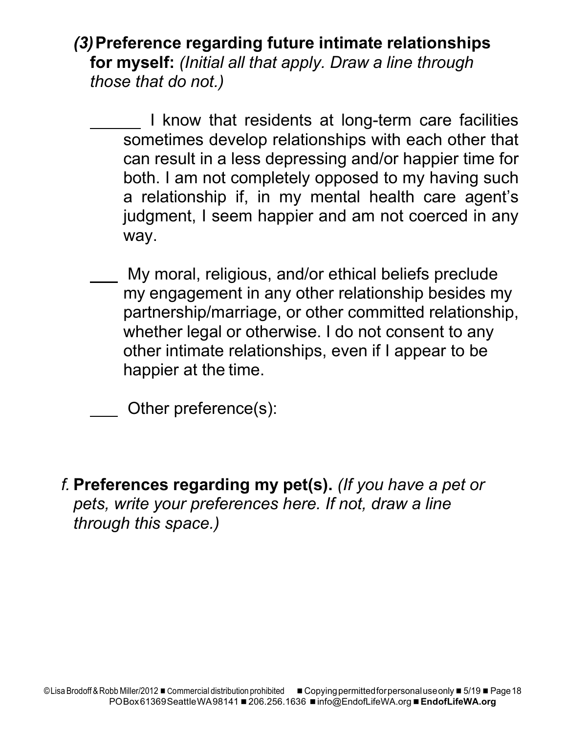***(3)* Preference regarding future intimate relationships for myself:** *(Initial all that apply. Draw a line through those that do not.)*

______ I know that residents at long-term care facilities sometimes develop relationships with each other that can result in a less depressing and/or happier time for both. I am not completely opposed to my having such a relationship if, in my mental health care agent's judgment, I seem happier and am not coerced in any way.

___ My moral, religious, and/or ethical beliefs preclude my engagement in any other relationship besides my partnership/marriage, or other committed relationship, whether legal or otherwise. I do not consent to any other intimate relationships, even if I appear to be happier at the time.

___ Other preference(s):

*f.* **Preferences regarding my pet(s).** *(If you have a pet or pets, write your preferences here. If not, draw a line through this space.)*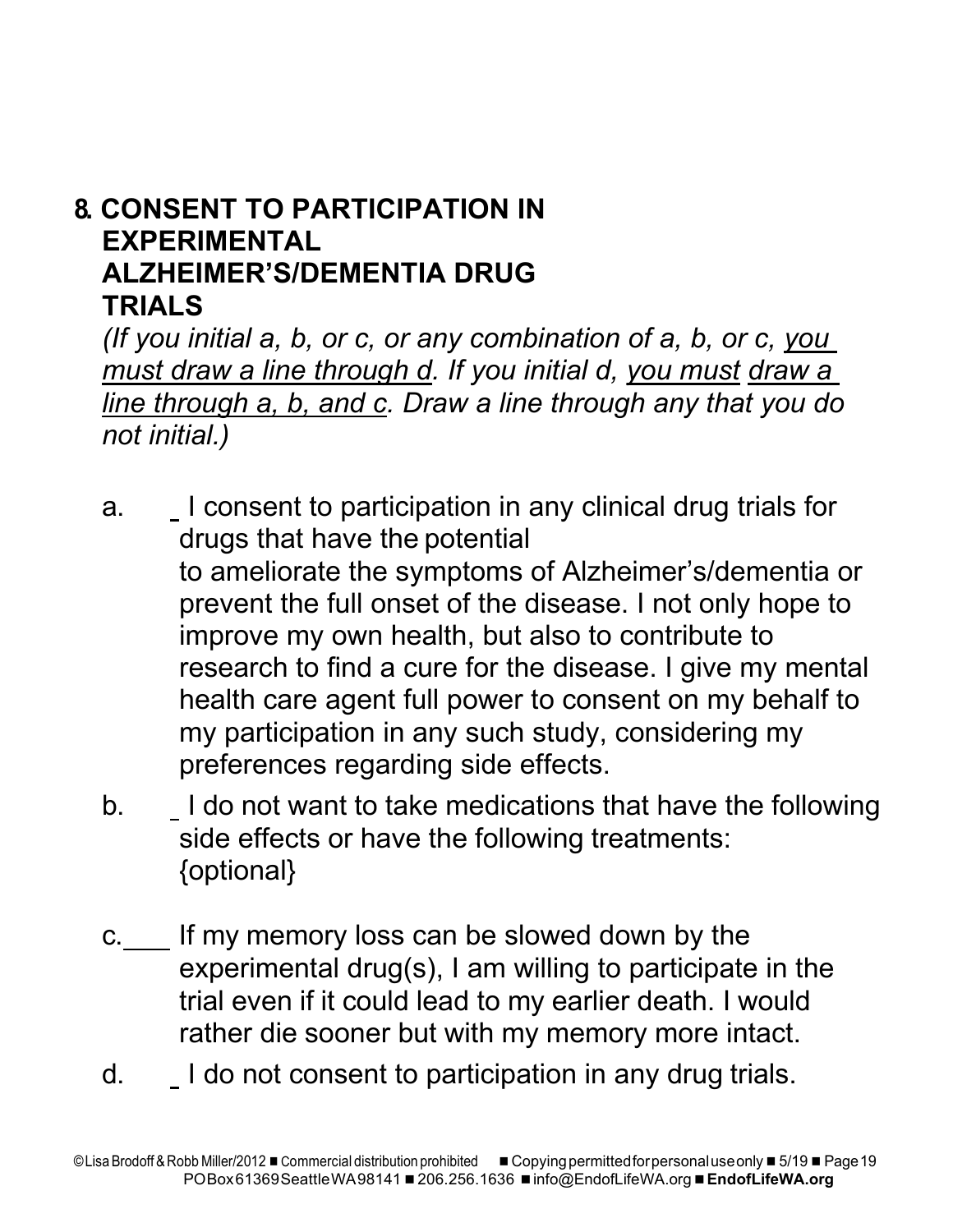## 8. CONSENT TO PARTICIPATION IN EXPERIMENTAL ALZHEIMER'S/DEMENTIA DRUG TRIALS

*(If you initial a, b, or c, or any combination of a, b, or c, <u>you must draw a line through d</u>. If you initial d, <u>you must draw a line through a, b, and c</u>. Draw a line through any that you do not initial.)*

a. ___ I consent to participation in any clinical drug trials for drugs that have the potential to ameliorate the symptoms of Alzheimer's/dementia or prevent the full onset of the disease. I not only hope to improve my own health, but also to contribute to research to find a cure for the disease. I give my mental health care agent full power to consent on my behalf to my participation in any such study, considering my preferences regarding side effects.

b. ___ I do not want to take medications that have the following side effects or have the following treatments: {optional}

c. ___ If my memory loss can be slowed down by the experimental drug(s), I am willing to participate in the trial even if it could lead to my earlier death. I would rather die sooner but with my memory more intact.

d. ___ I do not consent to participation in any drug trials.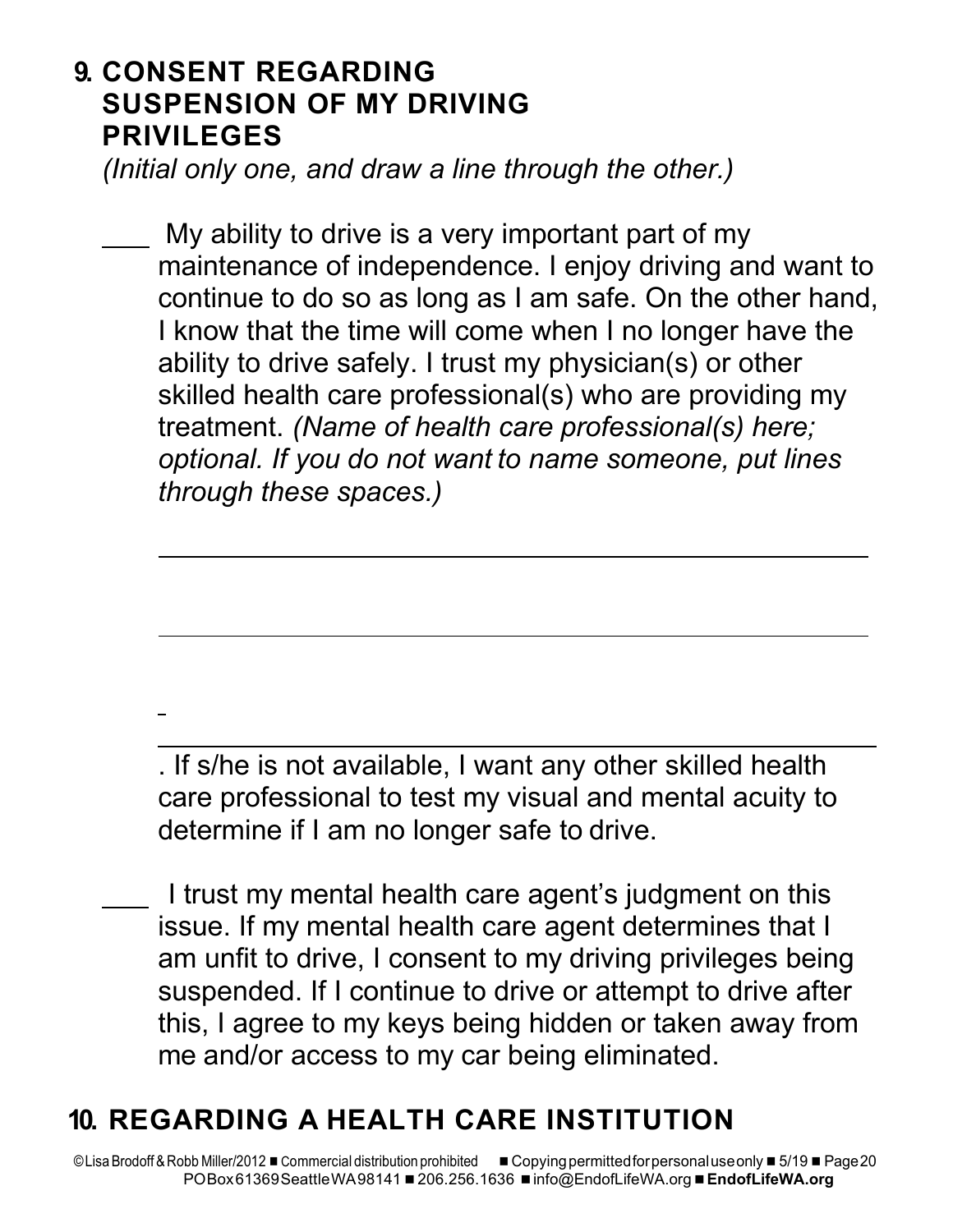## 9. CONSENT REGARDING SUSPENSION OF MY DRIVING PRIVILEGES

*(Initial only one, and draw a line through the other.)*

\_\_\_ My ability to drive is a very important part of my maintenance of independence. I enjoy driving and want to continue to do so as long as I am safe. On the other hand, I know that the time will come when I no longer have the ability to drive safely. I trust my physician(s) or other skilled health care professional(s) who are providing my treatment. *(Name of health care professional(s) here; optional. If you do not want to name someone, put lines through these spaces.)*

\_\_\_\_\_\_\_\_\_\_\_\_\_\_\_\_\_\_\_\_\_\_\_\_\_\_\_\_\_\_\_\_\_\_\_\_\_\_\_\_\_\_\_\_\_\_\_\_

\_\_\_\_\_\_\_\_\_\_\_\_\_\_\_\_\_\_\_\_\_\_\_\_\_\_\_\_\_\_\_\_\_\_\_\_\_\_\_\_\_\_\_\_\_\_\_\_

\_\_\_\_\_\_\_\_\_\_\_\_\_\_\_\_\_\_\_\_\_\_\_\_\_\_\_\_\_\_\_\_\_\_\_\_\_\_\_\_\_\_\_\_\_\_\_\_

. If s/he is not available, I want any other skilled health care professional to test my visual and mental acuity to determine if I am no longer safe to drive.

\_\_\_ I trust my mental health care agent's judgment on this issue. If my mental health care agent determines that I am unfit to drive, I consent to my driving privileges being suspended. If I continue to drive or attempt to drive after this, I agree to my keys being hidden or taken away from me and/or access to my car being eliminated.

## 10. REGARDING A HEALTH CARE INSTITUTION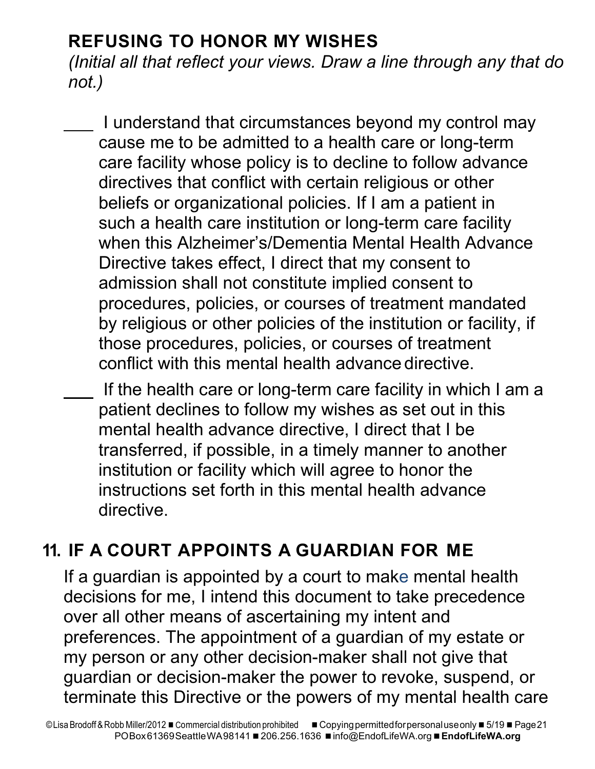**REFUSING TO HONOR MY WISHES**

*(Initial all that reflect your views. Draw a line through any that do not.)*

___ I understand that circumstances beyond my control may cause me to be admitted to a health care or long-term care facility whose policy is to decline to follow advance directives that conflict with certain religious or other beliefs or organizational policies. If I am a patient in such a health care institution or long-term care facility when this Alzheimer's/Dementia Mental Health Advance Directive takes effect, I direct that my consent to admission shall not constitute implied consent to procedures, policies, or courses of treatment mandated by religious or other policies of the institution or facility, if those procedures, policies, or courses of treatment conflict with this mental health advance directive.

___ If the health care or long-term care facility in which I am a patient declines to follow my wishes as set out in this mental health advance directive, I direct that I be transferred, if possible, in a timely manner to another institution or facility which will agree to honor the instructions set forth in this mental health advance directive.

## 11. IF A COURT APPOINTS A GUARDIAN FOR ME

If a guardian is appointed by a court to make mental health decisions for me, I intend this document to take precedence over all other means of ascertaining my intent and preferences. The appointment of a guardian of my estate or my person or any other decision-maker shall not give that guardian or decision-maker the power to revoke, suspend, or terminate this Directive or the powers of my mental health care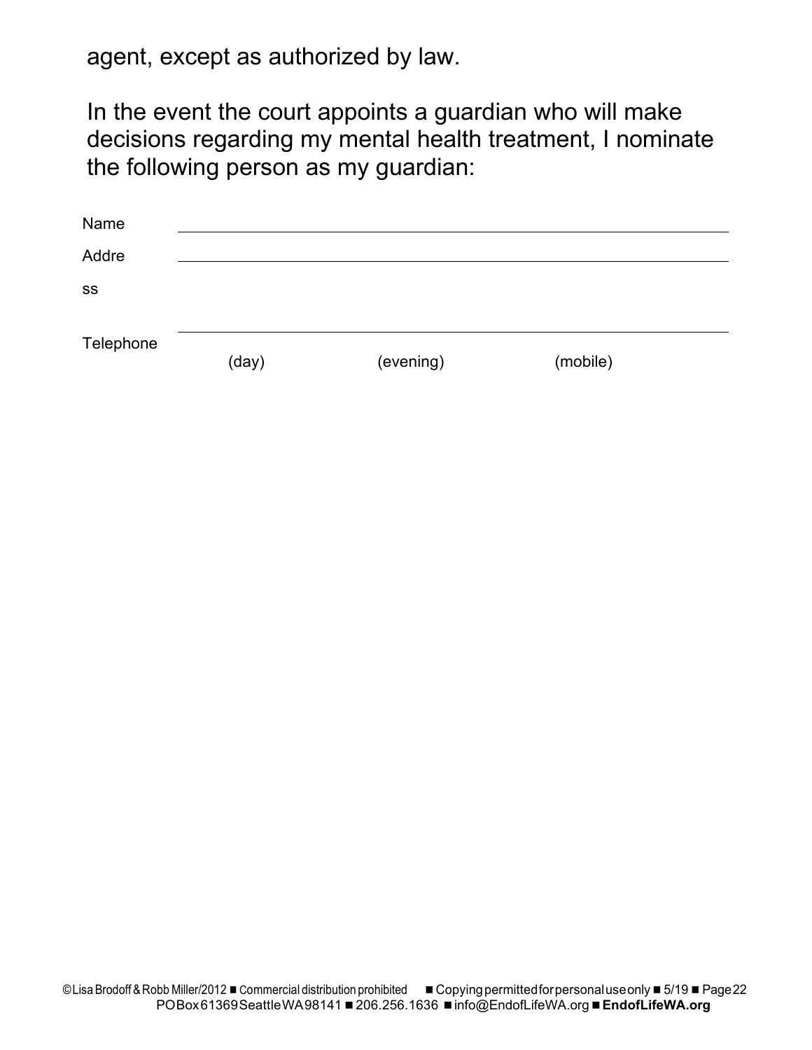agent, except as authorized by law.

In the event the court appoints a guardian who will make decisions regarding my mental health treatment, I nominate the following person as my guardian:

Name \_\_\_\_\_\_\_\_\_\_\_\_\_\_\_\_\_\_\_\_\_\_\_\_\_\_\_\_\_\_\_\_\_\_\_\_\_\_\_\_\_\_\_\_\_\_\_\_

Address \_\_\_\_\_\_\_\_\_\_\_\_\_\_\_\_\_\_\_\_\_\_\_\_\_\_\_\_\_\_\_\_\_\_\_\_\_\_\_\_\_\_\_\_\_\_\_\_

Telephone \_\_\_\_\_\_\_\_\_\_\_\_\_\_\_\_\_\_\_\_\_\_\_\_\_\_\_\_\_\_\_\_\_\_\_\_\_\_\_\_\_\_\_\_\_\_\_\_

(day) (evening) (mobile)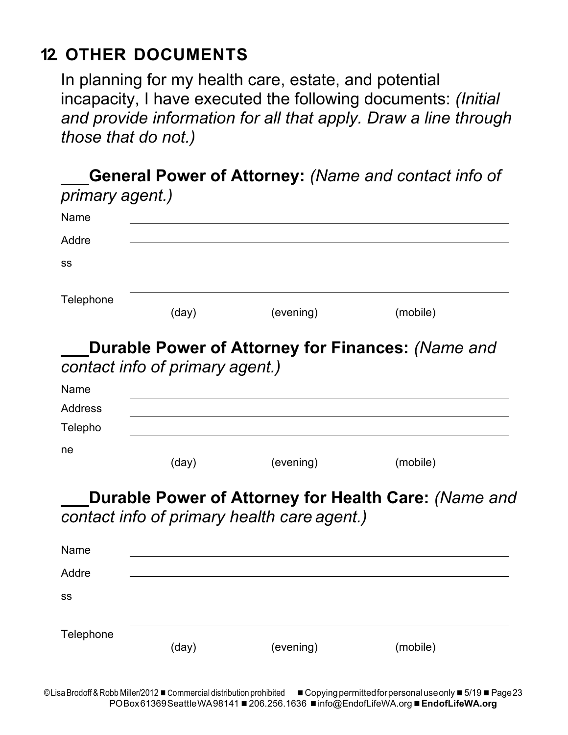## 12. OTHER DOCUMENTS

In planning for my health care, estate, and potential incapacity, I have executed the following documents: *(Initial and provide information for all that apply. Draw a line through those that do not.)*

\_\_\_**General Power of Attorney:** *(Name and contact info of primary agent.)*

Name \_\_\_\_\_\_\_\_\_\_\_\_\_\_\_\_\_\_\_\_\_\_\_\_\_\_\_\_\_\_\_\_\_\_\_\_\_\_\_\_\_\_\_\_

Address \_\_\_\_\_\_\_\_\_\_\_\_\_\_\_\_\_\_\_\_\_\_\_\_\_\_\_\_\_\_\_\_\_\_\_\_\_\_\_\_\_\_\_\_

Telephone \_\_\_\_\_\_\_\_\_\_\_\_\_\_\_\_\_\_\_\_\_\_\_\_\_\_\_\_\_\_\_\_\_\_\_\_\_\_\_\_\_\_\_\_

(day) (evening) (mobile)

\_\_\_**Durable Power of Attorney for Finances:** *(Name and contact info of primary agent.)*

Name \_\_\_\_\_\_\_\_\_\_\_\_\_\_\_\_\_\_\_\_\_\_\_\_\_\_\_\_\_\_\_\_\_\_\_\_\_\_\_\_\_\_\_\_

Address \_\_\_\_\_\_\_\_\_\_\_\_\_\_\_\_\_\_\_\_\_\_\_\_\_\_\_\_\_\_\_\_\_\_\_\_\_\_\_\_\_\_\_\_

Telephone \_\_\_\_\_\_\_\_\_\_\_\_\_\_\_\_\_\_\_\_\_\_\_\_\_\_\_\_\_\_\_\_\_\_\_\_\_\_\_\_\_\_\_\_

(day) (evening) (mobile)

\_\_\_**Durable Power of Attorney for Health Care:** *(Name and contact info of primary health care agent.)*

Name \_\_\_\_\_\_\_\_\_\_\_\_\_\_\_\_\_\_\_\_\_\_\_\_\_\_\_\_\_\_\_\_\_\_\_\_\_\_\_\_\_\_\_\_

Address \_\_\_\_\_\_\_\_\_\_\_\_\_\_\_\_\_\_\_\_\_\_\_\_\_\_\_\_\_\_\_\_\_\_\_\_\_\_\_\_\_\_\_\_

Telephone \_\_\_\_\_\_\_\_\_\_\_\_\_\_\_\_\_\_\_\_\_\_\_\_\_\_\_\_\_\_\_\_\_\_\_\_\_\_\_\_\_\_\_\_

(day) (evening) (mobile)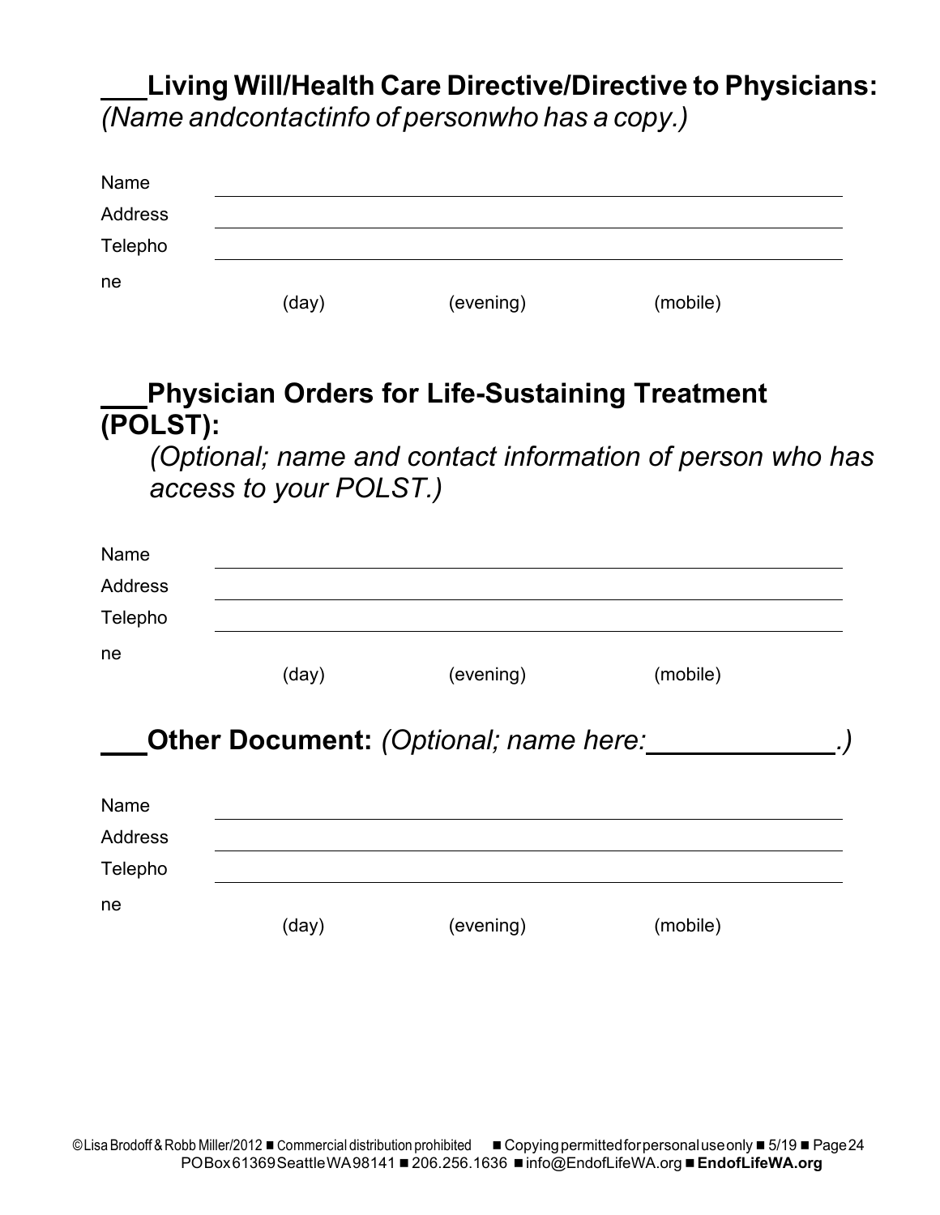## ___Living Will/Health Care Directive/Directive to Physicians:

*(Name andcontactinfo of personwho has a copy.)*

Name ________________________________________

Address ________________________________________

Telephone ________________________________________

(day) (evening) (mobile)

## ___Physician Orders for Life-Sustaining Treatment (POLST):

*(Optional; name and contact information of person who has access to your POLST.)*

Name ________________________________________

Address ________________________________________

Telephone ________________________________________

(day) (evening) (mobile)

## ___Other Document: *(Optional; name here:______________.)*

Name ________________________________________

Address ________________________________________

Telephone ________________________________________

(day) (evening) (mobile)

©Lisa Brodoff & Robb Miller/2012 ■ Commercial distribution prohibited ■ Copying permitted for personal use only ■ 5/19 ■ Page 24
PO Box 61369 Seattle WA 98141 ■ 206.256.1636 ■ info@EndofLifeWA.org ■ **EndofLifeWA.org**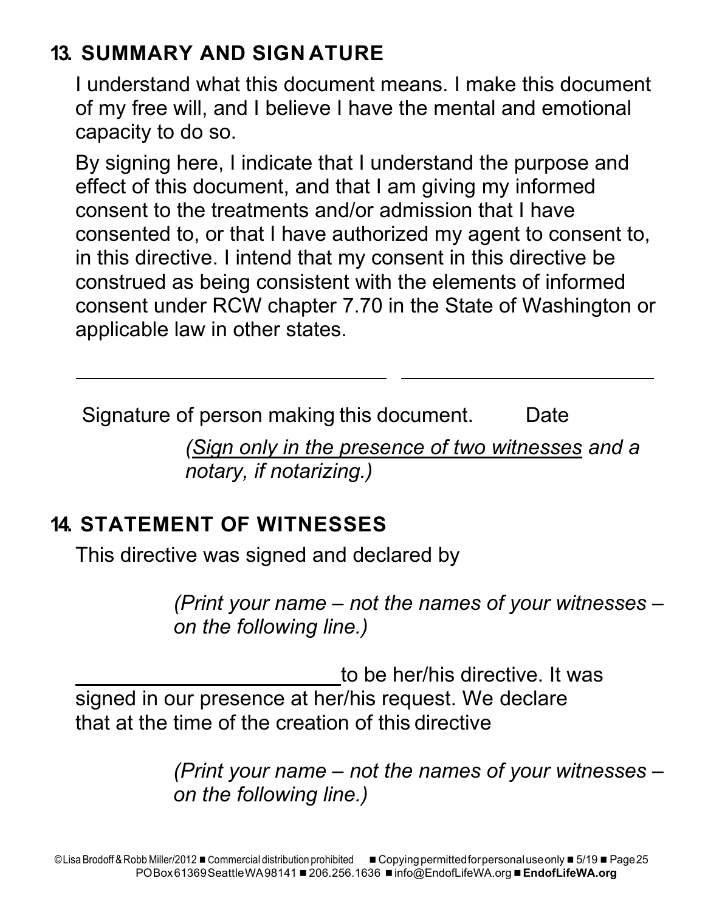## 13. SUMMARY AND SIGNATURE

I understand what this document means. I make this document of my free will, and I believe I have the mental and emotional capacity to do so.

By signing here, I indicate that I understand the purpose and effect of this document, and that I am giving my informed consent to the treatments and/or admission that I have consented to, or that I have authorized my agent to consent to, in this directive. I intend that my consent in this directive be construed as being consistent with the elements of informed consent under RCW chapter 7.70 in the State of Washington or applicable law in other states.

\_\_\_\_\_\_\_\_\_\_\_\_\_\_\_\_\_\_\_\_\_\_\_\_\_\_\_\_\_\_ \_\_\_\_\_\_\_\_\_\_\_\_\_\_\_\_\_\_\_\_\_\_\_\_\_\_

Signature of person making this document. Date

*(<u>Sign only in the presence of two witnesses</u> and a notary, if notarizing.)*

## 14. STATEMENT OF WITNESSES

This directive was signed and declared by

*(Print your name – not the names of your witnesses – on the following line.)*

\_\_\_\_\_\_\_\_\_\_\_\_\_\_\_\_\_\_\_\_\_\_\_\_ to be her/his directive. It was signed in our presence at her/his request. We declare that at the time of the creation of this directive

*(Print your name – not the names of your witnesses – on the following line.)*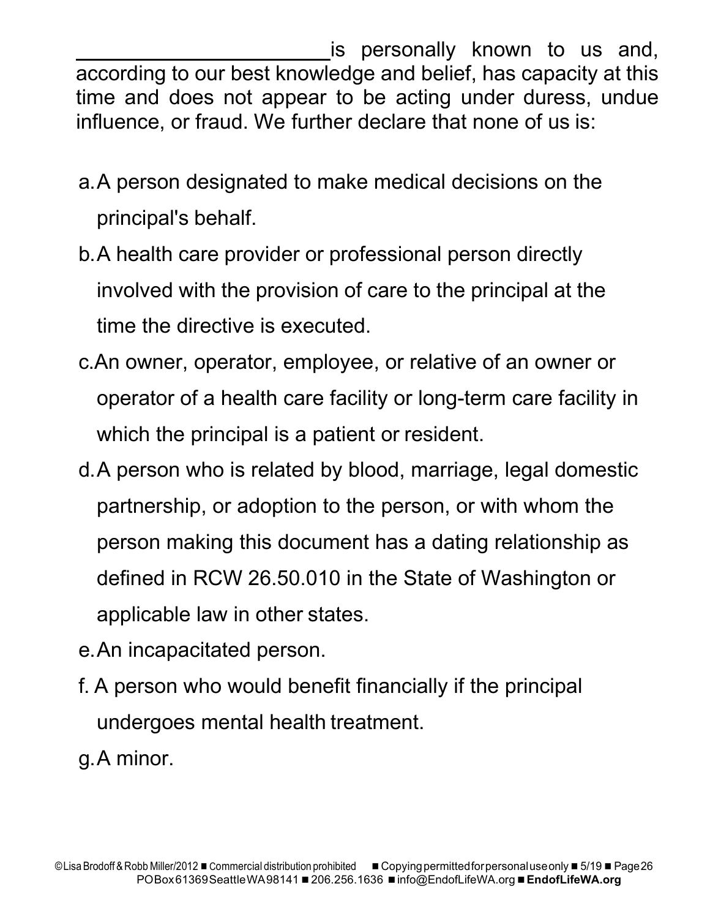______________________ is personally known to us and, according to our best knowledge and belief, has capacity at this time and does not appear to be acting under duress, undue influence, or fraud. We further declare that none of us is:

a. A person designated to make medical decisions on the principal's behalf.
b. A health care provider or professional person directly involved with the provision of care to the principal at the time the directive is executed.
c. An owner, operator, employee, or relative of an owner or operator of a health care facility or long-term care facility in which the principal is a patient or resident.
d. A person who is related by blood, marriage, legal domestic partnership, or adoption to the person, or with whom the person making this document has a dating relationship as defined in RCW 26.50.010 in the State of Washington or applicable law in other states.
e. An incapacitated person.
f. A person who would benefit financially if the principal undergoes mental health treatment.
g. A minor.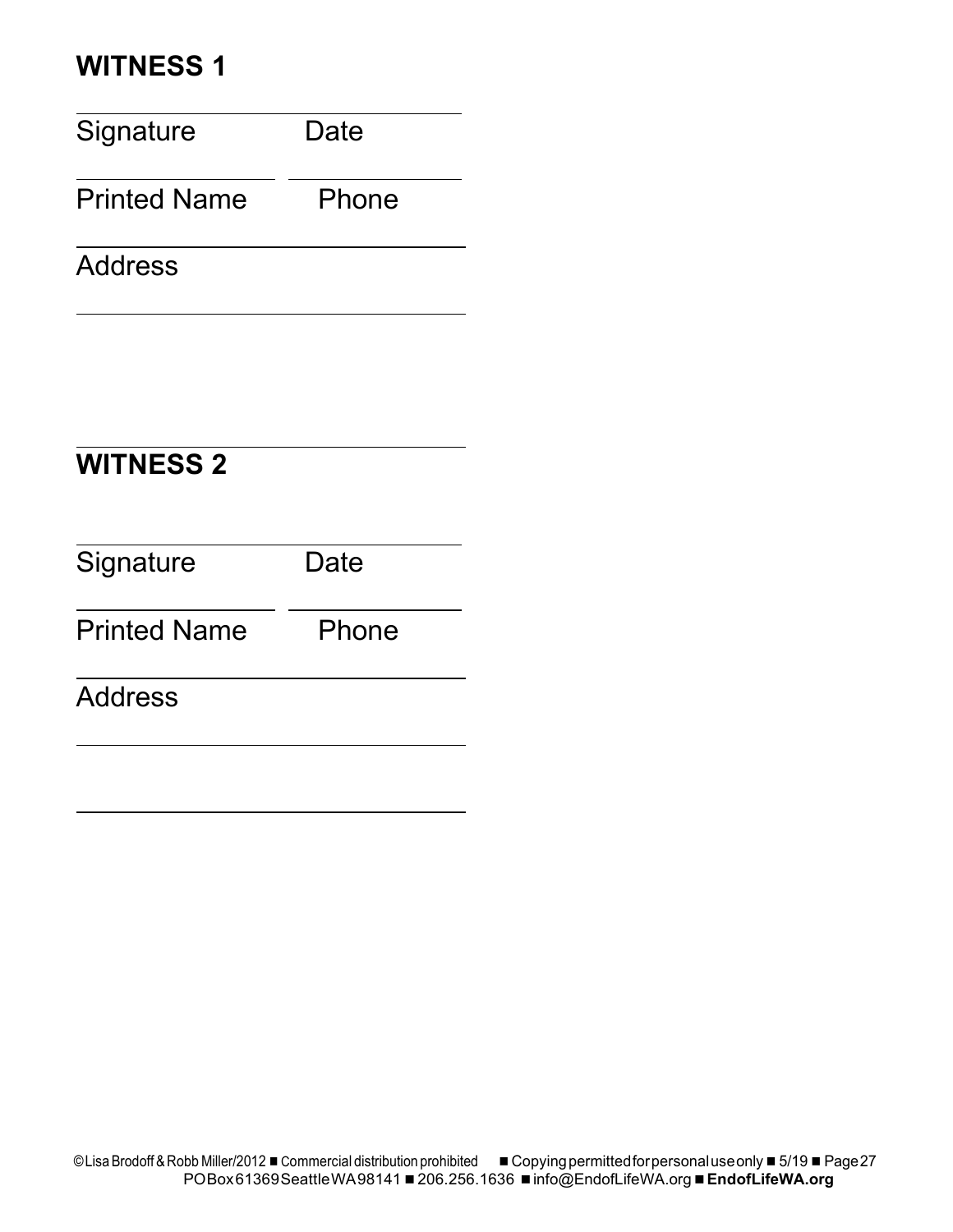## WITNESS 1

Signature Date

Printed Name Phone

Address

## WITNESS 2

Signature Date

Printed Name Phone

Address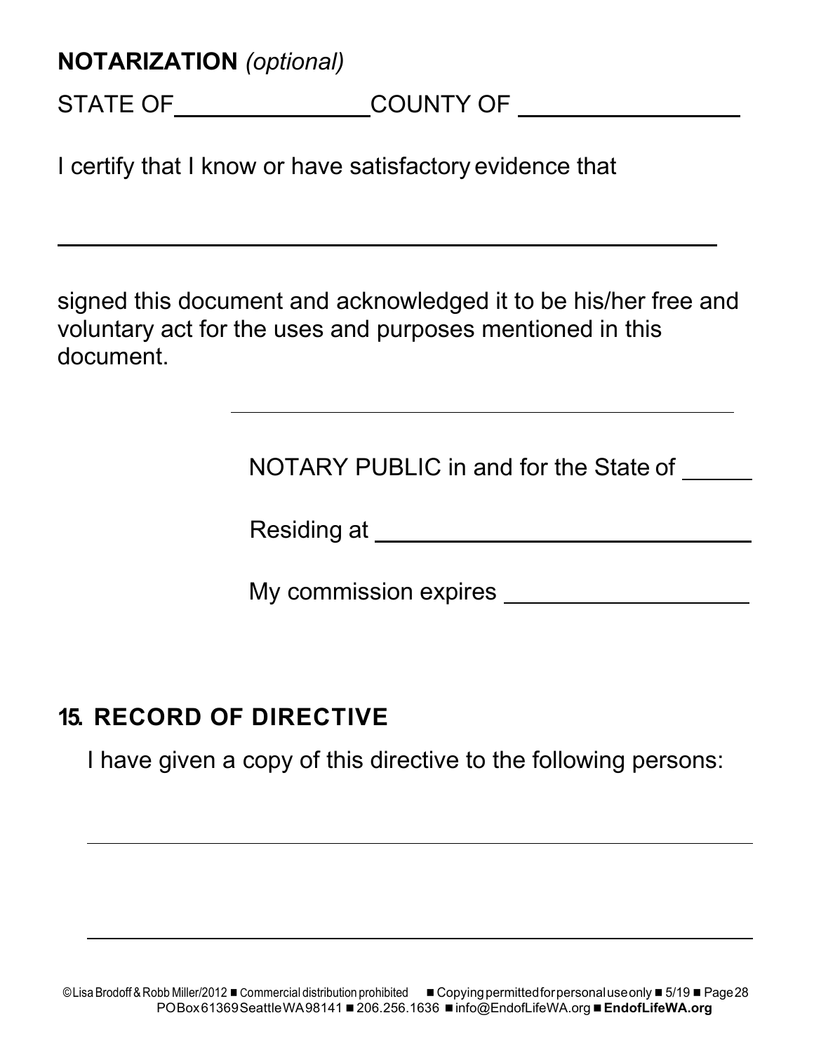**NOTARIZATION** *(optional)*

STATE OF\_\_\_\_\_\_\_\_\_\_\_\_\_\_\_COUNTY OF \_\_\_\_\_\_\_\_\_\_\_\_\_\_\_\_\_

I certify that I know or have satisfactory evidence that

\_\_\_\_\_\_\_\_\_\_\_\_\_\_\_\_\_\_\_\_\_\_\_\_\_\_\_\_\_\_\_\_\_\_\_\_\_\_\_\_\_\_\_\_\_\_\_\_\_\_\_\_

signed this document and acknowledged it to be his/her free and voluntary act for the uses and purposes mentioned in this document.

\_\_\_\_\_\_\_\_\_\_\_\_\_\_\_\_\_\_\_\_\_\_\_\_\_\_\_\_\_\_\_\_\_\_\_\_\_\_\_\_

NOTARY PUBLIC in and for the State of \_\_\_\_\_

Residing at \_\_\_\_\_\_\_\_\_\_\_\_\_\_\_\_\_\_\_\_\_\_\_\_\_\_\_\_\_\_

My commission expires \_\_\_\_\_\_\_\_\_\_\_\_\_\_\_\_\_\_\_\_

## 15. RECORD OF DIRECTIVE

I have given a copy of this directive to the following persons:

\_\_\_\_\_\_\_\_\_\_\_\_\_\_\_\_\_\_\_\_\_\_\_\_\_\_\_\_\_\_\_\_\_\_\_\_\_\_\_\_\_\_\_\_\_\_\_\_\_\_\_\_

\_\_\_\_\_\_\_\_\_\_\_\_\_\_\_\_\_\_\_\_\_\_\_\_\_\_\_\_\_\_\_\_\_\_\_\_\_\_\_\_\_\_\_\_\_\_\_\_\_\_\_\_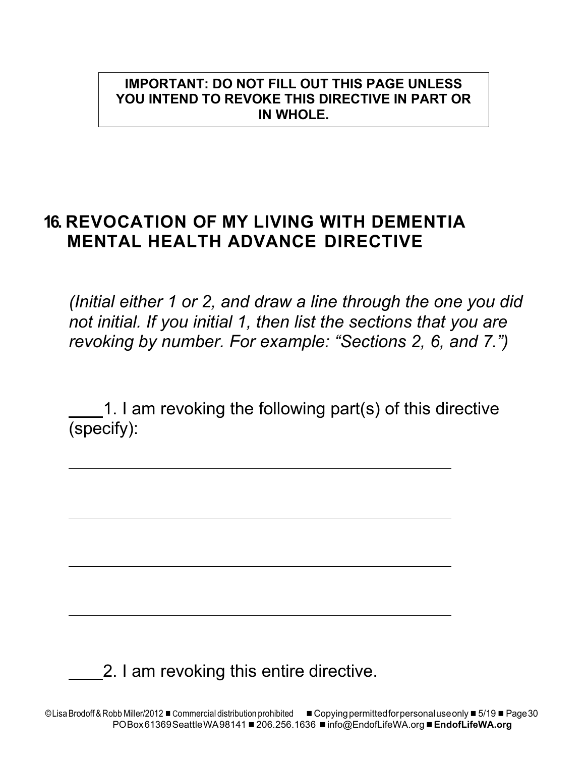**IMPORTANT: DO NOT FILL OUT THIS PAGE UNLESS YOU INTEND TO REVOKE THIS DIRECTIVE IN PART OR IN WHOLE.**

## 16. REVOCATION OF MY LIVING WITH DEMENTIA MENTAL HEALTH ADVANCE DIRECTIVE

*(Initial either 1 or 2, and draw a line through the one you did not initial. If you initial 1, then list the sections that you are revoking by number. For example: "Sections 2, 6, and 7.")*

\_\_\_\_1. I am revoking the following part(s) of this directive (specify):

\_\_\_\_\_\_\_\_\_\_\_\_\_\_\_\_\_\_\_\_\_\_\_\_\_\_\_\_\_\_\_\_\_\_\_\_\_\_\_\_\_\_\_\_

\_\_\_\_\_\_\_\_\_\_\_\_\_\_\_\_\_\_\_\_\_\_\_\_\_\_\_\_\_\_\_\_\_\_\_\_\_\_\_\_\_\_\_\_

\_\_\_\_\_\_\_\_\_\_\_\_\_\_\_\_\_\_\_\_\_\_\_\_\_\_\_\_\_\_\_\_\_\_\_\_\_\_\_\_\_\_\_\_

\_\_\_\_\_\_\_\_\_\_\_\_\_\_\_\_\_\_\_\_\_\_\_\_\_\_\_\_\_\_\_\_\_\_\_\_\_\_\_\_\_\_\_\_

\_\_\_\_2. I am revoking this entire directive.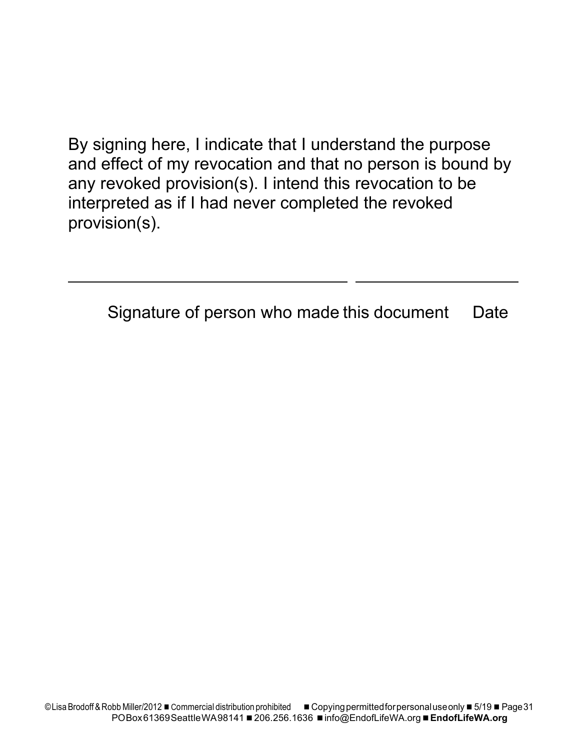By signing here, I indicate that I understand the purpose and effect of my revocation and that no person is bound by any revoked provision(s). I intend this revocation to be interpreted as if I had never completed the revoked provision(s).

\_\_\_\_\_\_\_\_\_\_\_\_\_\_\_\_\_\_\_\_\_\_\_\_\_\_\_\_\_\_\_\_ \_\_\_\_\_\_\_\_\_\_\_\_\_\_\_\_\_\_\_\_

Signature of person who made this document Date